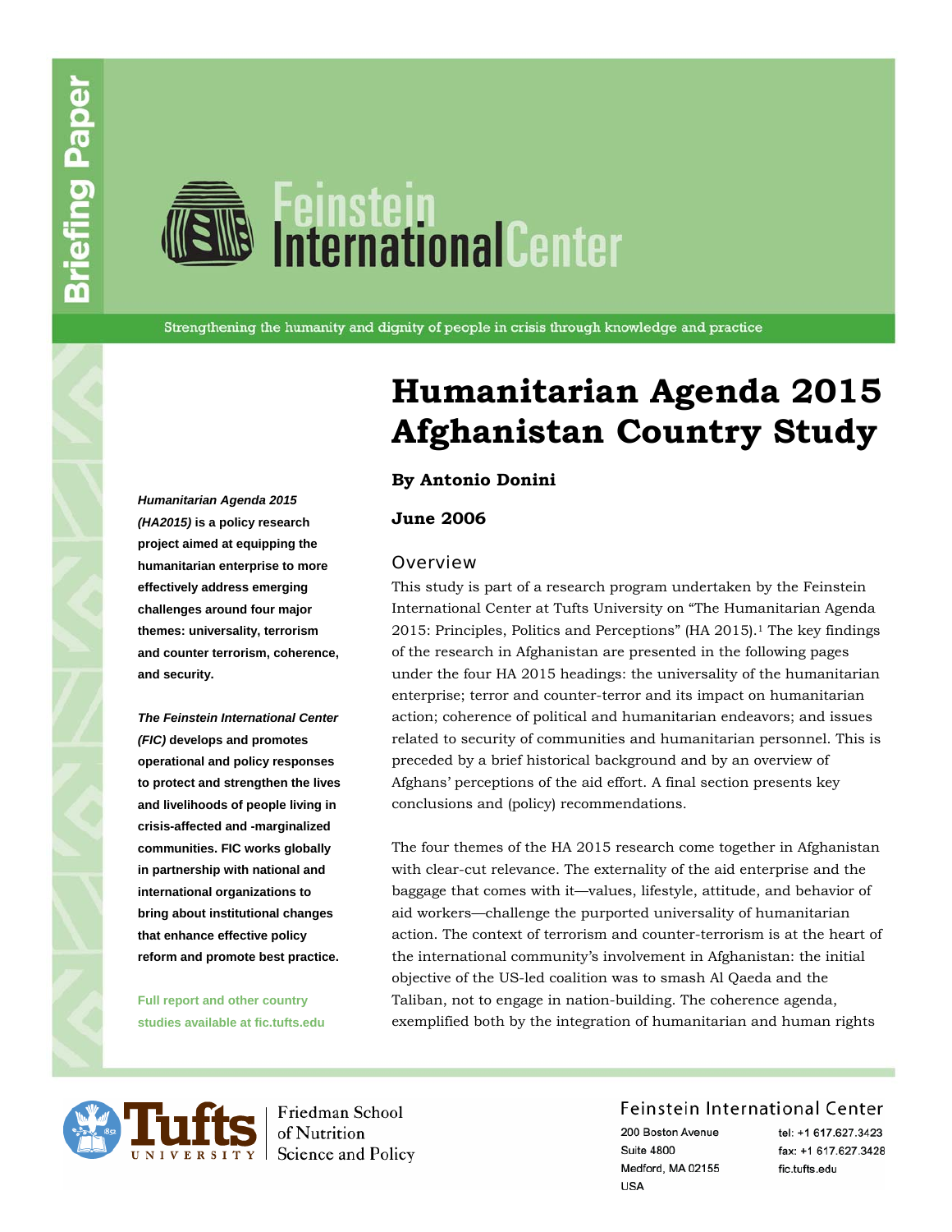Briefing Paper

Feinstein International Center

Strengthening the humanity and dignity of people in crisis through knowledge and practice

# Humanitarian Agenda 2015 Afghanistan Country Study

**By Antonio Donini**

**June 2006**

***Humanitarian Agenda 2015 (HA2015)*** **is a policy research project aimed at equipping the humanitarian enterprise to more effectively address emerging challenges around four major themes: universality, terrorism and counter terrorism, coherence, and security.**

***The Feinstein International Center (FIC)*** **develops and promotes operational and policy responses to protect and strengthen the lives and livelihoods of people living in crisis-affected and -marginalized communities. FIC works globally in partnership with national and international organizations to bring about institutional changes that enhance effective policy reform and promote best practice.**

**Full report and other country studies available at fic.tufts.edu**

## Overview

This study is part of a research program undertaken by the Feinstein International Center at Tufts University on "The Humanitarian Agenda 2015: Principles, Politics and Perceptions" (HA 2015).[1] The key findings of the research in Afghanistan are presented in the following pages under the four HA 2015 headings: the universality of the humanitarian enterprise; terror and counter-terror and its impact on humanitarian action; coherence of political and humanitarian endeavors; and issues related to security of communities and humanitarian personnel. This is preceded by a brief historical background and by an overview of Afghans' perceptions of the aid effort. A final section presents key conclusions and (policy) recommendations.

The four themes of the HA 2015 research come together in Afghanistan with clear-cut relevance. The externality of the aid enterprise and the baggage that comes with it—values, lifestyle, attitude, and behavior of aid workers—challenge the purported universality of humanitarian action. The context of terrorism and counter-terrorism is at the heart of the international community's involvement in Afghanistan: the initial objective of the US-led coalition was to smash Al Qaeda and the Taliban, not to engage in nation-building. The coherence agenda, exemplified both by the integration of humanitarian and human rights

Tufts University | Friedman School of Nutrition Science and Policy

Feinstein International Center
200 Boston Avenue
Suite 4800
Medford, MA 02155
USA
tel: +1 617.627.3423
fax: +1 617.627.3428
fic.tufts.edu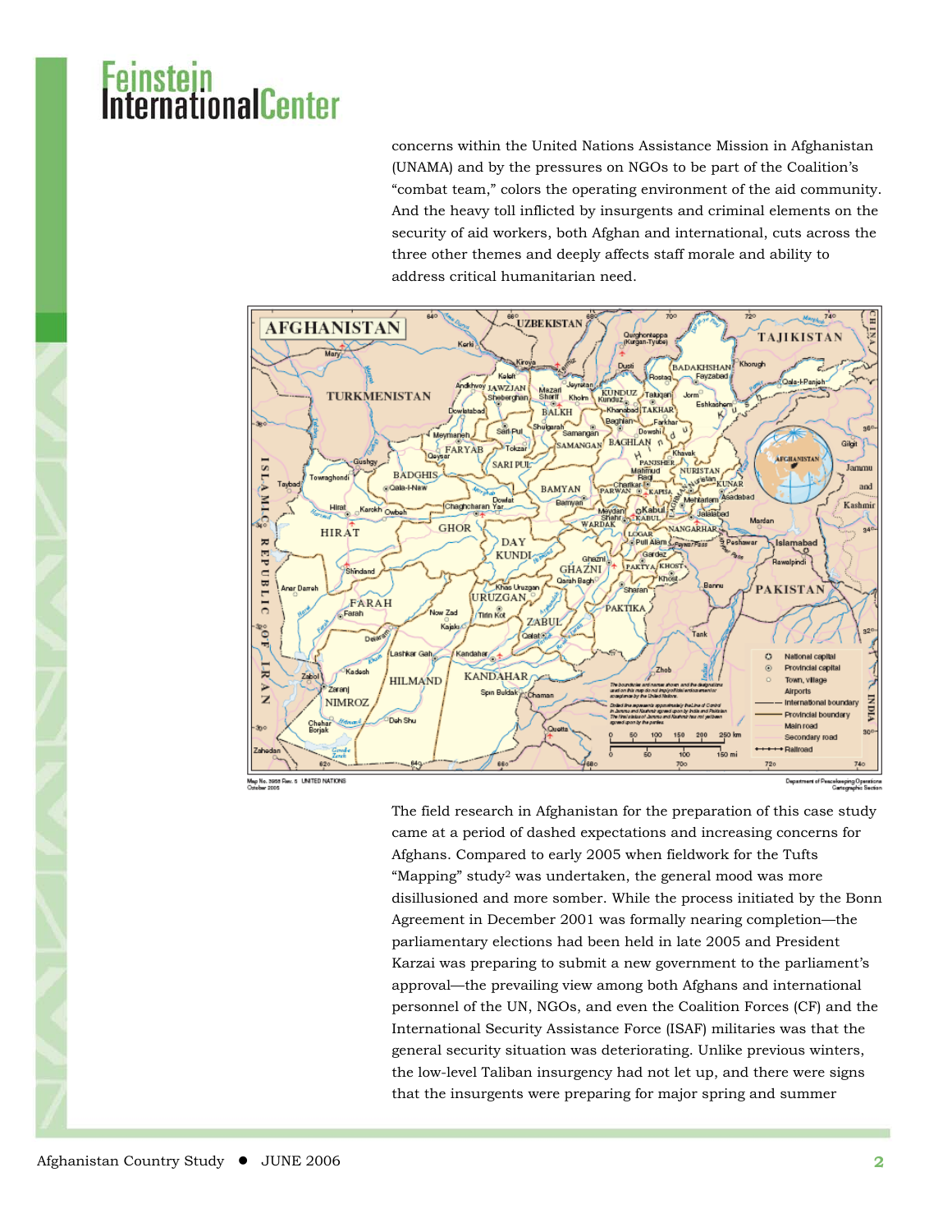concerns within the United Nations Assistance Mission in Afghanistan (UNAMA) and by the pressures on NGOs to be part of the Coalition's "combat team," colors the operating environment of the aid community. And the heavy toll inflicted by insurgents and criminal elements on the security of aid workers, both Afghan and international, cuts across the three other themes and deeply affects staff morale and ability to address critical humanitarian need.

Map No. 3958 Rev. 5 UNITED NATIONS
October 2005

Department of Peacekeeping Operations
Cartographic Section

The field research in Afghanistan for the preparation of this case study came at a period of dashed expectations and increasing concerns for Afghans. Compared to early 2005 when fieldwork for the Tufts "Mapping" study[2] was undertaken, the general mood was more disillusioned and more somber. While the process initiated by the Bonn Agreement in December 2001 was formally nearing completion—the parliamentary elections had been held in late 2005 and President Karzai was preparing to submit a new government to the parliament's approval—the prevailing view among both Afghans and international personnel of the UN, NGOs, and even the Coalition Forces (CF) and the International Security Assistance Force (ISAF) militaries was that the general security situation was deteriorating. Unlike previous winters, the low-level Taliban insurgency had not let up, and there were signs that the insurgents were preparing for major spring and summer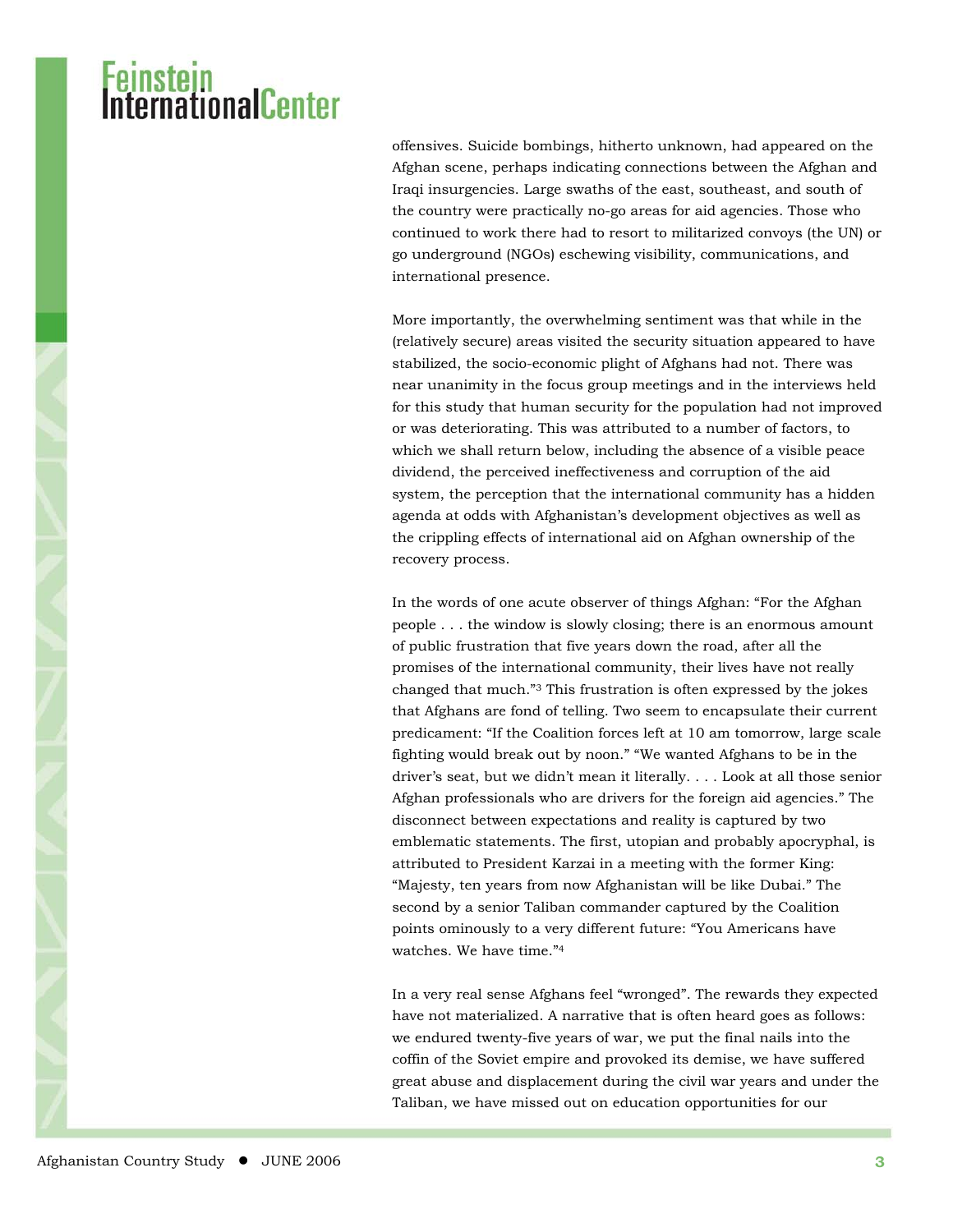offensives. Suicide bombings, hitherto unknown, had appeared on the Afghan scene, perhaps indicating connections between the Afghan and Iraqi insurgencies. Large swaths of the east, southeast, and south of the country were practically no-go areas for aid agencies. Those who continued to work there had to resort to militarized convoys (the UN) or go underground (NGOs) eschewing visibility, communications, and international presence.

More importantly, the overwhelming sentiment was that while in the (relatively secure) areas visited the security situation appeared to have stabilized, the socio-economic plight of Afghans had not. There was near unanimity in the focus group meetings and in the interviews held for this study that human security for the population had not improved or was deteriorating. This was attributed to a number of factors, to which we shall return below, including the absence of a visible peace dividend, the perceived ineffectiveness and corruption of the aid system, the perception that the international community has a hidden agenda at odds with Afghanistan's development objectives as well as the crippling effects of international aid on Afghan ownership of the recovery process.

In the words of one acute observer of things Afghan: "For the Afghan people . . . the window is slowly closing; there is an enormous amount of public frustration that five years down the road, after all the promises of the international community, their lives have not really changed that much."[3] This frustration is often expressed by the jokes that Afghans are fond of telling. Two seem to encapsulate their current predicament: "If the Coalition forces left at 10 am tomorrow, large scale fighting would break out by noon." "We wanted Afghans to be in the driver's seat, but we didn't mean it literally. . . . Look at all those senior Afghan professionals who are drivers for the foreign aid agencies." The disconnect between expectations and reality is captured by two emblematic statements. The first, utopian and probably apocryphal, is attributed to President Karzai in a meeting with the former King: "Majesty, ten years from now Afghanistan will be like Dubai." The second by a senior Taliban commander captured by the Coalition points ominously to a very different future: "You Americans have watches. We have time."[4]

In a very real sense Afghans feel "wronged". The rewards they expected have not materialized. A narrative that is often heard goes as follows: we endured twenty-five years of war, we put the final nails into the coffin of the Soviet empire and provoked its demise, we have suffered great abuse and displacement during the civil war years and under the Taliban, we have missed out on education opportunities for our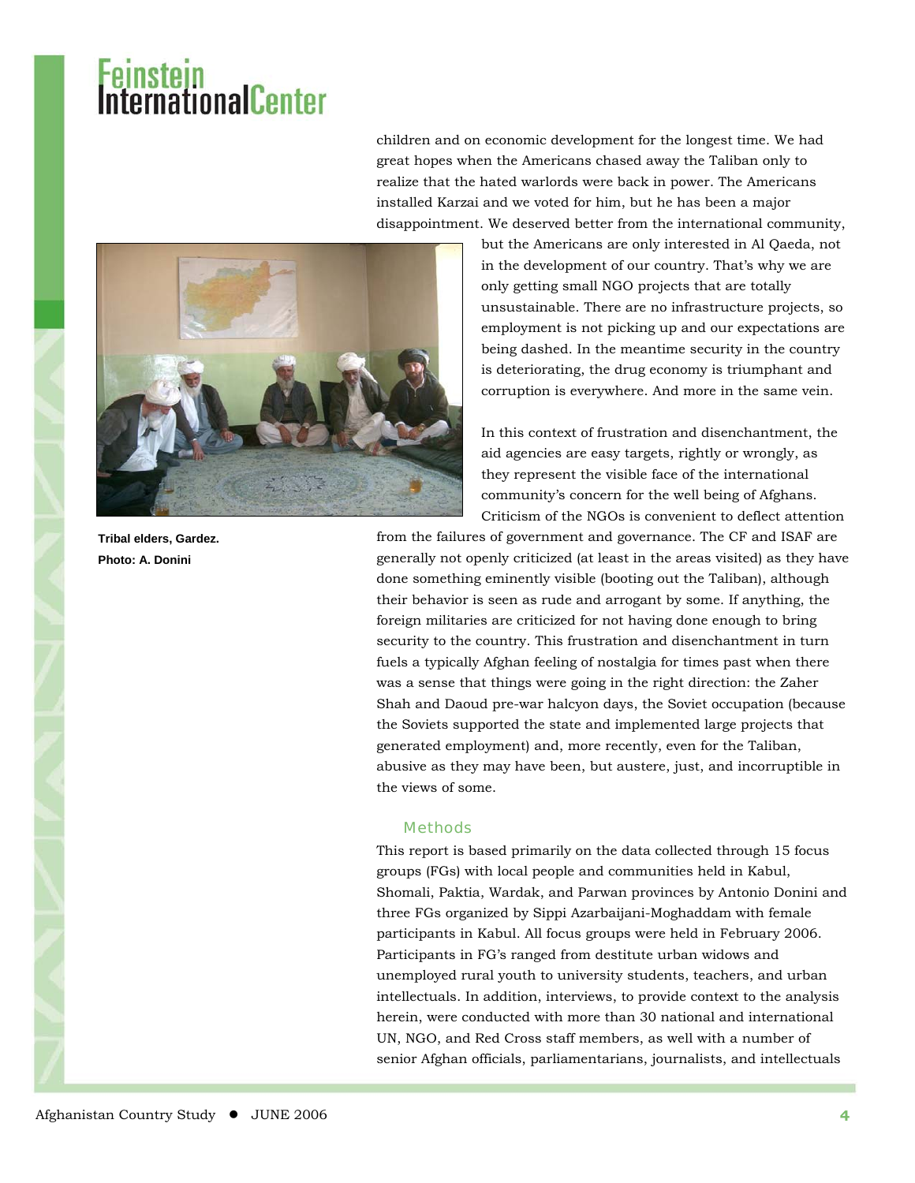children and on economic development for the longest time. We had great hopes when the Americans chased away the Taliban only to realize that the hated warlords were back in power. The Americans installed Karzai and we voted for him, but he has been a major disappointment. We deserved better from the international community, but the Americans are only interested in Al Qaeda, not in the development of our country. That's why we are only getting small NGO projects that are totally unsustainable. There are no infrastructure projects, so employment is not picking up and our expectations are being dashed. In the meantime security in the country is deteriorating, the drug economy is triumphant and corruption is everywhere. And more in the same vein.

Tribal elders, Gardez.
Photo: A. Donini

In this context of frustration and disenchantment, the aid agencies are easy targets, rightly or wrongly, as they represent the visible face of the international community's concern for the well being of Afghans. Criticism of the NGOs is convenient to deflect attention from the failures of government and governance. The CF and ISAF are generally not openly criticized (at least in the areas visited) as they have done something eminently visible (booting out the Taliban), although their behavior is seen as rude and arrogant by some. If anything, the foreign militaries are criticized for not having done enough to bring security to the country. This frustration and disenchantment in turn fuels a typically Afghan feeling of nostalgia for times past when there was a sense that things were going in the right direction: the Zaher Shah and Daoud pre-war halcyon days, the Soviet occupation (because the Soviets supported the state and implemented large projects that generated employment) and, more recently, even for the Taliban, abusive as they may have been, but austere, just, and incorruptible in the views of some.

### Methods

This report is based primarily on the data collected through 15 focus groups (FGs) with local people and communities held in Kabul, Shomali, Paktia, Wardak, and Parwan provinces by Antonio Donini and three FGs organized by Sippi Azarbaijani-Moghaddam with female participants in Kabul. All focus groups were held in February 2006. Participants in FG's ranged from destitute urban widows and unemployed rural youth to university students, teachers, and urban intellectuals. In addition, interviews, to provide context to the analysis herein, were conducted with more than 30 national and international UN, NGO, and Red Cross staff members, as well with a number of senior Afghan officials, parliamentarians, journalists, and intellectuals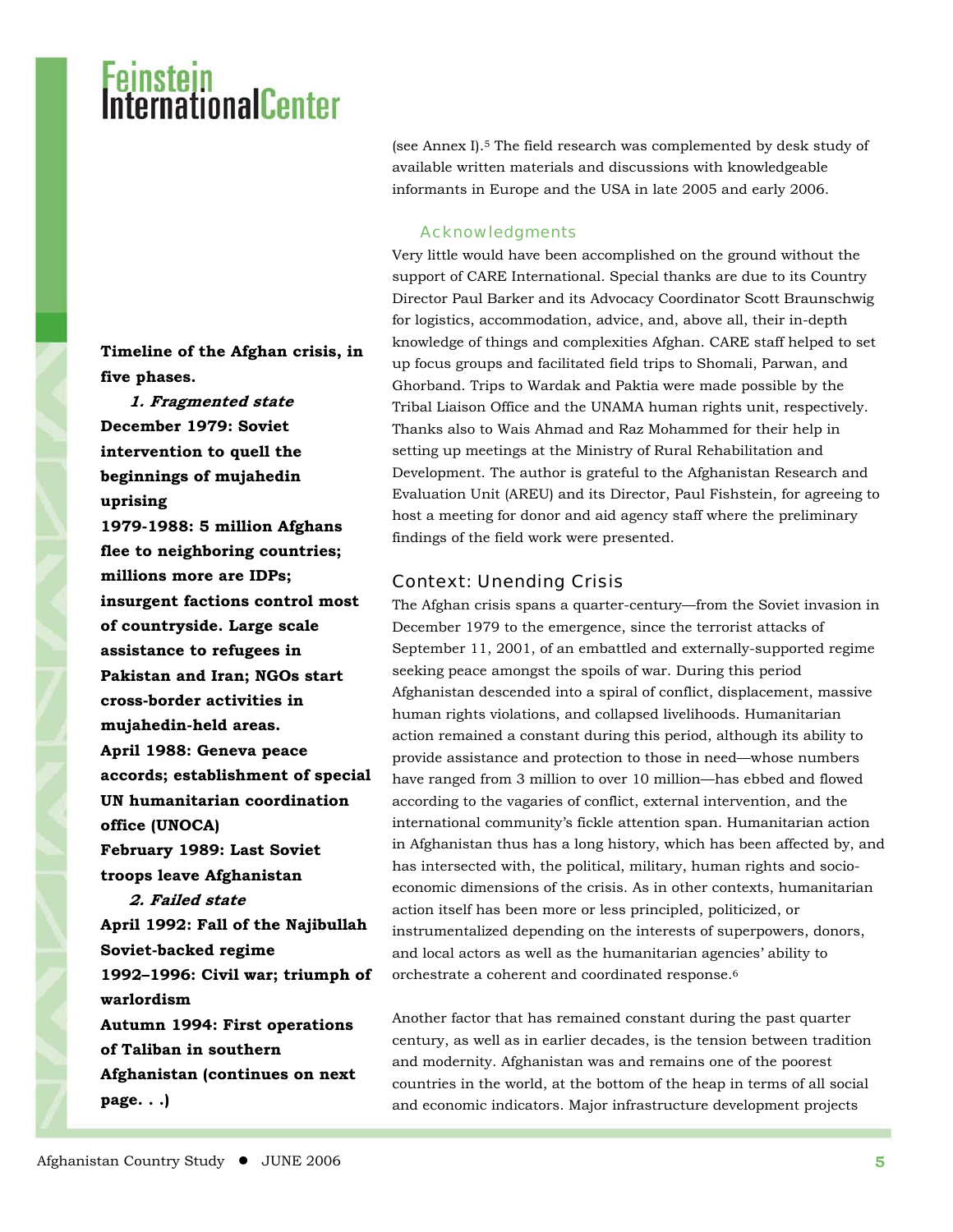(see Annex I).[5] The field research was complemented by desk study of available written materials and discussions with knowledgeable informants in Europe and the USA in late 2005 and early 2006.

### Acknowledgments

Very little would have been accomplished on the ground without the support of CARE International. Special thanks are due to its Country Director Paul Barker and its Advocacy Coordinator Scott Braunschwig for logistics, accommodation, advice, and, above all, their in-depth knowledge of things and complexities Afghan. CARE staff helped to set up focus groups and facilitated field trips to Shomali, Parwan, and Ghorband. Trips to Wardak and Paktia were made possible by the Tribal Liaison Office and the UNAMA human rights unit, respectively. Thanks also to Wais Ahmad and Raz Mohammed for their help in setting up meetings at the Ministry of Rural Rehabilitation and Development. The author is grateful to the Afghanistan Research and Evaluation Unit (AREU) and its Director, Paul Fishstein, for agreeing to host a meeting for donor and aid agency staff where the preliminary findings of the field work were presented.

## Context: Unending Crisis

The Afghan crisis spans a quarter-century—from the Soviet invasion in December 1979 to the emergence, since the terrorist attacks of September 11, 2001, of an embattled and externally-supported regime seeking peace amongst the spoils of war. During this period Afghanistan descended into a spiral of conflict, displacement, massive human rights violations, and collapsed livelihoods. Humanitarian action remained a constant during this period, although its ability to provide assistance and protection to those in need—whose numbers have ranged from 3 million to over 10 million—has ebbed and flowed according to the vagaries of conflict, external intervention, and the international community's fickle attention span. Humanitarian action in Afghanistan thus has a long history, which has been affected by, and has intersected with, the political, military, human rights and socio-economic dimensions of the crisis. As in other contexts, humanitarian action itself has been more or less principled, politicized, or instrumentalized depending on the interests of superpowers, donors, and local actors as well as the humanitarian agencies' ability to orchestrate a coherent and coordinated response.[6]

Another factor that has remained constant during the past quarter century, as well as in earlier decades, is the tension between tradition and modernity. Afghanistan was and remains one of the poorest countries in the world, at the bottom of the heap in terms of all social and economic indicators. Major infrastructure development projects

**Timeline of the Afghan crisis, in five phases.**

***1. Fragmented state***

**December 1979: Soviet intervention to quell the beginnings of mujahedin uprising**

**1979-1988: 5 million Afghans flee to neighboring countries; millions more are IDPs; insurgent factions control most of countryside. Large scale assistance to refugees in Pakistan and Iran; NGOs start cross-border activities in mujahedin-held areas.**

**April 1988: Geneva peace accords; establishment of special UN humanitarian coordination office (UNOCA)**

**February 1989: Last Soviet troops leave Afghanistan**

***2. Failed state***

**April 1992: Fall of the Najibullah Soviet-backed regime**

**1992–1996: Civil war; triumph of warlordism**

**Autumn 1994: First operations of Taliban in southern Afghanistan (continues on next page. . .)**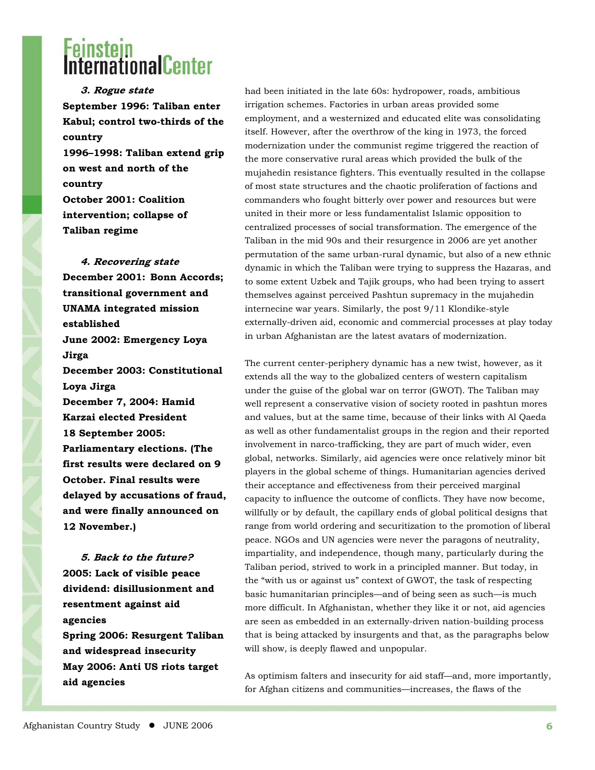***3. Rogue state***

**September 1996: Taliban enter Kabul; control two-thirds of the country**

**1996–1998: Taliban extend grip on west and north of the country**

**October 2001: Coalition intervention; collapse of Taliban regime**

***4. Recovering state***

**December 2001: Bonn Accords; transitional government and UNAMA integrated mission established**

**June 2002: Emergency Loya Jirga**

**December 2003: Constitutional Loya Jirga**

**December 7, 2004: Hamid Karzai elected President**

**18 September 2005: Parliamentary elections. (The first results were declared on 9 October. Final results were delayed by accusations of fraud, and were finally announced on 12 November.)**

***5. Back to the future?***

**2005: Lack of visible peace dividend: disillusionment and resentment against aid agencies**

**Spring 2006: Resurgent Taliban and widespread insecurity**

**May 2006: Anti US riots target aid agencies**

had been initiated in the late 60s: hydropower, roads, ambitious irrigation schemes. Factories in urban areas provided some employment, and a westernized and educated elite was consolidating itself. However, after the overthrow of the king in 1973, the forced modernization under the communist regime triggered the reaction of the more conservative rural areas which provided the bulk of the mujahedin resistance fighters. This eventually resulted in the collapse of most state structures and the chaotic proliferation of factions and commanders who fought bitterly over power and resources but were united in their more or less fundamentalist Islamic opposition to centralized processes of social transformation. The emergence of the Taliban in the mid 90s and their resurgence in 2006 are yet another permutation of the same urban-rural dynamic, but also of a new ethnic dynamic in which the Taliban were trying to suppress the Hazaras, and to some extent Uzbek and Tajik groups, who had been trying to assert themselves against perceived Pashtun supremacy in the mujahedin internecine war years. Similarly, the post 9/11 Klondike-style externally-driven aid, economic and commercial processes at play today in urban Afghanistan are the latest avatars of modernization.

The current center-periphery dynamic has a new twist, however, as it extends all the way to the globalized centers of western capitalism under the guise of the global war on terror (GWOT). The Taliban may well represent a conservative vision of society rooted in pashtun mores and values, but at the same time, because of their links with Al Qaeda as well as other fundamentalist groups in the region and their reported involvement in narco-trafficking, they are part of much wider, even global, networks. Similarly, aid agencies were once relatively minor bit players in the global scheme of things. Humanitarian agencies derived their acceptance and effectiveness from their perceived marginal capacity to influence the outcome of conflicts. They have now become, willfully or by default, the capillary ends of global political designs that range from world ordering and securitization to the promotion of liberal peace. NGOs and UN agencies were never the paragons of neutrality, impartiality, and independence, though many, particularly during the Taliban period, strived to work in a principled manner. But today, in the "with us or against us" context of GWOT, the task of respecting basic humanitarian principles—and of being seen as such—is much more difficult. In Afghanistan, whether they like it or not, aid agencies are seen as embedded in an externally-driven nation-building process that is being attacked by insurgents and that, as the paragraphs below will show, is deeply flawed and unpopular.

As optimism falters and insecurity for aid staff—and, more importantly, for Afghan citizens and communities—increases, the flaws of the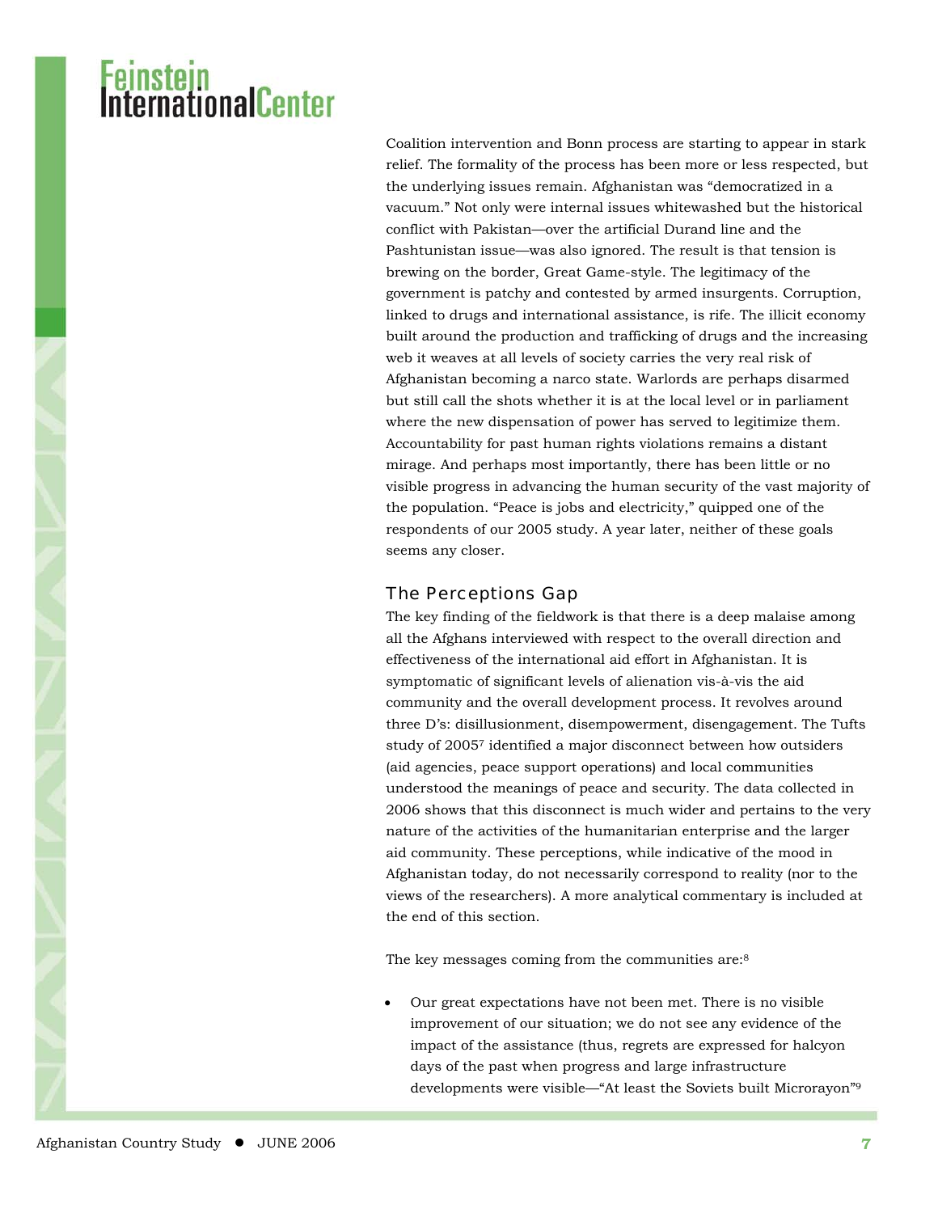Coalition intervention and Bonn process are starting to appear in stark relief. The formality of the process has been more or less respected, but the underlying issues remain. Afghanistan was "democratized in a vacuum." Not only were internal issues whitewashed but the historical conflict with Pakistan—over the artificial Durand line and the Pashtunistan issue—was also ignored. The result is that tension is brewing on the border, Great Game-style. The legitimacy of the government is patchy and contested by armed insurgents. Corruption, linked to drugs and international assistance, is rife. The illicit economy built around the production and trafficking of drugs and the increasing web it weaves at all levels of society carries the very real risk of Afghanistan becoming a narco state. Warlords are perhaps disarmed but still call the shots whether it is at the local level or in parliament where the new dispensation of power has served to legitimize them. Accountability for past human rights violations remains a distant mirage. And perhaps most importantly, there has been little or no visible progress in advancing the human security of the vast majority of the population. "Peace is jobs and electricity," quipped one of the respondents of our 2005 study. A year later, neither of these goals seems any closer.

## The Perceptions Gap

The key finding of the fieldwork is that there is a deep malaise among all the Afghans interviewed with respect to the overall direction and effectiveness of the international aid effort in Afghanistan. It is symptomatic of significant levels of alienation vis-à-vis the aid community and the overall development process. It revolves around three D's: disillusionment, disempowerment, disengagement. The Tufts study of 2005[7] identified a major disconnect between how outsiders (aid agencies, peace support operations) and local communities understood the meanings of peace and security. The data collected in 2006 shows that this disconnect is much wider and pertains to the very nature of the activities of the humanitarian enterprise and the larger aid community. These perceptions, while indicative of the mood in Afghanistan today, do not necessarily correspond to reality (nor to the views of the researchers). A more analytical commentary is included at the end of this section.

The key messages coming from the communities are:[8]

- Our great expectations have not been met. There is no visible improvement of our situation; we do not see any evidence of the impact of the assistance (thus, regrets are expressed for halcyon days of the past when progress and large infrastructure developments were visible—"At least the Soviets built Microrayon"[9]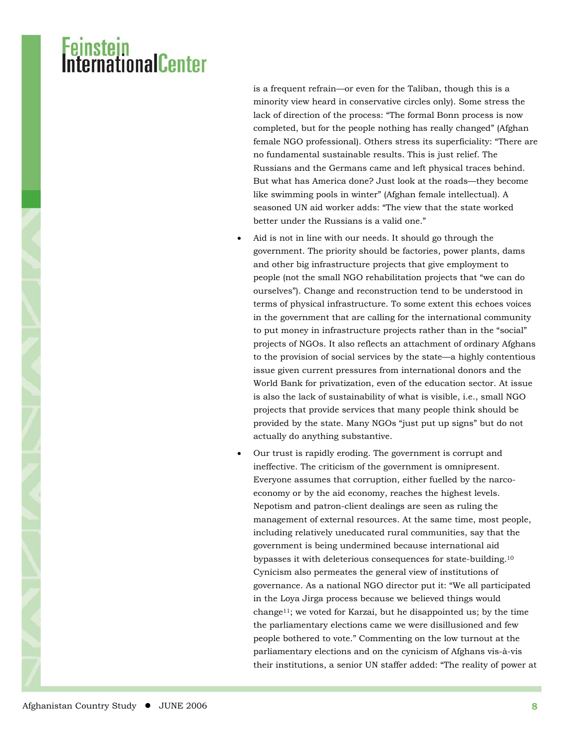is a frequent refrain—or even for the Taliban, though this is a minority view heard in conservative circles only). Some stress the lack of direction of the process: "The formal Bonn process is now completed, but for the people nothing has really changed" (Afghan female NGO professional). Others stress its superficiality: "There are no fundamental sustainable results. This is just relief. The Russians and the Germans came and left physical traces behind. But what has America done? Just look at the roads—they become like swimming pools in winter" (Afghan female intellectual). A seasoned UN aid worker adds: "The view that the state worked better under the Russians is a valid one."

- Aid is not in line with our needs. It should go through the government. The priority should be factories, power plants, dams and other big infrastructure projects that give employment to people (not the small NGO rehabilitation projects that "we can do ourselves"). Change and reconstruction tend to be understood in terms of physical infrastructure. To some extent this echoes voices in the government that are calling for the international community to put money in infrastructure projects rather than in the "social" projects of NGOs. It also reflects an attachment of ordinary Afghans to the provision of social services by the state—a highly contentious issue given current pressures from international donors and the World Bank for privatization, even of the education sector. At issue is also the lack of sustainability of what is visible, i.e., small NGO projects that provide services that many people think should be provided by the state. Many NGOs "just put up signs" but do not actually do anything substantive.

- Our trust is rapidly eroding. The government is corrupt and ineffective. The criticism of the government is omnipresent. Everyone assumes that corruption, either fuelled by the narco-economy or by the aid economy, reaches the highest levels. Nepotism and patron-client dealings are seen as ruling the management of external resources. At the same time, most people, including relatively uneducated rural communities, say that the government is being undermined because international aid bypasses it with deleterious consequences for state-building.[10] Cynicism also permeates the general view of institutions of governance. As a national NGO director put it: "We all participated in the Loya Jirga process because we believed things would change[11]; we voted for Karzai, but he disappointed us; by the time the parliamentary elections came we were disillusioned and few people bothered to vote." Commenting on the low turnout at the parliamentary elections and on the cynicism of Afghans vis-à-vis their institutions, a senior UN staffer added: "The reality of power at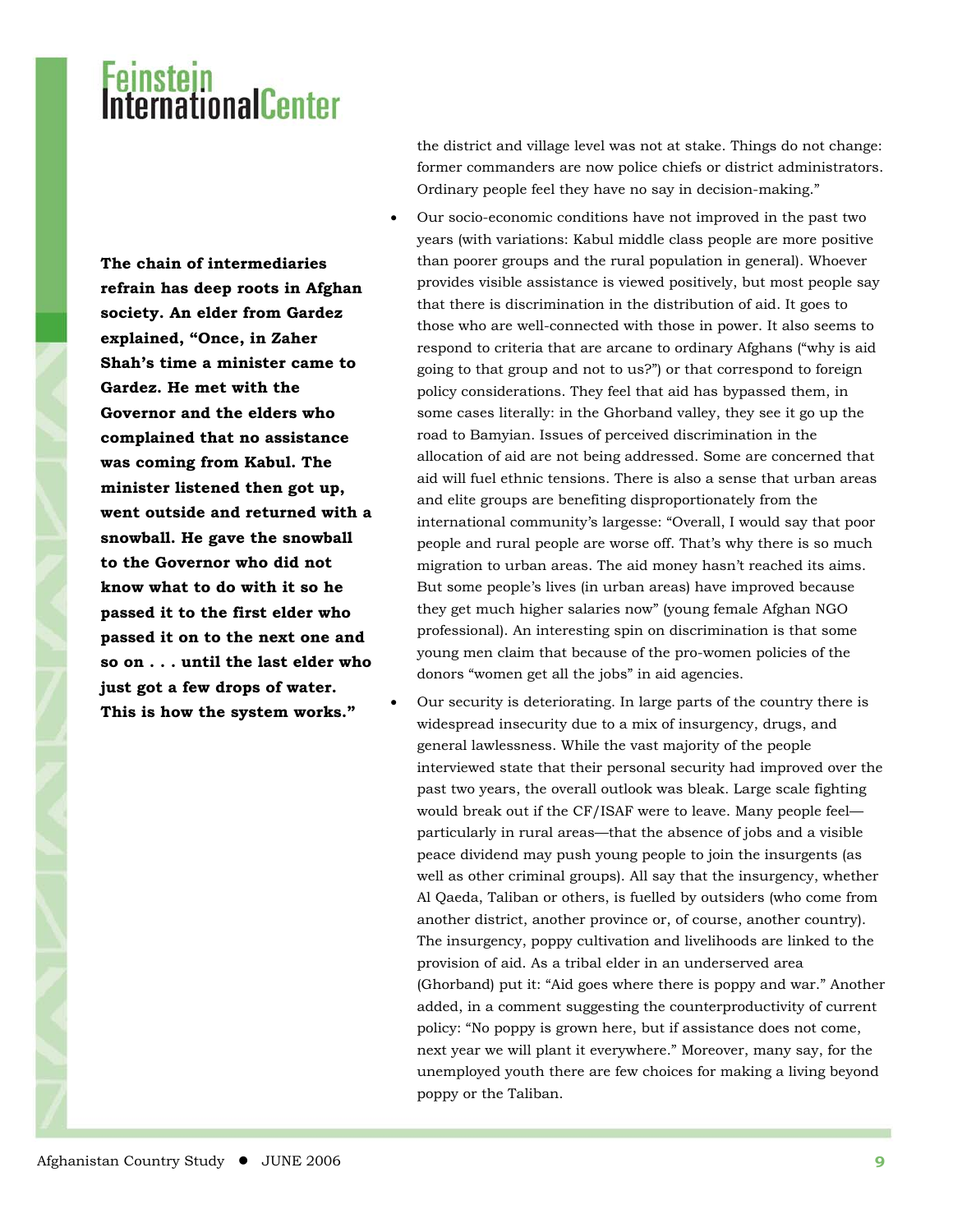**The chain of intermediaries refrain has deep roots in Afghan society. An elder from Gardez explained, "Once, in Zaher Shah's time a minister came to Gardez. He met with the Governor and the elders who complained that no assistance was coming from Kabul. The minister listened then got up, went outside and returned with a snowball. He gave the snowball to the Governor who did not know what to do with it so he passed it to the first elder who passed it on to the next one and so on . . . until the last elder who just got a few drops of water. This is how the system works."**

the district and village level was not at stake. Things do not change: former commanders are now police chiefs or district administrators. Ordinary people feel they have no say in decision-making."

- Our socio-economic conditions have not improved in the past two years (with variations: Kabul middle class people are more positive than poorer groups and the rural population in general). Whoever provides visible assistance is viewed positively, but most people say that there is discrimination in the distribution of aid. It goes to those who are well-connected with those in power. It also seems to respond to criteria that are arcane to ordinary Afghans ("why is aid going to that group and not to us?") or that correspond to foreign policy considerations. They feel that aid has bypassed them, in some cases literally: in the Ghorband valley, they see it go up the road to Bamyian. Issues of perceived discrimination in the allocation of aid are not being addressed. Some are concerned that aid will fuel ethnic tensions. There is also a sense that urban areas and elite groups are benefiting disproportionately from the international community's largesse: "Overall, I would say that poor people and rural people are worse off. That's why there is so much migration to urban areas. The aid money hasn't reached its aims. But some people's lives (in urban areas) have improved because they get much higher salaries now" (young female Afghan NGO professional). An interesting spin on discrimination is that some young men claim that because of the pro-women policies of the donors "women get all the jobs" in aid agencies.
- Our security is deteriorating. In large parts of the country there is widespread insecurity due to a mix of insurgency, drugs, and general lawlessness. While the vast majority of the people interviewed state that their personal security had improved over the past two years, the overall outlook was bleak. Large scale fighting would break out if the CF/ISAF were to leave. Many people feel—particularly in rural areas—that the absence of jobs and a visible peace dividend may push young people to join the insurgents (as well as other criminal groups). All say that the insurgency, whether Al Qaeda, Taliban or others, is fuelled by outsiders (who come from another district, another province or, of course, another country). The insurgency, poppy cultivation and livelihoods are linked to the provision of aid. As a tribal elder in an underserved area (Ghorband) put it: "Aid goes where there is poppy and war." Another added, in a comment suggesting the counterproductivity of current policy: "No poppy is grown here, but if assistance does not come, next year we will plant it everywhere." Moreover, many say, for the unemployed youth there are few choices for making a living beyond poppy or the Taliban.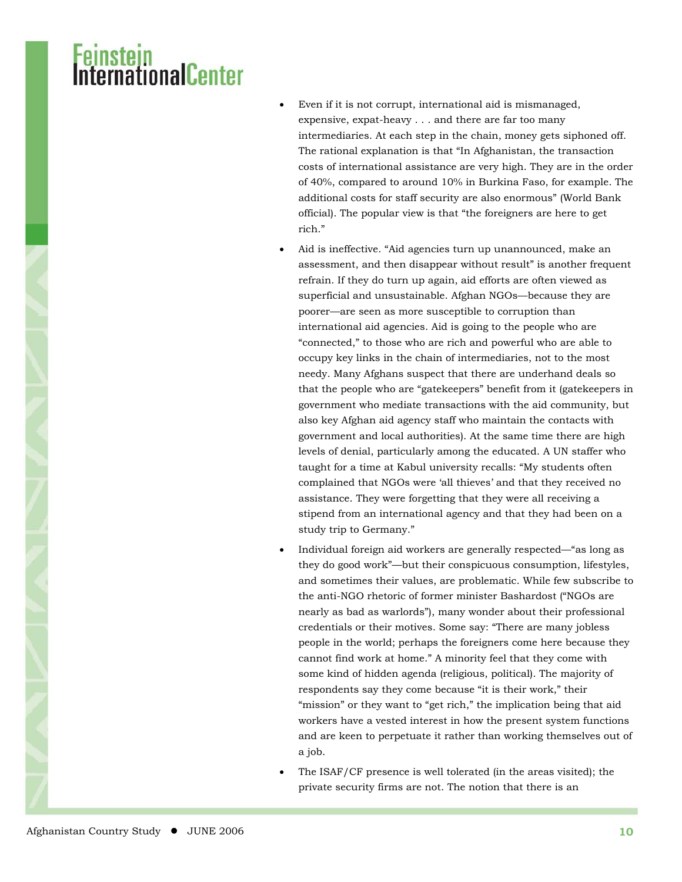- Even if it is not corrupt, international aid is mismanaged, expensive, expat-heavy . . . and there are far too many intermediaries. At each step in the chain, money gets siphoned off. The rational explanation is that "In Afghanistan, the transaction costs of international assistance are very high. They are in the order of 40%, compared to around 10% in Burkina Faso, for example. The additional costs for staff security are also enormous" (World Bank official). The popular view is that "the foreigners are here to get rich."
- Aid is ineffective. "Aid agencies turn up unannounced, make an assessment, and then disappear without result" is another frequent refrain. If they do turn up again, aid efforts are often viewed as superficial and unsustainable. Afghan NGOs—because they are poorer—are seen as more susceptible to corruption than international aid agencies. Aid is going to the people who are "connected," to those who are rich and powerful who are able to occupy key links in the chain of intermediaries, not to the most needy. Many Afghans suspect that there are underhand deals so that the people who are "gatekeepers" benefit from it (gatekeepers in government who mediate transactions with the aid community, but also key Afghan aid agency staff who maintain the contacts with government and local authorities). At the same time there are high levels of denial, particularly among the educated. A UN staffer who taught for a time at Kabul university recalls: "My students often complained that NGOs were 'all thieves' and that they received no assistance. They were forgetting that they were all receiving a stipend from an international agency and that they had been on a study trip to Germany."
- Individual foreign aid workers are generally respected—"as long as they do good work"—but their conspicuous consumption, lifestyles, and sometimes their values, are problematic. While few subscribe to the anti-NGO rhetoric of former minister Bashardost ("NGOs are nearly as bad as warlords"), many wonder about their professional credentials or their motives. Some say: "There are many jobless people in the world; perhaps the foreigners come here because they cannot find work at home." A minority feel that they come with some kind of hidden agenda (religious, political). The majority of respondents say they come because "it is their work," their "mission" or they want to "get rich," the implication being that aid workers have a vested interest in how the present system functions and are keen to perpetuate it rather than working themselves out of a job.
- The ISAF/CF presence is well tolerated (in the areas visited); the private security firms are not. The notion that there is an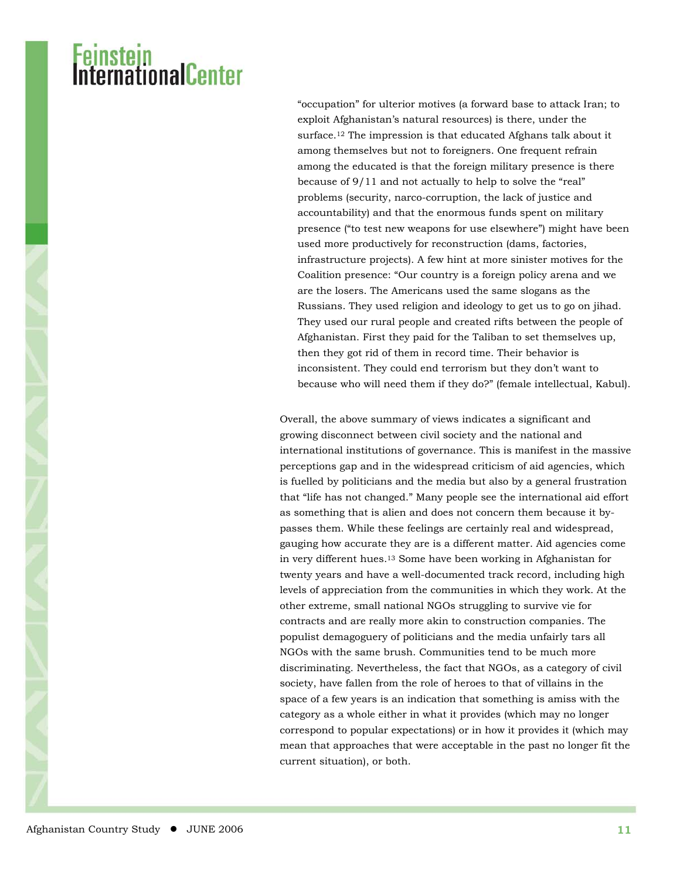"occupation" for ulterior motives (a forward base to attack Iran; to exploit Afghanistan's natural resources) is there, under the surface.[12] The impression is that educated Afghans talk about it among themselves but not to foreigners. One frequent refrain among the educated is that the foreign military presence is there because of 9/11 and not actually to help to solve the "real" problems (security, narco-corruption, the lack of justice and accountability) and that the enormous funds spent on military presence ("to test new weapons for use elsewhere") might have been used more productively for reconstruction (dams, factories, infrastructure projects). A few hint at more sinister motives for the Coalition presence: "Our country is a foreign policy arena and we are the losers. The Americans used the same slogans as the Russians. They used religion and ideology to get us to go on jihad. They used our rural people and created rifts between the people of Afghanistan. First they paid for the Taliban to set themselves up, then they got rid of them in record time. Their behavior is inconsistent. They could end terrorism but they don't want to because who will need them if they do?" (female intellectual, Kabul).

Overall, the above summary of views indicates a significant and growing disconnect between civil society and the national and international institutions of governance. This is manifest in the massive perceptions gap and in the widespread criticism of aid agencies, which is fuelled by politicians and the media but also by a general frustration that "life has not changed." Many people see the international aid effort as something that is alien and does not concern them because it by-passes them. While these feelings are certainly real and widespread, gauging how accurate they are is a different matter. Aid agencies come in very different hues.[13] Some have been working in Afghanistan for twenty years and have a well-documented track record, including high levels of appreciation from the communities in which they work. At the other extreme, small national NGOs struggling to survive vie for contracts and are really more akin to construction companies. The populist demagoguery of politicians and the media unfairly tars all NGOs with the same brush. Communities tend to be much more discriminating. Nevertheless, the fact that NGOs, as a category of civil society, have fallen from the role of heroes to that of villains in the space of a few years is an indication that something is amiss with the category as a whole either in what it provides (which may no longer correspond to popular expectations) or in how it provides it (which may mean that approaches that were acceptable in the past no longer fit the current situation), or both.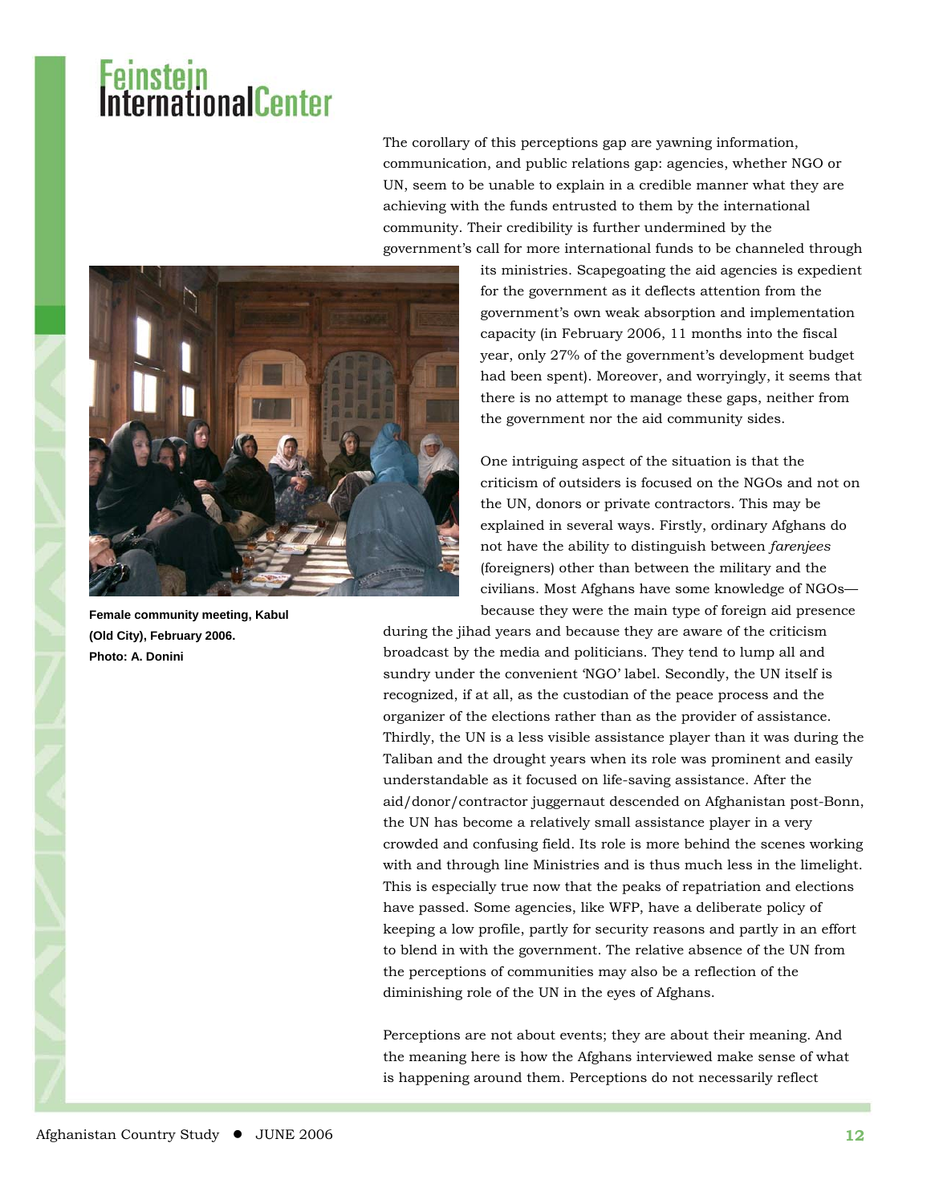The corollary of this perceptions gap are yawning information, communication, and public relations gap: agencies, whether NGO or UN, seem to be unable to explain in a credible manner what they are achieving with the funds entrusted to them by the international community. Their credibility is further undermined by the government's call for more international funds to be channeled through its ministries. Scapegoating the aid agencies is expedient for the government as it deflects attention from the government's own weak absorption and implementation capacity (in February 2006, 11 months into the fiscal year, only 27% of the government's development budget had been spent). Moreover, and worryingly, it seems that there is no attempt to manage these gaps, neither from the government nor the aid community sides.

**Female community meeting, Kabul (Old City), February 2006. Photo: A. Donini**

One intriguing aspect of the situation is that the criticism of outsiders is focused on the NGOs and not on the UN, donors or private contractors. This may be explained in several ways. Firstly, ordinary Afghans do not have the ability to distinguish between *farenjees* (foreigners) other than between the military and the civilians. Most Afghans have some knowledge of NGOs—because they were the main type of foreign aid presence during the jihad years and because they are aware of the criticism broadcast by the media and politicians. They tend to lump all and sundry under the convenient 'NGO' label. Secondly, the UN itself is recognized, if at all, as the custodian of the peace process and the organizer of the elections rather than as the provider of assistance. Thirdly, the UN is a less visible assistance player than it was during the Taliban and the drought years when its role was prominent and easily understandable as it focused on life-saving assistance. After the aid/donor/contractor juggernaut descended on Afghanistan post-Bonn, the UN has become a relatively small assistance player in a very crowded and confusing field. Its role is more behind the scenes working with and through line Ministries and is thus much less in the limelight. This is especially true now that the peaks of repatriation and elections have passed. Some agencies, like WFP, have a deliberate policy of keeping a low profile, partly for security reasons and partly in an effort to blend in with the government. The relative absence of the UN from the perceptions of communities may also be a reflection of the diminishing role of the UN in the eyes of Afghans.

Perceptions are not about events; they are about their meaning. And the meaning here is how the Afghans interviewed make sense of what is happening around them. Perceptions do not necessarily reflect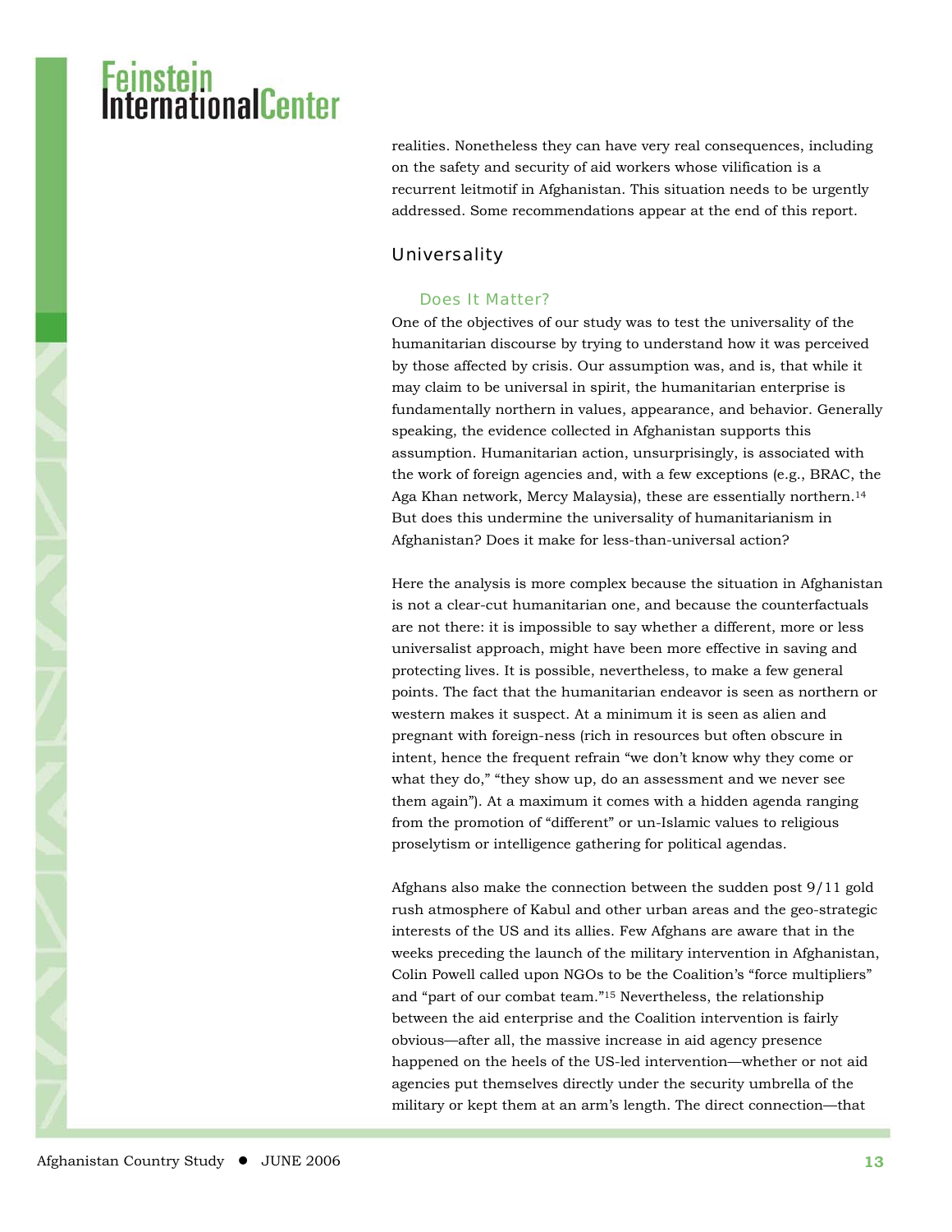realities. Nonetheless they can have very real consequences, including on the safety and security of aid workers whose vilification is a recurrent leitmotif in Afghanistan. This situation needs to be urgently addressed. Some recommendations appear at the end of this report.

## Universality

### Does It Matter?

One of the objectives of our study was to test the universality of the humanitarian discourse by trying to understand how it was perceived by those affected by crisis. Our assumption was, and is, that while it may claim to be universal in spirit, the humanitarian enterprise is fundamentally northern in values, appearance, and behavior. Generally speaking, the evidence collected in Afghanistan supports this assumption. Humanitarian action, unsurprisingly, is associated with the work of foreign agencies and, with a few exceptions (e.g., BRAC, the Aga Khan network, Mercy Malaysia), these are essentially northern.[14] But does this undermine the universality of humanitarianism in Afghanistan? Does it make for less-than-universal action?

Here the analysis is more complex because the situation in Afghanistan is not a clear-cut humanitarian one, and because the counterfactuals are not there: it is impossible to say whether a different, more or less universalist approach, might have been more effective in saving and protecting lives. It is possible, nevertheless, to make a few general points. The fact that the humanitarian endeavor is seen as northern or western makes it suspect. At a minimum it is seen as alien and pregnant with foreign-ness (rich in resources but often obscure in intent, hence the frequent refrain "we don't know why they come or what they do," "they show up, do an assessment and we never see them again"). At a maximum it comes with a hidden agenda ranging from the promotion of "different" or un-Islamic values to religious proselytism or intelligence gathering for political agendas.

Afghans also make the connection between the sudden post 9/11 gold rush atmosphere of Kabul and other urban areas and the geo-strategic interests of the US and its allies. Few Afghans are aware that in the weeks preceding the launch of the military intervention in Afghanistan, Colin Powell called upon NGOs to be the Coalition's "force multipliers" and "part of our combat team."[15] Nevertheless, the relationship between the aid enterprise and the Coalition intervention is fairly obvious—after all, the massive increase in aid agency presence happened on the heels of the US-led intervention—whether or not aid agencies put themselves directly under the security umbrella of the military or kept them at an arm's length. The direct connection—that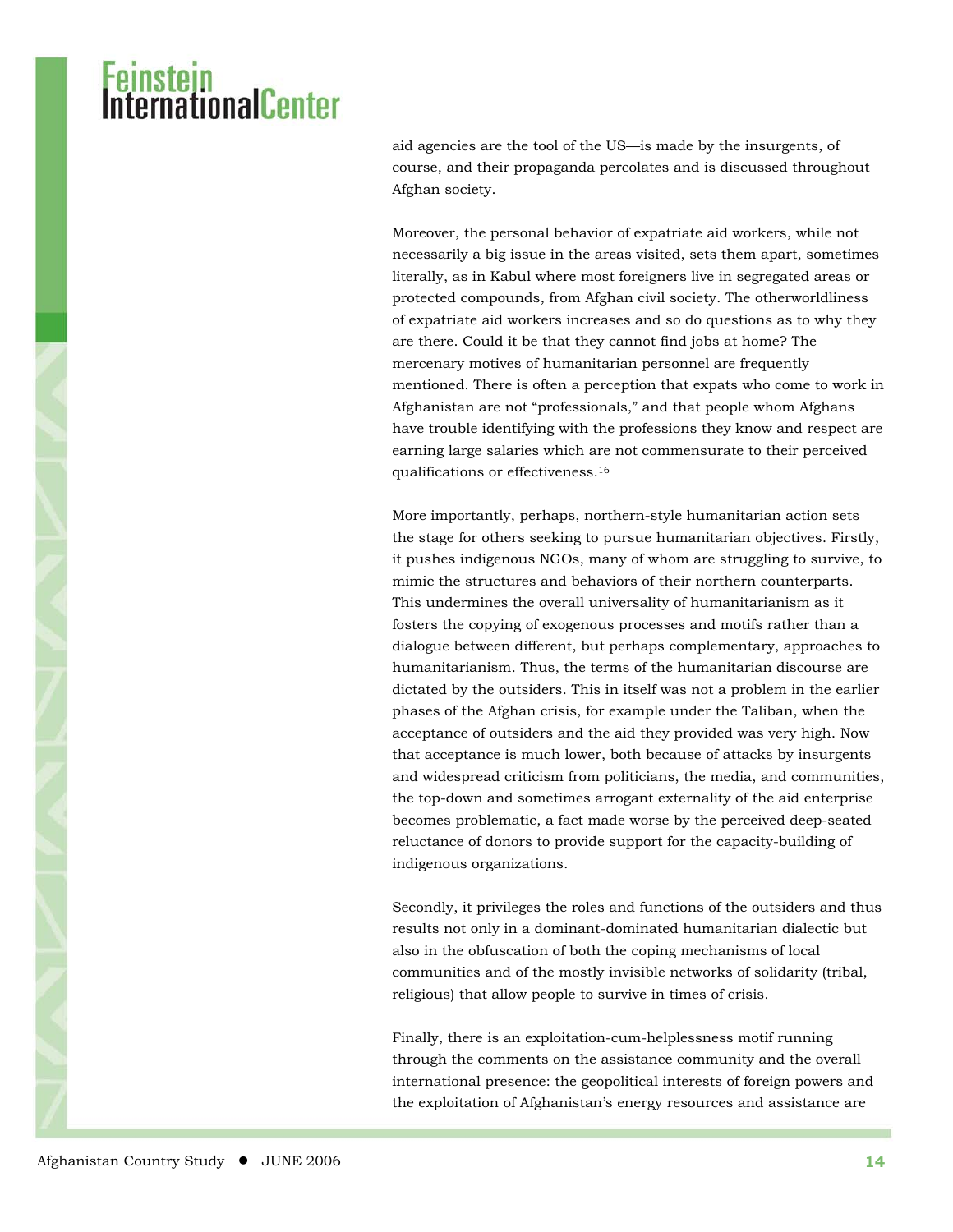aid agencies are the tool of the US—is made by the insurgents, of course, and their propaganda percolates and is discussed throughout Afghan society.

Moreover, the personal behavior of expatriate aid workers, while not necessarily a big issue in the areas visited, sets them apart, sometimes literally, as in Kabul where most foreigners live in segregated areas or protected compounds, from Afghan civil society. The otherworldliness of expatriate aid workers increases and so do questions as to why they are there. Could it be that they cannot find jobs at home? The mercenary motives of humanitarian personnel are frequently mentioned. There is often a perception that expats who come to work in Afghanistan are not "professionals," and that people whom Afghans have trouble identifying with the professions they know and respect are earning large salaries which are not commensurate to their perceived qualifications or effectiveness.[16]

More importantly, perhaps, northern-style humanitarian action sets the stage for others seeking to pursue humanitarian objectives. Firstly, it pushes indigenous NGOs, many of whom are struggling to survive, to mimic the structures and behaviors of their northern counterparts. This undermines the overall universality of humanitarianism as it fosters the copying of exogenous processes and motifs rather than a dialogue between different, but perhaps complementary, approaches to humanitarianism. Thus, the terms of the humanitarian discourse are dictated by the outsiders. This in itself was not a problem in the earlier phases of the Afghan crisis, for example under the Taliban, when the acceptance of outsiders and the aid they provided was very high. Now that acceptance is much lower, both because of attacks by insurgents and widespread criticism from politicians, the media, and communities, the top-down and sometimes arrogant externality of the aid enterprise becomes problematic, a fact made worse by the perceived deep-seated reluctance of donors to provide support for the capacity-building of indigenous organizations.

Secondly, it privileges the roles and functions of the outsiders and thus results not only in a dominant-dominated humanitarian dialectic but also in the obfuscation of both the coping mechanisms of local communities and of the mostly invisible networks of solidarity (tribal, religious) that allow people to survive in times of crisis.

Finally, there is an exploitation-cum-helplessness motif running through the comments on the assistance community and the overall international presence: the geopolitical interests of foreign powers and the exploitation of Afghanistan's energy resources and assistance are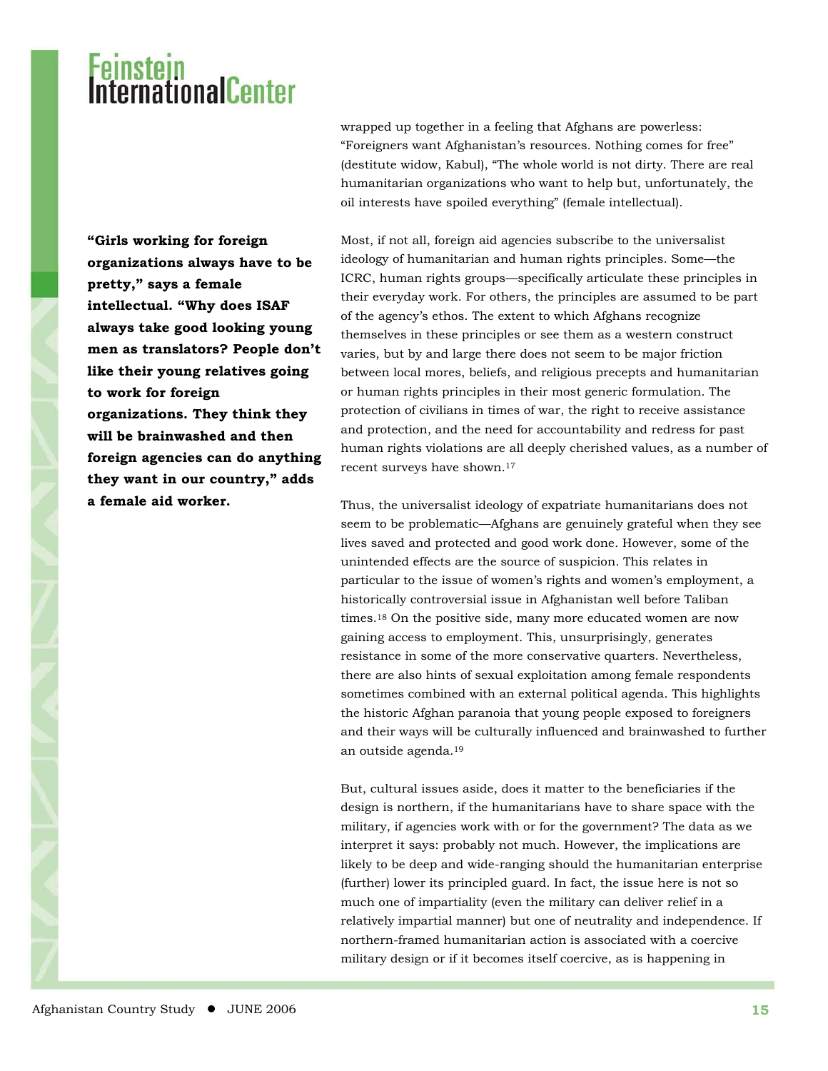wrapped up together in a feeling that Afghans are powerless: "Foreigners want Afghanistan's resources. Nothing comes for free" (destitute widow, Kabul), "The whole world is not dirty. There are real humanitarian organizations who want to help but, unfortunately, the oil interests have spoiled everything" (female intellectual).

**"Girls working for foreign organizations always have to be pretty," says a female intellectual. "Why does ISAF always take good looking young men as translators? People don't like their young relatives going to work for foreign organizations. They think they will be brainwashed and then foreign agencies can do anything they want in our country," adds a female aid worker.**

Most, if not all, foreign aid agencies subscribe to the universalist ideology of humanitarian and human rights principles. Some—the ICRC, human rights groups—specifically articulate these principles in their everyday work. For others, the principles are assumed to be part of the agency's ethos. The extent to which Afghans recognize themselves in these principles or see them as a western construct varies, but by and large there does not seem to be major friction between local mores, beliefs, and religious precepts and humanitarian or human rights principles in their most generic formulation. The protection of civilians in times of war, the right to receive assistance and protection, and the need for accountability and redress for past human rights violations are all deeply cherished values, as a number of recent surveys have shown.[17]

Thus, the universalist ideology of expatriate humanitarians does not seem to be problematic—Afghans are genuinely grateful when they see lives saved and protected and good work done. However, some of the unintended effects are the source of suspicion. This relates in particular to the issue of women's rights and women's employment, a historically controversial issue in Afghanistan well before Taliban times.[18] On the positive side, many more educated women are now gaining access to employment. This, unsurprisingly, generates resistance in some of the more conservative quarters. Nevertheless, there are also hints of sexual exploitation among female respondents sometimes combined with an external political agenda. This highlights the historic Afghan paranoia that young people exposed to foreigners and their ways will be culturally influenced and brainwashed to further an outside agenda.[19]

But, cultural issues aside, does it matter to the beneficiaries if the design is northern, if the humanitarians have to share space with the military, if agencies work with or for the government? The data as we interpret it says: probably not much. However, the implications are likely to be deep and wide-ranging should the humanitarian enterprise (further) lower its principled guard. In fact, the issue here is not so much one of impartiality (even the military can deliver relief in a relatively impartial manner) but one of neutrality and independence. If northern-framed humanitarian action is associated with a coercive military design or if it becomes itself coercive, as is happening in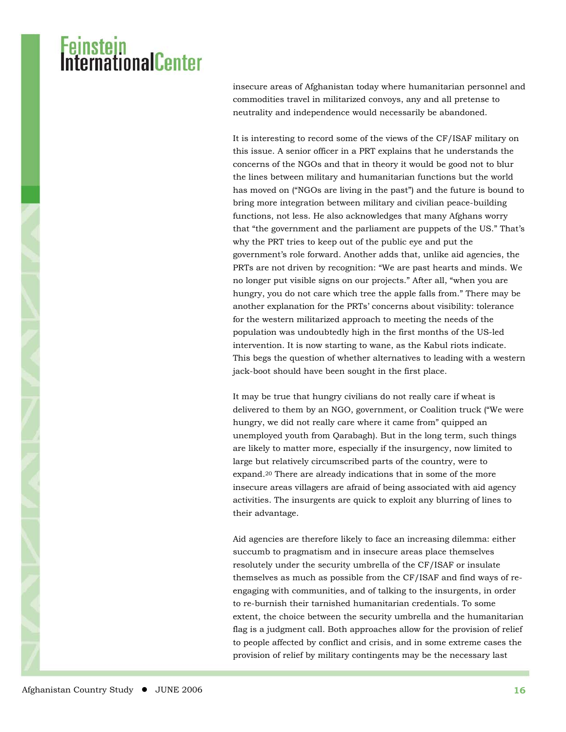insecure areas of Afghanistan today where humanitarian personnel and commodities travel in militarized convoys, any and all pretense to neutrality and independence would necessarily be abandoned.

It is interesting to record some of the views of the CF/ISAF military on this issue. A senior officer in a PRT explains that he understands the concerns of the NGOs and that in theory it would be good not to blur the lines between military and humanitarian functions but the world has moved on ("NGOs are living in the past") and the future is bound to bring more integration between military and civilian peace-building functions, not less. He also acknowledges that many Afghans worry that "the government and the parliament are puppets of the US." That's why the PRT tries to keep out of the public eye and put the government's role forward. Another adds that, unlike aid agencies, the PRTs are not driven by recognition: "We are past hearts and minds. We no longer put visible signs on our projects." After all, "when you are hungry, you do not care which tree the apple falls from." There may be another explanation for the PRTs' concerns about visibility: tolerance for the western militarized approach to meeting the needs of the population was undoubtedly high in the first months of the US-led intervention. It is now starting to wane, as the Kabul riots indicate. This begs the question of whether alternatives to leading with a western jack-boot should have been sought in the first place.

It may be true that hungry civilians do not really care if wheat is delivered to them by an NGO, government, or Coalition truck ("We were hungry, we did not really care where it came from" quipped an unemployed youth from Qarabagh). But in the long term, such things are likely to matter more, especially if the insurgency, now limited to large but relatively circumscribed parts of the country, were to expand.[20] There are already indications that in some of the more insecure areas villagers are afraid of being associated with aid agency activities. The insurgents are quick to exploit any blurring of lines to their advantage.

Aid agencies are therefore likely to face an increasing dilemma: either succumb to pragmatism and in insecure areas place themselves resolutely under the security umbrella of the CF/ISAF or insulate themselves as much as possible from the CF/ISAF and find ways of re-engaging with communities, and of talking to the insurgents, in order to re-burnish their tarnished humanitarian credentials. To some extent, the choice between the security umbrella and the humanitarian flag is a judgment call. Both approaches allow for the provision of relief to people affected by conflict and crisis, and in some extreme cases the provision of relief by military contingents may be the necessary last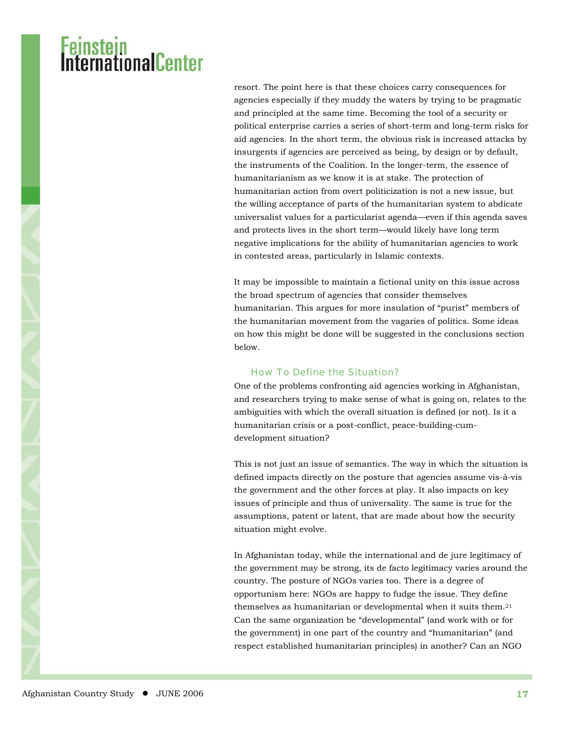resort. The point here is that these choices carry consequences for agencies especially if they muddy the waters by trying to be pragmatic and principled at the same time. Becoming the tool of a security or political enterprise carries a series of short-term and long-term risks for aid agencies. In the short term, the obvious risk is increased attacks by insurgents if agencies are perceived as being, by design or by default, the instruments of the Coalition. In the longer-term, the essence of humanitarianism as we know it is at stake. The protection of humanitarian action from overt politicization is not a new issue, but the willing acceptance of parts of the humanitarian system to abdicate universalist values for a particularist agenda—even if this agenda saves and protects lives in the short term—would likely have long term negative implications for the ability of humanitarian agencies to work in contested areas, particularly in Islamic contexts.

It may be impossible to maintain a fictional unity on this issue across the broad spectrum of agencies that consider themselves humanitarian. This argues for more insulation of "purist" members of the humanitarian movement from the vagaries of politics. Some ideas on how this might be done will be suggested in the conclusions section below.

### How To Define the Situation?

One of the problems confronting aid agencies working in Afghanistan, and researchers trying to make sense of what is going on, relates to the ambiguities with which the overall situation is defined (or not). Is it a humanitarian crisis or a post-conflict, peace-building-cum-development situation?

This is not just an issue of semantics. The way in which the situation is defined impacts directly on the posture that agencies assume vis-à-vis the government and the other forces at play. It also impacts on key issues of principle and thus of universality. The same is true for the assumptions, patent or latent, that are made about how the security situation might evolve.

In Afghanistan today, while the international and de jure legitimacy of the government may be strong, its de facto legitimacy varies around the country. The posture of NGOs varies too. There is a degree of opportunism here: NGOs are happy to fudge the issue. They define themselves as humanitarian or developmental when it suits them.[21] Can the same organization be "developmental" (and work with or for the government) in one part of the country and "humanitarian" (and respect established humanitarian principles) in another? Can an NGO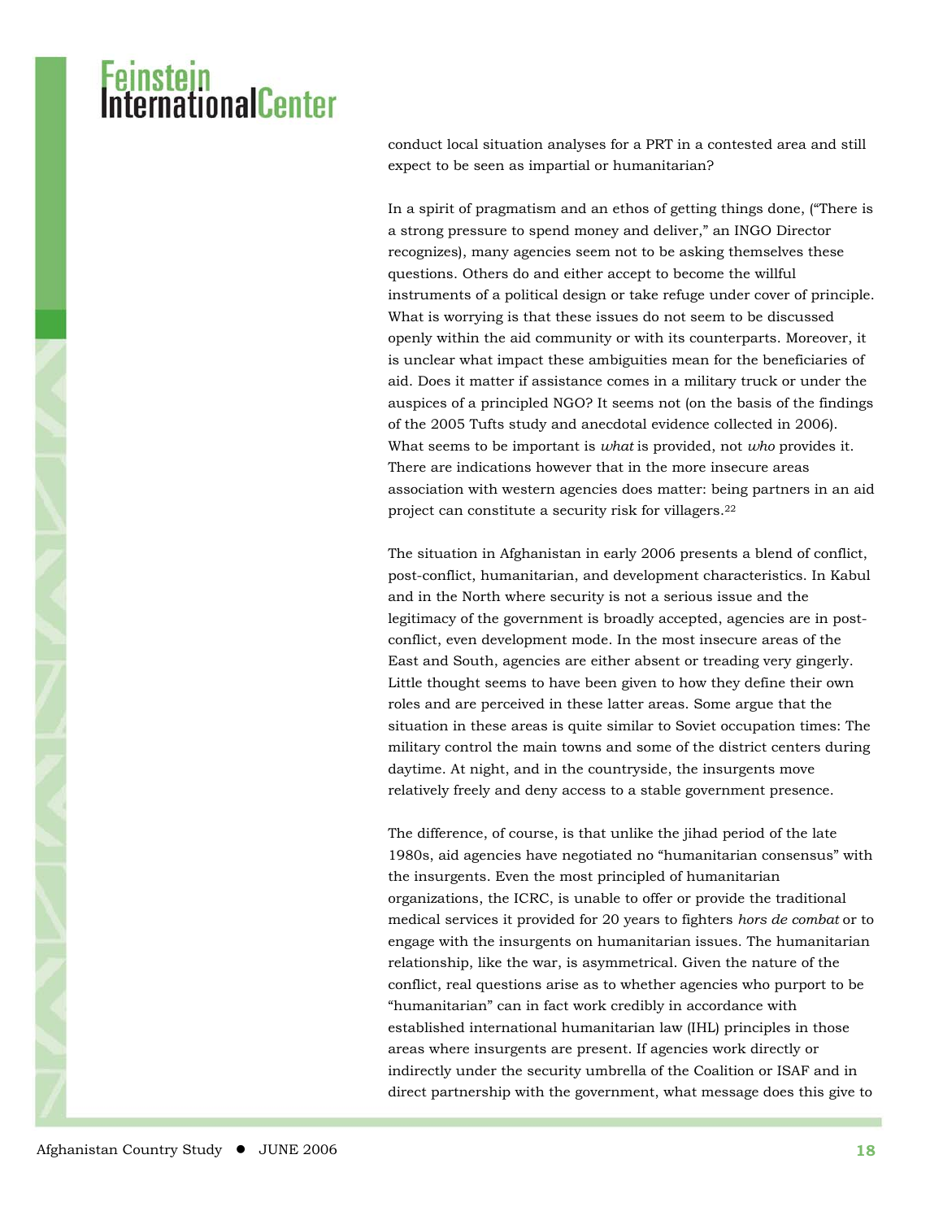conduct local situation analyses for a PRT in a contested area and still expect to be seen as impartial or humanitarian?

In a spirit of pragmatism and an ethos of getting things done, ("There is a strong pressure to spend money and deliver," an INGO Director recognizes), many agencies seem not to be asking themselves these questions. Others do and either accept to become the willful instruments of a political design or take refuge under cover of principle. What is worrying is that these issues do not seem to be discussed openly within the aid community or with its counterparts. Moreover, it is unclear what impact these ambiguities mean for the beneficiaries of aid. Does it matter if assistance comes in a military truck or under the auspices of a principled NGO? It seems not (on the basis of the findings of the 2005 Tufts study and anecdotal evidence collected in 2006). What seems to be important is *what* is provided, not *who* provides it. There are indications however that in the more insecure areas association with western agencies does matter: being partners in an aid project can constitute a security risk for villagers.[22]

The situation in Afghanistan in early 2006 presents a blend of conflict, post-conflict, humanitarian, and development characteristics. In Kabul and in the North where security is not a serious issue and the legitimacy of the government is broadly accepted, agencies are in post-conflict, even development mode. In the most insecure areas of the East and South, agencies are either absent or treading very gingerly. Little thought seems to have been given to how they define their own roles and are perceived in these latter areas. Some argue that the situation in these areas is quite similar to Soviet occupation times: The military control the main towns and some of the district centers during daytime. At night, and in the countryside, the insurgents move relatively freely and deny access to a stable government presence.

The difference, of course, is that unlike the jihad period of the late 1980s, aid agencies have negotiated no "humanitarian consensus" with the insurgents. Even the most principled of humanitarian organizations, the ICRC, is unable to offer or provide the traditional medical services it provided for 20 years to fighters *hors de combat* or to engage with the insurgents on humanitarian issues. The humanitarian relationship, like the war, is asymmetrical. Given the nature of the conflict, real questions arise as to whether agencies who purport to be "humanitarian" can in fact work credibly in accordance with established international humanitarian law (IHL) principles in those areas where insurgents are present. If agencies work directly or indirectly under the security umbrella of the Coalition or ISAF and in direct partnership with the government, what message does this give to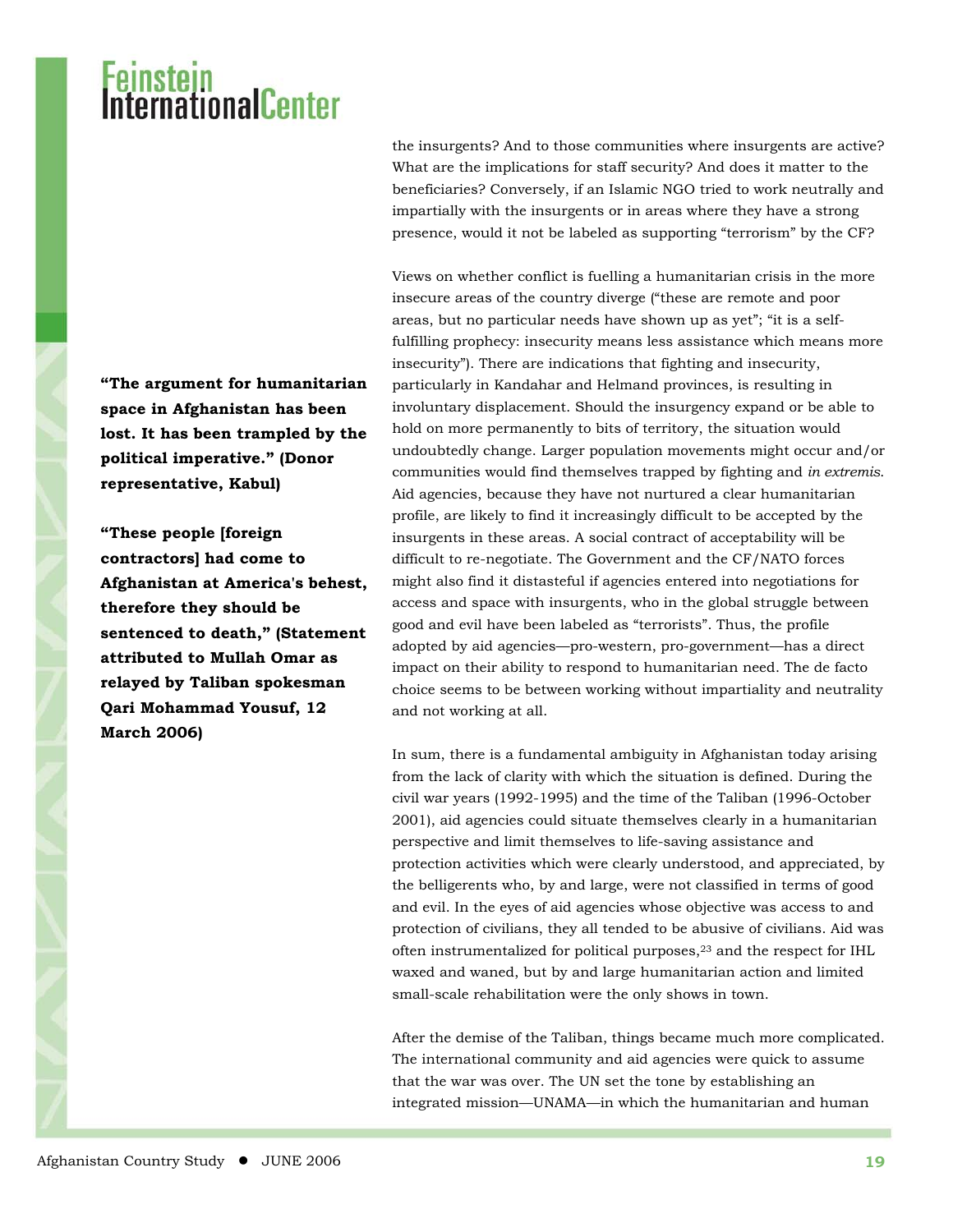the insurgents? And to those communities where insurgents are active? What are the implications for staff security? And does it matter to the beneficiaries? Conversely, if an Islamic NGO tried to work neutrally and impartially with the insurgents or in areas where they have a strong presence, would it not be labeled as supporting "terrorism" by the CF?

**"The argument for humanitarian space in Afghanistan has been lost. It has been trampled by the political imperative." (Donor representative, Kabul)**

**"These people [foreign contractors] had come to Afghanistan at America's behest, therefore they should be sentenced to death," (Statement attributed to Mullah Omar as relayed by Taliban spokesman Qari Mohammad Yousuf, 12 March 2006)**

Views on whether conflict is fuelling a humanitarian crisis in the more insecure areas of the country diverge ("these are remote and poor areas, but no particular needs have shown up as yet"; "it is a self-fulfilling prophecy: insecurity means less assistance which means more insecurity"). There are indications that fighting and insecurity, particularly in Kandahar and Helmand provinces, is resulting in involuntary displacement. Should the insurgency expand or be able to hold on more permanently to bits of territory, the situation would undoubtedly change. Larger population movements might occur and/or communities would find themselves trapped by fighting and *in extremis*. Aid agencies, because they have not nurtured a clear humanitarian profile, are likely to find it increasingly difficult to be accepted by the insurgents in these areas. A social contract of acceptability will be difficult to re-negotiate. The Government and the CF/NATO forces might also find it distasteful if agencies entered into negotiations for access and space with insurgents, who in the global struggle between good and evil have been labeled as "terrorists". Thus, the profile adopted by aid agencies—pro-western, pro-government—has a direct impact on their ability to respond to humanitarian need. The de facto choice seems to be between working without impartiality and neutrality and not working at all.

In sum, there is a fundamental ambiguity in Afghanistan today arising from the lack of clarity with which the situation is defined. During the civil war years (1992-1995) and the time of the Taliban (1996-October 2001), aid agencies could situate themselves clearly in a humanitarian perspective and limit themselves to life-saving assistance and protection activities which were clearly understood, and appreciated, by the belligerents who, by and large, were not classified in terms of good and evil. In the eyes of aid agencies whose objective was access to and protection of civilians, they all tended to be abusive of civilians. Aid was often instrumentalized for political purposes,[23] and the respect for IHL waxed and waned, but by and large humanitarian action and limited small-scale rehabilitation were the only shows in town.

After the demise of the Taliban, things became much more complicated. The international community and aid agencies were quick to assume that the war was over. The UN set the tone by establishing an integrated mission—UNAMA—in which the humanitarian and human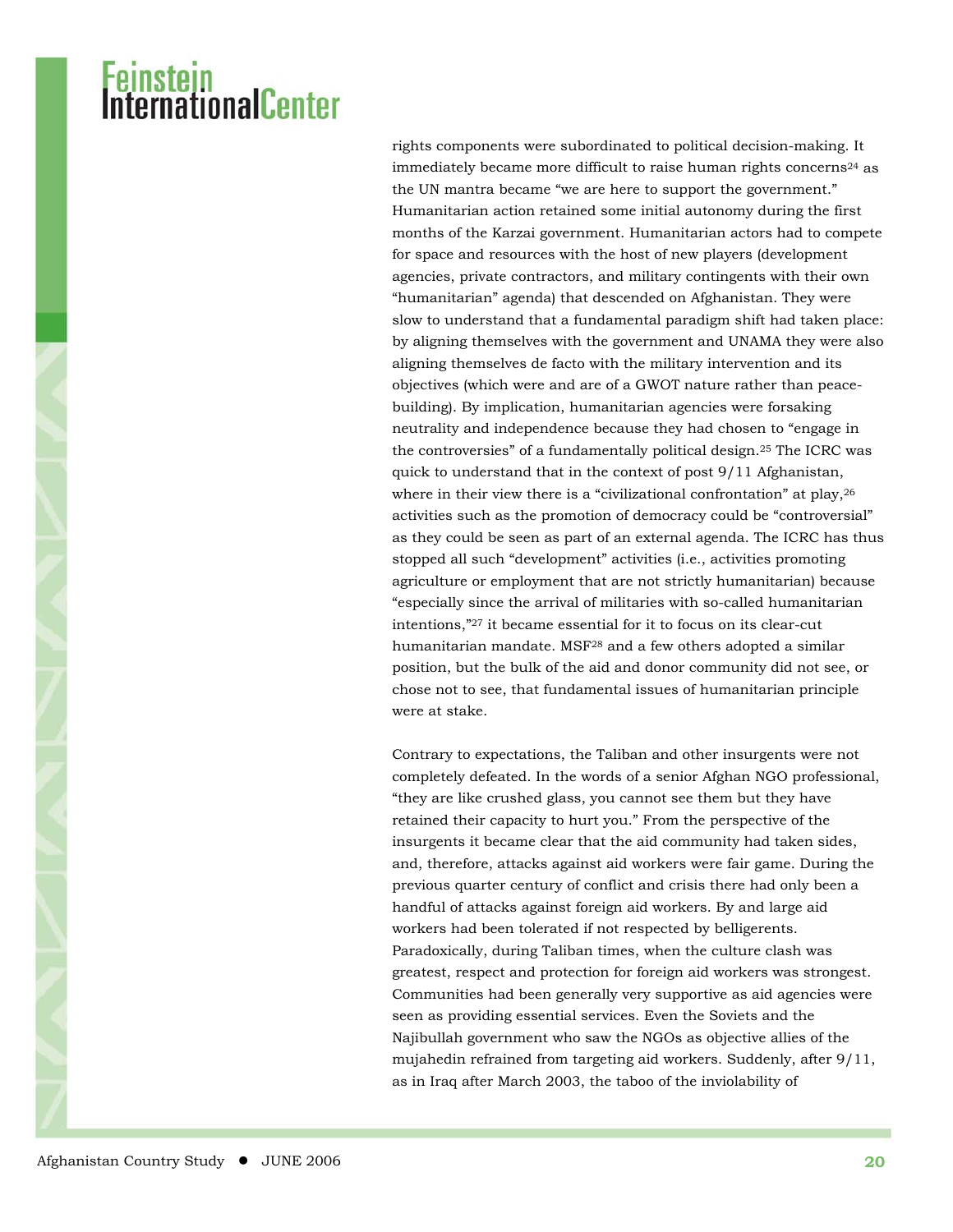rights components were subordinated to political decision-making. It immediately became more difficult to raise human rights concerns[24] as the UN mantra became "we are here to support the government." Humanitarian action retained some initial autonomy during the first months of the Karzai government. Humanitarian actors had to compete for space and resources with the host of new players (development agencies, private contractors, and military contingents with their own "humanitarian" agenda) that descended on Afghanistan. They were slow to understand that a fundamental paradigm shift had taken place: by aligning themselves with the government and UNAMA they were also aligning themselves de facto with the military intervention and its objectives (which were and are of a GWOT nature rather than peace-building). By implication, humanitarian agencies were forsaking neutrality and independence because they had chosen to "engage in the controversies" of a fundamentally political design.[25] The ICRC was quick to understand that in the context of post 9/11 Afghanistan, where in their view there is a "civilizational confrontation" at play,[26] activities such as the promotion of democracy could be "controversial" as they could be seen as part of an external agenda. The ICRC has thus stopped all such "development" activities (i.e., activities promoting agriculture or employment that are not strictly humanitarian) because "especially since the arrival of militaries with so-called humanitarian intentions,"[27] it became essential for it to focus on its clear-cut humanitarian mandate. MSF[28] and a few others adopted a similar position, but the bulk of the aid and donor community did not see, or chose not to see, that fundamental issues of humanitarian principle were at stake.

Contrary to expectations, the Taliban and other insurgents were not completely defeated. In the words of a senior Afghan NGO professional, "they are like crushed glass, you cannot see them but they have retained their capacity to hurt you." From the perspective of the insurgents it became clear that the aid community had taken sides, and, therefore, attacks against aid workers were fair game. During the previous quarter century of conflict and crisis there had only been a handful of attacks against foreign aid workers. By and large aid workers had been tolerated if not respected by belligerents. Paradoxically, during Taliban times, when the culture clash was greatest, respect and protection for foreign aid workers was strongest. Communities had been generally very supportive as aid agencies were seen as providing essential services. Even the Soviets and the Najibullah government who saw the NGOs as objective allies of the mujahedin refrained from targeting aid workers. Suddenly, after 9/11, as in Iraq after March 2003, the taboo of the inviolability of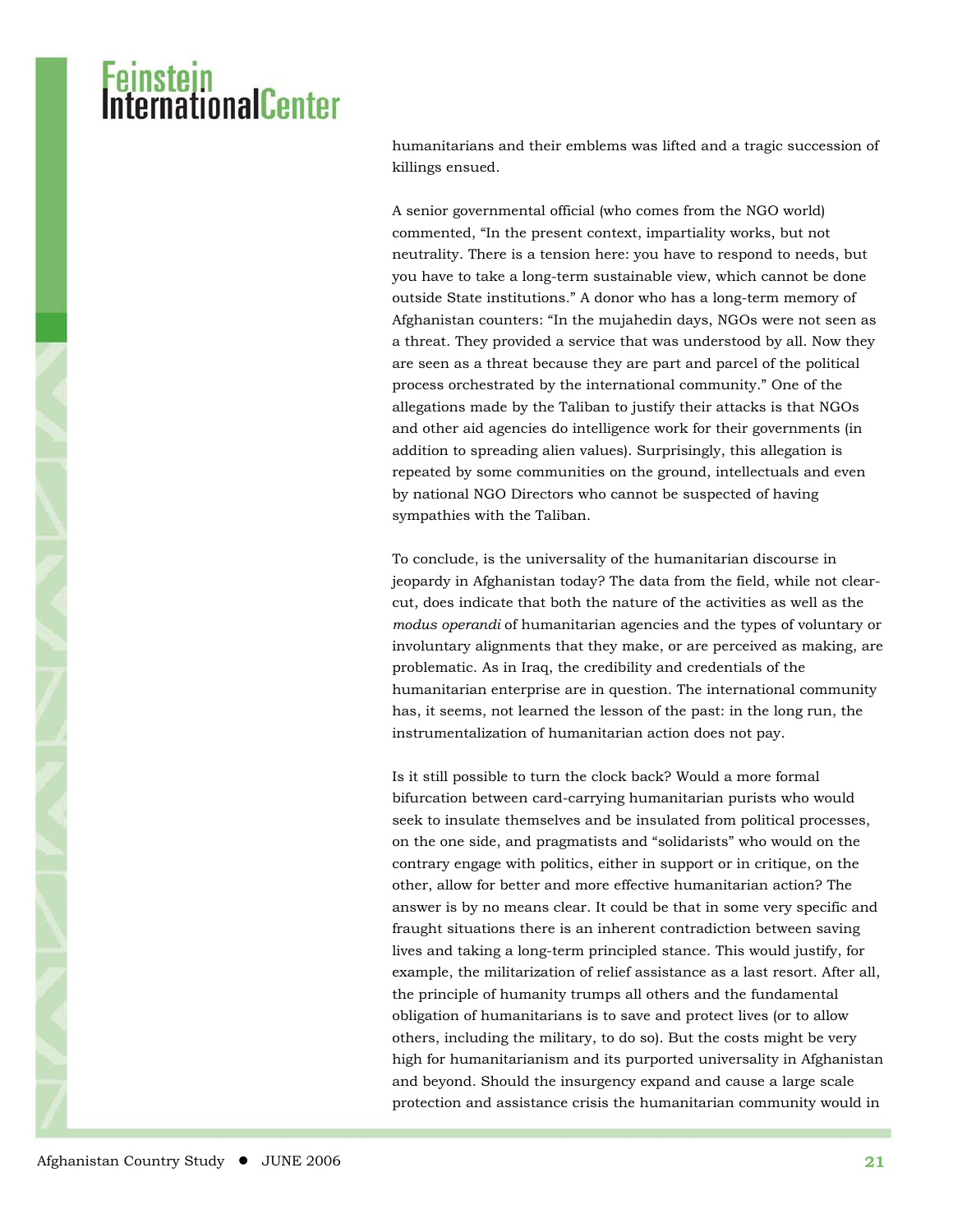humanitarians and their emblems was lifted and a tragic succession of killings ensued.

A senior governmental official (who comes from the NGO world) commented, "In the present context, impartiality works, but not neutrality. There is a tension here: you have to respond to needs, but you have to take a long-term sustainable view, which cannot be done outside State institutions." A donor who has a long-term memory of Afghanistan counters: "In the mujahedin days, NGOs were not seen as a threat. They provided a service that was understood by all. Now they are seen as a threat because they are part and parcel of the political process orchestrated by the international community." One of the allegations made by the Taliban to justify their attacks is that NGOs and other aid agencies do intelligence work for their governments (in addition to spreading alien values). Surprisingly, this allegation is repeated by some communities on the ground, intellectuals and even by national NGO Directors who cannot be suspected of having sympathies with the Taliban.

To conclude, is the universality of the humanitarian discourse in jeopardy in Afghanistan today? The data from the field, while not clear-cut, does indicate that both the nature of the activities as well as the *modus operandi* of humanitarian agencies and the types of voluntary or involuntary alignments that they make, or are perceived as making, are problematic. As in Iraq, the credibility and credentials of the humanitarian enterprise are in question. The international community has, it seems, not learned the lesson of the past: in the long run, the instrumentalization of humanitarian action does not pay.

Is it still possible to turn the clock back? Would a more formal bifurcation between card-carrying humanitarian purists who would seek to insulate themselves and be insulated from political processes, on the one side, and pragmatists and "solidarists" who would on the contrary engage with politics, either in support or in critique, on the other, allow for better and more effective humanitarian action? The answer is by no means clear. It could be that in some very specific and fraught situations there is an inherent contradiction between saving lives and taking a long-term principled stance. This would justify, for example, the militarization of relief assistance as a last resort. After all, the principle of humanity trumps all others and the fundamental obligation of humanitarians is to save and protect lives (or to allow others, including the military, to do so). But the costs might be very high for humanitarianism and its purported universality in Afghanistan and beyond. Should the insurgency expand and cause a large scale protection and assistance crisis the humanitarian community would in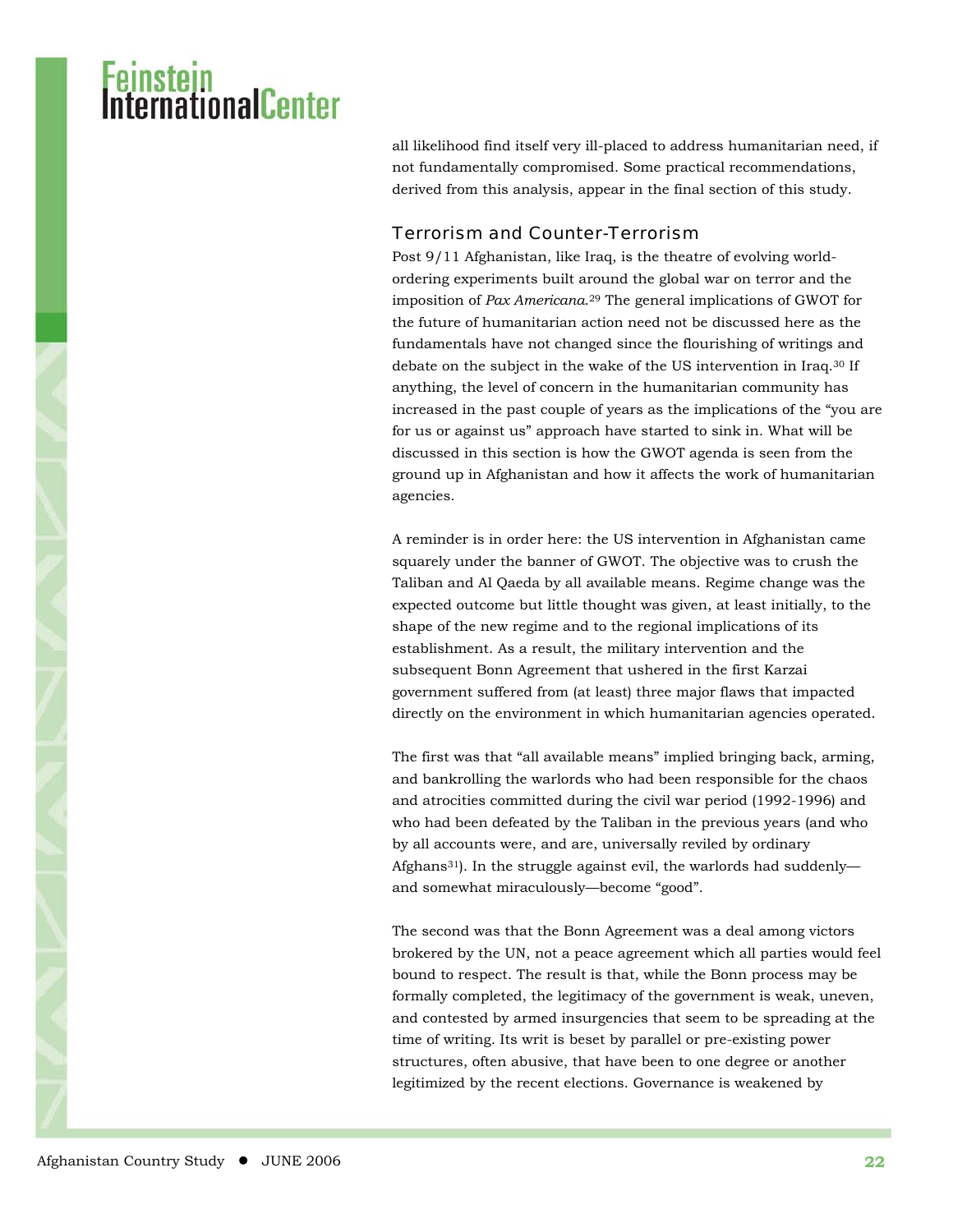all likelihood find itself very ill-placed to address humanitarian need, if not fundamentally compromised. Some practical recommendations, derived from this analysis, appear in the final section of this study.

## Terrorism and Counter-Terrorism

Post 9/11 Afghanistan, like Iraq, is the theatre of evolving world-ordering experiments built around the global war on terror and the imposition of *Pax Americana*.[29] The general implications of GWOT for the future of humanitarian action need not be discussed here as the fundamentals have not changed since the flourishing of writings and debate on the subject in the wake of the US intervention in Iraq.[30] If anything, the level of concern in the humanitarian community has increased in the past couple of years as the implications of the "you are for us or against us" approach have started to sink in. What will be discussed in this section is how the GWOT agenda is seen from the ground up in Afghanistan and how it affects the work of humanitarian agencies.

A reminder is in order here: the US intervention in Afghanistan came squarely under the banner of GWOT. The objective was to crush the Taliban and Al Qaeda by all available means. Regime change was the expected outcome but little thought was given, at least initially, to the shape of the new regime and to the regional implications of its establishment. As a result, the military intervention and the subsequent Bonn Agreement that ushered in the first Karzai government suffered from (at least) three major flaws that impacted directly on the environment in which humanitarian agencies operated.

The first was that "all available means" implied bringing back, arming, and bankrolling the warlords who had been responsible for the chaos and atrocities committed during the civil war period (1992-1996) and who had been defeated by the Taliban in the previous years (and who by all accounts were, and are, universally reviled by ordinary Afghans[31]). In the struggle against evil, the warlords had suddenly—and somewhat miraculously—become "good".

The second was that the Bonn Agreement was a deal among victors brokered by the UN, not a peace agreement which all parties would feel bound to respect. The result is that, while the Bonn process may be formally completed, the legitimacy of the government is weak, uneven, and contested by armed insurgencies that seem to be spreading at the time of writing. Its writ is beset by parallel or pre-existing power structures, often abusive, that have been to one degree or another legitimized by the recent elections. Governance is weakened by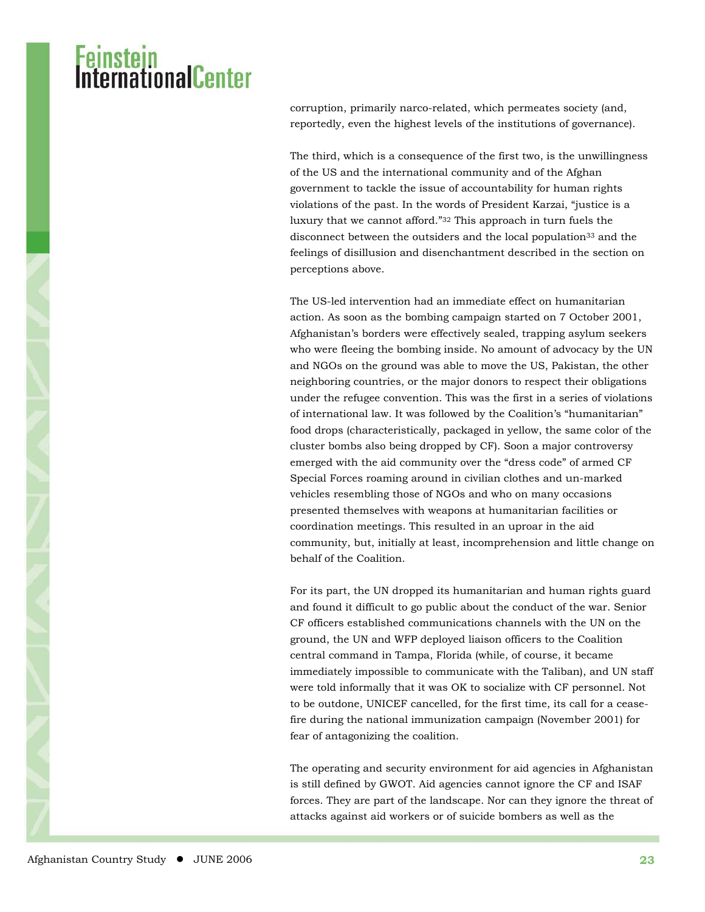corruption, primarily narco-related, which permeates society (and, reportedly, even the highest levels of the institutions of governance).

The third, which is a consequence of the first two, is the unwillingness of the US and the international community and of the Afghan government to tackle the issue of accountability for human rights violations of the past. In the words of President Karzai, "justice is a luxury that we cannot afford."[32] This approach in turn fuels the disconnect between the outsiders and the local population[33] and the feelings of disillusion and disenchantment described in the section on perceptions above.

The US-led intervention had an immediate effect on humanitarian action. As soon as the bombing campaign started on 7 October 2001, Afghanistan's borders were effectively sealed, trapping asylum seekers who were fleeing the bombing inside. No amount of advocacy by the UN and NGOs on the ground was able to move the US, Pakistan, the other neighboring countries, or the major donors to respect their obligations under the refugee convention. This was the first in a series of violations of international law. It was followed by the Coalition's "humanitarian" food drops (characteristically, packaged in yellow, the same color of the cluster bombs also being dropped by CF). Soon a major controversy emerged with the aid community over the "dress code" of armed CF Special Forces roaming around in civilian clothes and un-marked vehicles resembling those of NGOs and who on many occasions presented themselves with weapons at humanitarian facilities or coordination meetings. This resulted in an uproar in the aid community, but, initially at least, incomprehension and little change on behalf of the Coalition.

For its part, the UN dropped its humanitarian and human rights guard and found it difficult to go public about the conduct of the war. Senior CF officers established communications channels with the UN on the ground, the UN and WFP deployed liaison officers to the Coalition central command in Tampa, Florida (while, of course, it became immediately impossible to communicate with the Taliban), and UN staff were told informally that it was OK to socialize with CF personnel. Not to be outdone, UNICEF cancelled, for the first time, its call for a cease-fire during the national immunization campaign (November 2001) for fear of antagonizing the coalition.

The operating and security environment for aid agencies in Afghanistan is still defined by GWOT. Aid agencies cannot ignore the CF and ISAF forces. They are part of the landscape. Nor can they ignore the threat of attacks against aid workers or of suicide bombers as well as the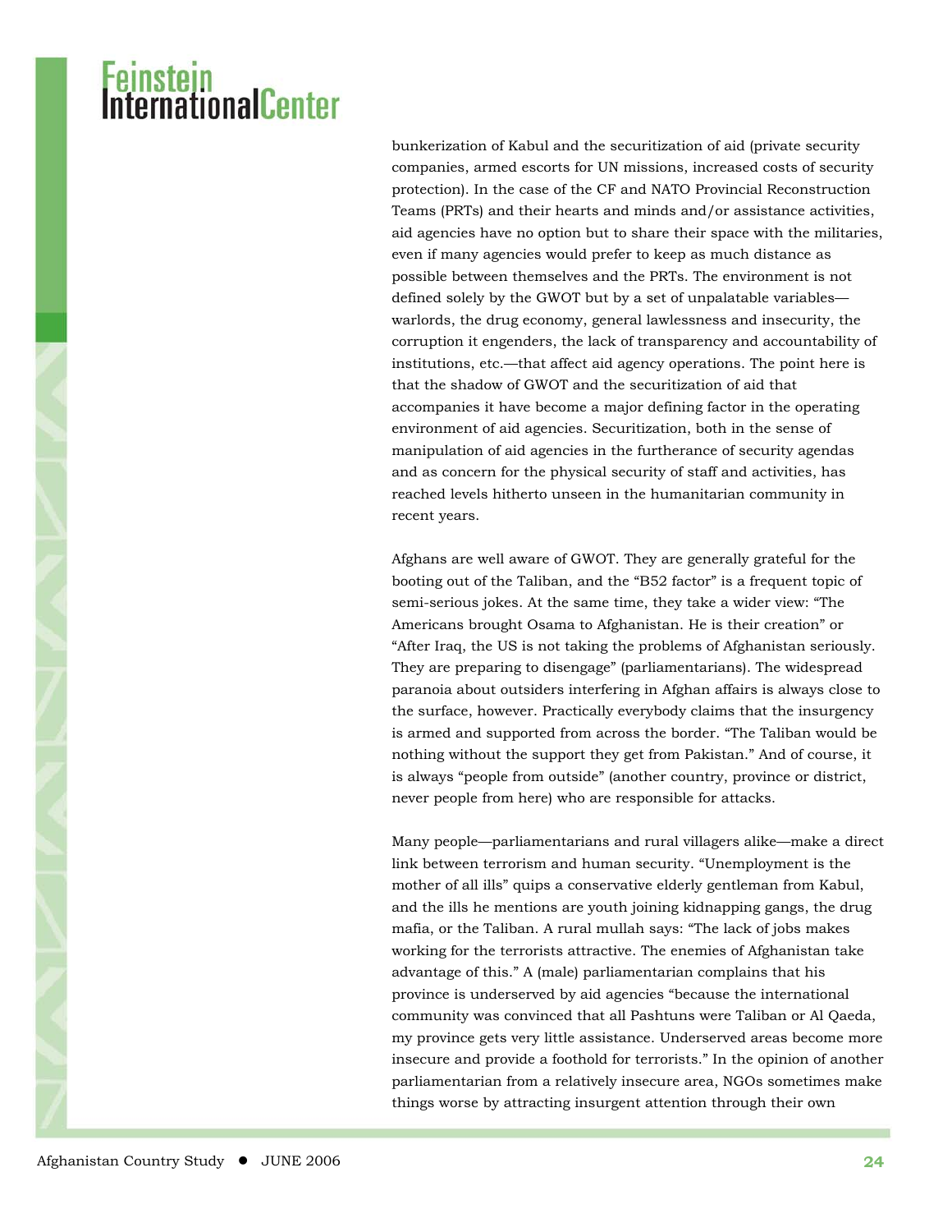bunkerization of Kabul and the securitization of aid (private security companies, armed escorts for UN missions, increased costs of security protection). In the case of the CF and NATO Provincial Reconstruction Teams (PRTs) and their hearts and minds and/or assistance activities, aid agencies have no option but to share their space with the militaries, even if many agencies would prefer to keep as much distance as possible between themselves and the PRTs. The environment is not defined solely by the GWOT but by a set of unpalatable variables—warlords, the drug economy, general lawlessness and insecurity, the corruption it engenders, the lack of transparency and accountability of institutions, etc.—that affect aid agency operations. The point here is that the shadow of GWOT and the securitization of aid that accompanies it have become a major defining factor in the operating environment of aid agencies. Securitization, both in the sense of manipulation of aid agencies in the furtherance of security agendas and as concern for the physical security of staff and activities, has reached levels hitherto unseen in the humanitarian community in recent years.

Afghans are well aware of GWOT. They are generally grateful for the booting out of the Taliban, and the "B52 factor" is a frequent topic of semi-serious jokes. At the same time, they take a wider view: "The Americans brought Osama to Afghanistan. He is their creation" or "After Iraq, the US is not taking the problems of Afghanistan seriously. They are preparing to disengage" (parliamentarians). The widespread paranoia about outsiders interfering in Afghan affairs is always close to the surface, however. Practically everybody claims that the insurgency is armed and supported from across the border. "The Taliban would be nothing without the support they get from Pakistan." And of course, it is always "people from outside" (another country, province or district, never people from here) who are responsible for attacks.

Many people—parliamentarians and rural villagers alike—make a direct link between terrorism and human security. "Unemployment is the mother of all ills" quips a conservative elderly gentleman from Kabul, and the ills he mentions are youth joining kidnapping gangs, the drug mafia, or the Taliban. A rural mullah says: "The lack of jobs makes working for the terrorists attractive. The enemies of Afghanistan take advantage of this." A (male) parliamentarian complains that his province is underserved by aid agencies "because the international community was convinced that all Pashtuns were Taliban or Al Qaeda, my province gets very little assistance. Underserved areas become more insecure and provide a foothold for terrorists." In the opinion of another parliamentarian from a relatively insecure area, NGOs sometimes make things worse by attracting insurgent attention through their own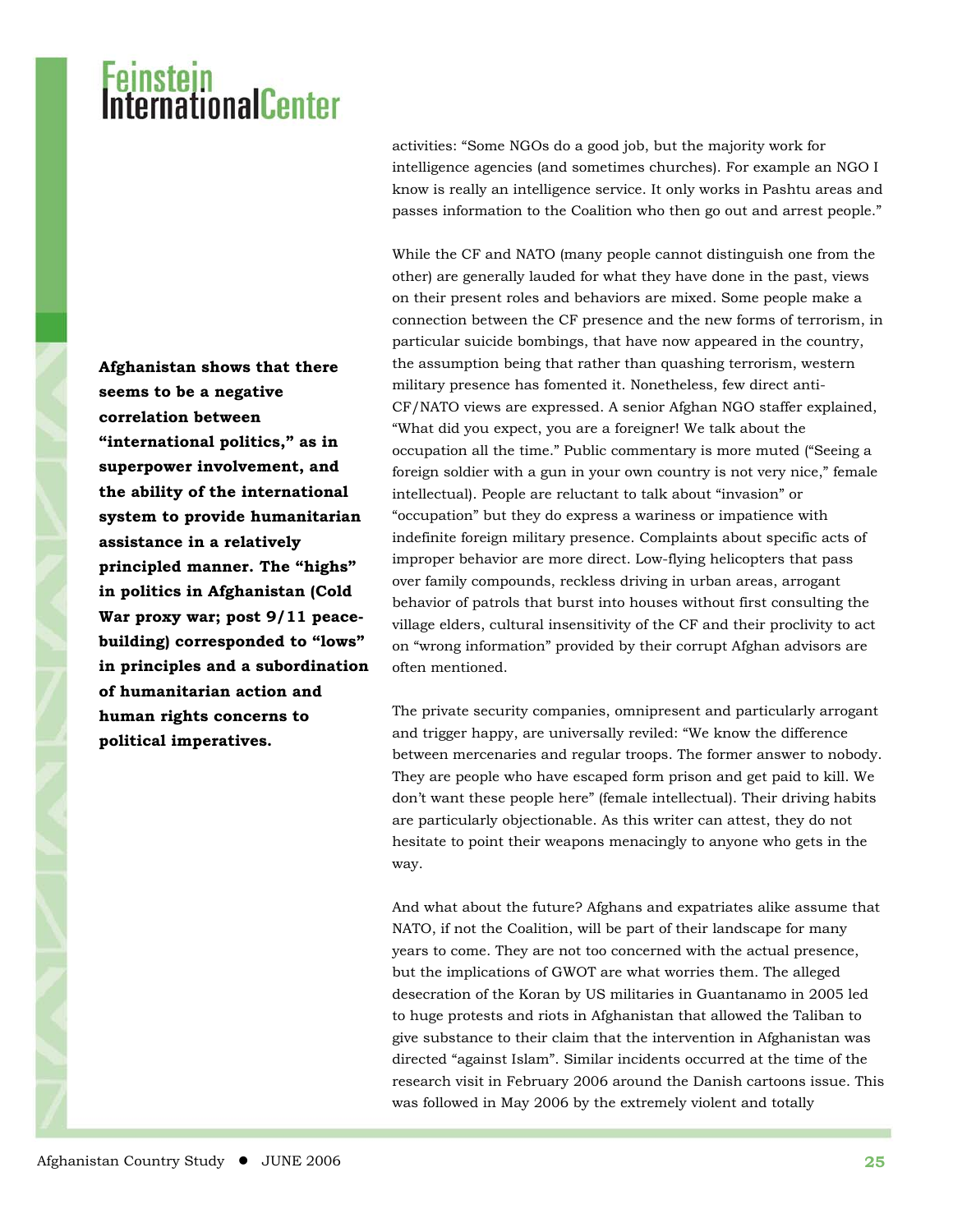activities: "Some NGOs do a good job, but the majority work for intelligence agencies (and sometimes churches). For example an NGO I know is really an intelligence service. It only works in Pashtu areas and passes information to the Coalition who then go out and arrest people."

**Afghanistan shows that there seems to be a negative correlation between "international politics," as in superpower involvement, and the ability of the international system to provide humanitarian assistance in a relatively principled manner. The "highs" in politics in Afghanistan (Cold War proxy war; post 9/11 peace-building) corresponded to "lows" in principles and a subordination of humanitarian action and human rights concerns to political imperatives.**

While the CF and NATO (many people cannot distinguish one from the other) are generally lauded for what they have done in the past, views on their present roles and behaviors are mixed. Some people make a connection between the CF presence and the new forms of terrorism, in particular suicide bombings, that have now appeared in the country, the assumption being that rather than quashing terrorism, western military presence has fomented it. Nonetheless, few direct anti-CF/NATO views are expressed. A senior Afghan NGO staffer explained, "What did you expect, you are a foreigner! We talk about the occupation all the time." Public commentary is more muted ("Seeing a foreign soldier with a gun in your own country is not very nice," female intellectual). People are reluctant to talk about "invasion" or "occupation" but they do express a wariness or impatience with indefinite foreign military presence. Complaints about specific acts of improper behavior are more direct. Low-flying helicopters that pass over family compounds, reckless driving in urban areas, arrogant behavior of patrols that burst into houses without first consulting the village elders, cultural insensitivity of the CF and their proclivity to act on "wrong information" provided by their corrupt Afghan advisors are often mentioned.

The private security companies, omnipresent and particularly arrogant and trigger happy, are universally reviled: "We know the difference between mercenaries and regular troops. The former answer to nobody. They are people who have escaped form prison and get paid to kill. We don't want these people here" (female intellectual). Their driving habits are particularly objectionable. As this writer can attest, they do not hesitate to point their weapons menacingly to anyone who gets in the way.

And what about the future? Afghans and expatriates alike assume that NATO, if not the Coalition, will be part of their landscape for many years to come. They are not too concerned with the actual presence, but the implications of GWOT are what worries them. The alleged desecration of the Koran by US militaries in Guantanamo in 2005 led to huge protests and riots in Afghanistan that allowed the Taliban to give substance to their claim that the intervention in Afghanistan was directed "against Islam". Similar incidents occurred at the time of the research visit in February 2006 around the Danish cartoons issue. This was followed in May 2006 by the extremely violent and totally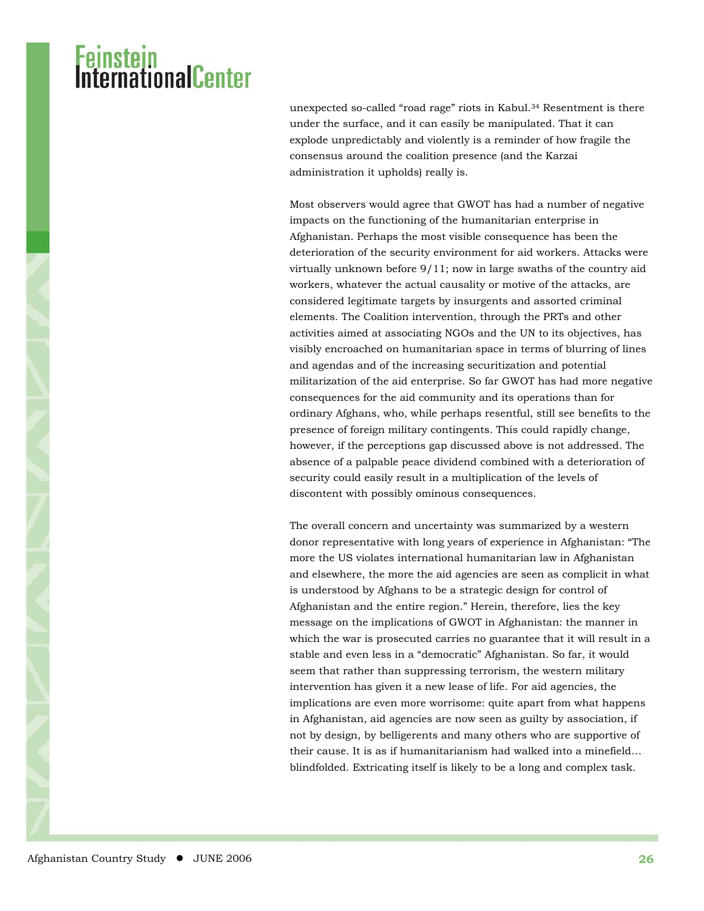unexpected so-called “road rage” riots in Kabul.[34] Resentment is there under the surface, and it can easily be manipulated. That it can explode unpredictably and violently is a reminder of how fragile the consensus around the coalition presence (and the Karzai administration it upholds) really is.

Most observers would agree that GWOT has had a number of negative impacts on the functioning of the humanitarian enterprise in Afghanistan. Perhaps the most visible consequence has been the deterioration of the security environment for aid workers. Attacks were virtually unknown before 9/11; now in large swaths of the country aid workers, whatever the actual causality or motive of the attacks, are considered legitimate targets by insurgents and assorted criminal elements. The Coalition intervention, through the PRTs and other activities aimed at associating NGOs and the UN to its objectives, has visibly encroached on humanitarian space in terms of blurring of lines and agendas and of the increasing securitization and potential militarization of the aid enterprise. So far GWOT has had more negative consequences for the aid community and its operations than for ordinary Afghans, who, while perhaps resentful, still see benefits to the presence of foreign military contingents. This could rapidly change, however, if the perceptions gap discussed above is not addressed. The absence of a palpable peace dividend combined with a deterioration of security could easily result in a multiplication of the levels of discontent with possibly ominous consequences.

The overall concern and uncertainty was summarized by a western donor representative with long years of experience in Afghanistan: “The more the US violates international humanitarian law in Afghanistan and elsewhere, the more the aid agencies are seen as complicit in what is understood by Afghans to be a strategic design for control of Afghanistan and the entire region.” Herein, therefore, lies the key message on the implications of GWOT in Afghanistan: the manner in which the war is prosecuted carries no guarantee that it will result in a stable and even less in a “democratic” Afghanistan. So far, it would seem that rather than suppressing terrorism, the western military intervention has given it a new lease of life. For aid agencies, the implications are even more worrisome: quite apart from what happens in Afghanistan, aid agencies are now seen as guilty by association, if not by design, by belligerents and many others who are supportive of their cause. It is as if humanitarianism had walked into a minefield... blindfolded. Extricating itself is likely to be a long and complex task.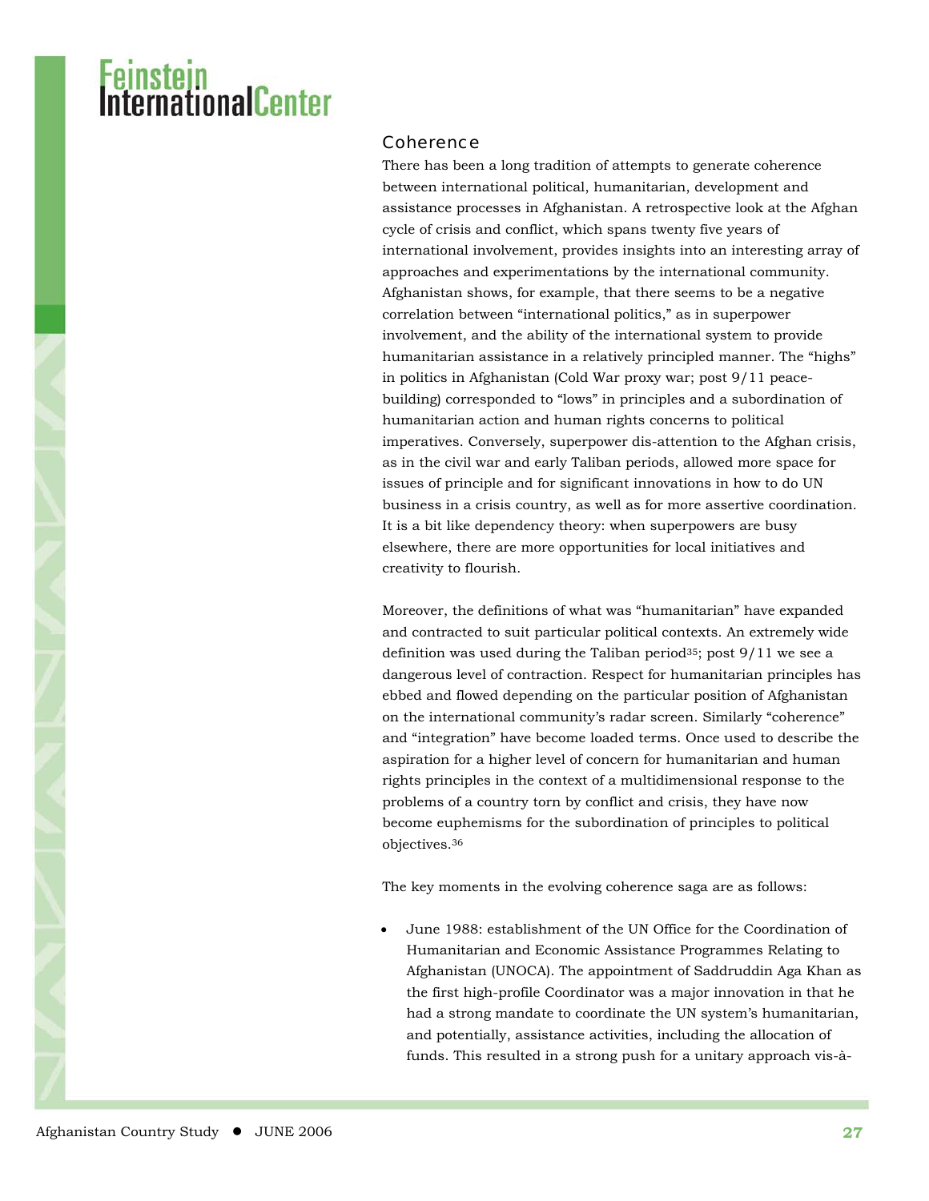## Coherence

There has been a long tradition of attempts to generate coherence between international political, humanitarian, development and assistance processes in Afghanistan. A retrospective look at the Afghan cycle of crisis and conflict, which spans twenty five years of international involvement, provides insights into an interesting array of approaches and experimentations by the international community. Afghanistan shows, for example, that there seems to be a negative correlation between "international politics," as in superpower involvement, and the ability of the international system to provide humanitarian assistance in a relatively principled manner. The "highs" in politics in Afghanistan (Cold War proxy war; post 9/11 peace-building) corresponded to "lows" in principles and a subordination of humanitarian action and human rights concerns to political imperatives. Conversely, superpower dis-attention to the Afghan crisis, as in the civil war and early Taliban periods, allowed more space for issues of principle and for significant innovations in how to do UN business in a crisis country, as well as for more assertive coordination. It is a bit like dependency theory: when superpowers are busy elsewhere, there are more opportunities for local initiatives and creativity to flourish.

Moreover, the definitions of what was "humanitarian" have expanded and contracted to suit particular political contexts. An extremely wide definition was used during the Taliban period[35]; post 9/11 we see a dangerous level of contraction. Respect for humanitarian principles has ebbed and flowed depending on the particular position of Afghanistan on the international community's radar screen. Similarly "coherence" and "integration" have become loaded terms. Once used to describe the aspiration for a higher level of concern for humanitarian and human rights principles in the context of a multidimensional response to the problems of a country torn by conflict and crisis, they have now become euphemisms for the subordination of principles to political objectives.[36]

The key moments in the evolving coherence saga are as follows:

- June 1988: establishment of the UN Office for the Coordination of Humanitarian and Economic Assistance Programmes Relating to Afghanistan (UNOCA). The appointment of Saddruddin Aga Khan as the first high-profile Coordinator was a major innovation in that he had a strong mandate to coordinate the UN system's humanitarian, and potentially, assistance activities, including the allocation of funds. This resulted in a strong push for a unitary approach vis-à-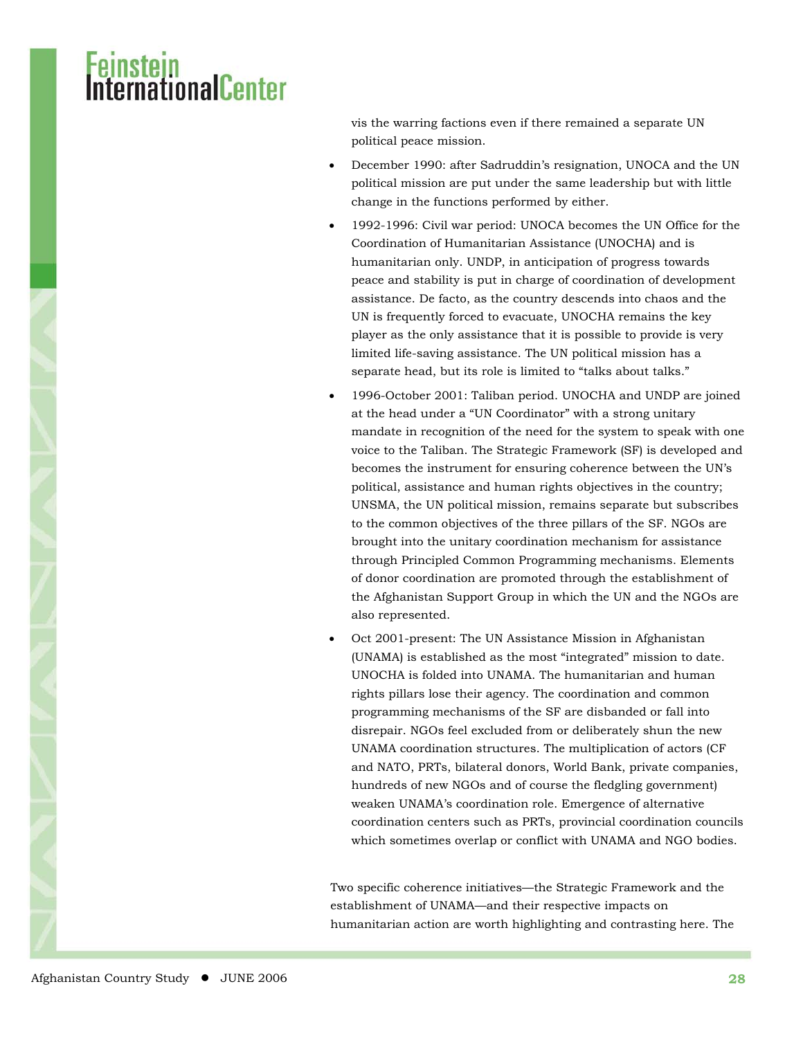vis the warring factions even if there remained a separate UN political peace mission.

- December 1990: after Sadruddin's resignation, UNOCA and the UN political mission are put under the same leadership but with little change in the functions performed by either.
- 1992-1996: Civil war period: UNOCA becomes the UN Office for the Coordination of Humanitarian Assistance (UNOCHA) and is humanitarian only. UNDP, in anticipation of progress towards peace and stability is put in charge of coordination of development assistance. De facto, as the country descends into chaos and the UN is frequently forced to evacuate, UNOCHA remains the key player as the only assistance that it is possible to provide is very limited life-saving assistance. The UN political mission has a separate head, but its role is limited to "talks about talks."
- 1996-October 2001: Taliban period. UNOCHA and UNDP are joined at the head under a "UN Coordinator" with a strong unitary mandate in recognition of the need for the system to speak with one voice to the Taliban. The Strategic Framework (SF) is developed and becomes the instrument for ensuring coherence between the UN's political, assistance and human rights objectives in the country; UNSMA, the UN political mission, remains separate but subscribes to the common objectives of the three pillars of the SF. NGOs are brought into the unitary coordination mechanism for assistance through Principled Common Programming mechanisms. Elements of donor coordination are promoted through the establishment of the Afghanistan Support Group in which the UN and the NGOs are also represented.
- Oct 2001-present: The UN Assistance Mission in Afghanistan (UNAMA) is established as the most "integrated" mission to date. UNOCHA is folded into UNAMA. The humanitarian and human rights pillars lose their agency. The coordination and common programming mechanisms of the SF are disbanded or fall into disrepair. NGOs feel excluded from or deliberately shun the new UNAMA coordination structures. The multiplication of actors (CF and NATO, PRTs, bilateral donors, World Bank, private companies, hundreds of new NGOs and of course the fledgling government) weaken UNAMA's coordination role. Emergence of alternative coordination centers such as PRTs, provincial coordination councils which sometimes overlap or conflict with UNAMA and NGO bodies.

Two specific coherence initiatives—the Strategic Framework and the establishment of UNAMA—and their respective impacts on humanitarian action are worth highlighting and contrasting here. The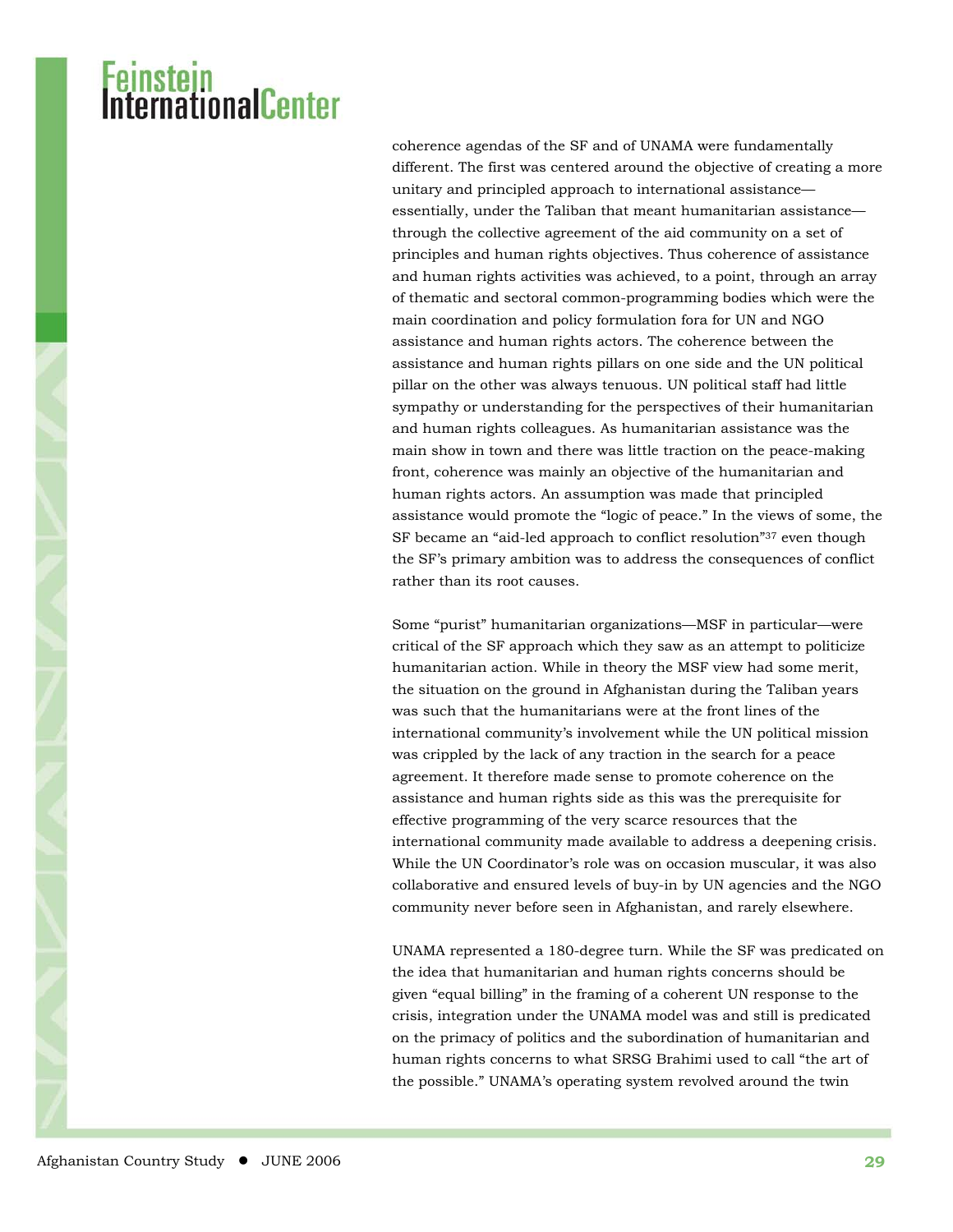coherence agendas of the SF and of UNAMA were fundamentally different. The first was centered around the objective of creating a more unitary and principled approach to international assistance—essentially, under the Taliban that meant humanitarian assistance—through the collective agreement of the aid community on a set of principles and human rights objectives. Thus coherence of assistance and human rights activities was achieved, to a point, through an array of thematic and sectoral common-programming bodies which were the main coordination and policy formulation fora for UN and NGO assistance and human rights actors. The coherence between the assistance and human rights pillars on one side and the UN political pillar on the other was always tenuous. UN political staff had little sympathy or understanding for the perspectives of their humanitarian and human rights colleagues. As humanitarian assistance was the main show in town and there was little traction on the peace-making front, coherence was mainly an objective of the humanitarian and human rights actors. An assumption was made that principled assistance would promote the "logic of peace." In the views of some, the SF became an "aid-led approach to conflict resolution"[37] even though the SF's primary ambition was to address the consequences of conflict rather than its root causes.

Some "purist" humanitarian organizations—MSF in particular—were critical of the SF approach which they saw as an attempt to politicize humanitarian action. While in theory the MSF view had some merit, the situation on the ground in Afghanistan during the Taliban years was such that the humanitarians were at the front lines of the international community's involvement while the UN political mission was crippled by the lack of any traction in the search for a peace agreement. It therefore made sense to promote coherence on the assistance and human rights side as this was the prerequisite for effective programming of the very scarce resources that the international community made available to address a deepening crisis. While the UN Coordinator's role was on occasion muscular, it was also collaborative and ensured levels of buy-in by UN agencies and the NGO community never before seen in Afghanistan, and rarely elsewhere.

UNAMA represented a 180-degree turn. While the SF was predicated on the idea that humanitarian and human rights concerns should be given "equal billing" in the framing of a coherent UN response to the crisis, integration under the UNAMA model was and still is predicated on the primacy of politics and the subordination of humanitarian and human rights concerns to what SRSG Brahimi used to call "the art of the possible." UNAMA's operating system revolved around the twin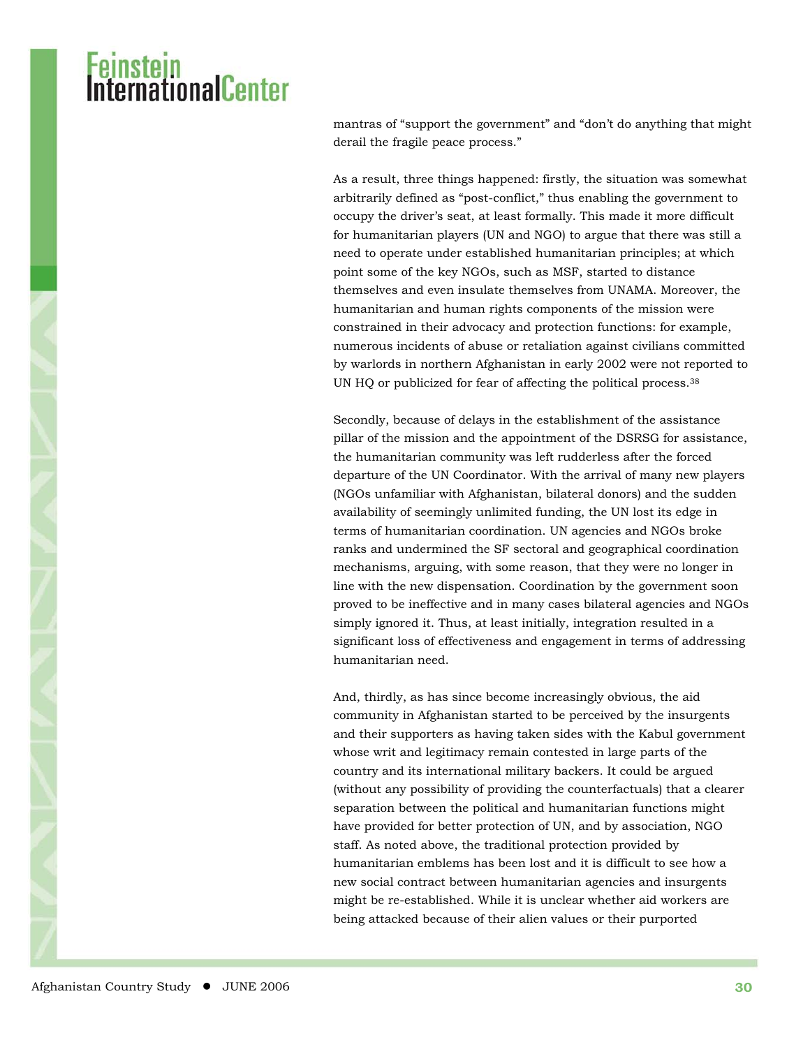mantras of "support the government" and "don't do anything that might derail the fragile peace process."

As a result, three things happened: firstly, the situation was somewhat arbitrarily defined as "post-conflict," thus enabling the government to occupy the driver's seat, at least formally. This made it more difficult for humanitarian players (UN and NGO) to argue that there was still a need to operate under established humanitarian principles; at which point some of the key NGOs, such as MSF, started to distance themselves and even insulate themselves from UNAMA. Moreover, the humanitarian and human rights components of the mission were constrained in their advocacy and protection functions: for example, numerous incidents of abuse or retaliation against civilians committed by warlords in northern Afghanistan in early 2002 were not reported to UN HQ or publicized for fear of affecting the political process.[38]

Secondly, because of delays in the establishment of the assistance pillar of the mission and the appointment of the DSRSG for assistance, the humanitarian community was left rudderless after the forced departure of the UN Coordinator. With the arrival of many new players (NGOs unfamiliar with Afghanistan, bilateral donors) and the sudden availability of seemingly unlimited funding, the UN lost its edge in terms of humanitarian coordination. UN agencies and NGOs broke ranks and undermined the SF sectoral and geographical coordination mechanisms, arguing, with some reason, that they were no longer in line with the new dispensation. Coordination by the government soon proved to be ineffective and in many cases bilateral agencies and NGOs simply ignored it. Thus, at least initially, integration resulted in a significant loss of effectiveness and engagement in terms of addressing humanitarian need.

And, thirdly, as has since become increasingly obvious, the aid community in Afghanistan started to be perceived by the insurgents and their supporters as having taken sides with the Kabul government whose writ and legitimacy remain contested in large parts of the country and its international military backers. It could be argued (without any possibility of providing the counterfactuals) that a clearer separation between the political and humanitarian functions might have provided for better protection of UN, and by association, NGO staff. As noted above, the traditional protection provided by humanitarian emblems has been lost and it is difficult to see how a new social contract between humanitarian agencies and insurgents might be re-established. While it is unclear whether aid workers are being attacked because of their alien values or their purported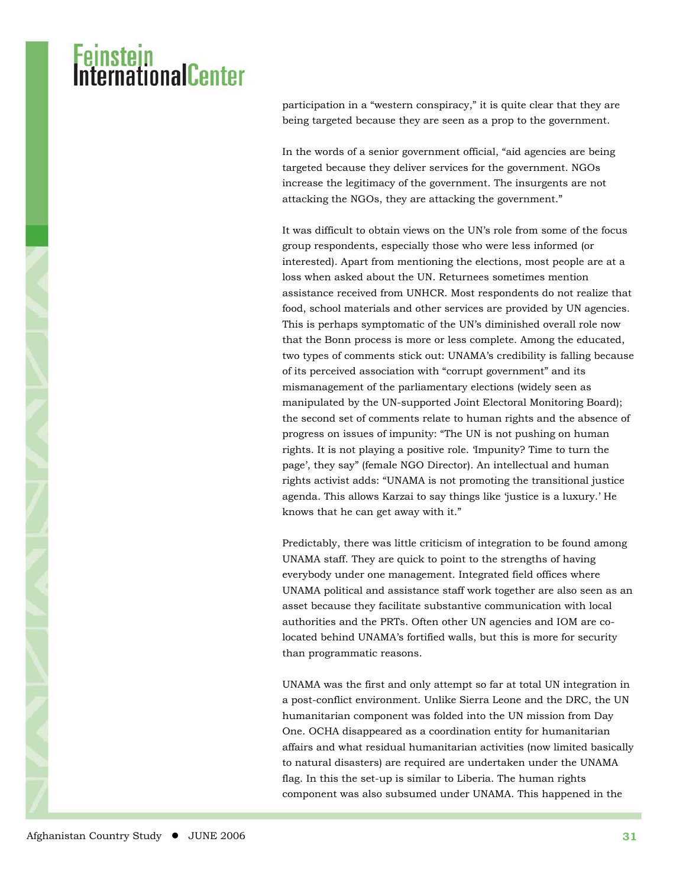participation in a "western conspiracy," it is quite clear that they are being targeted because they are seen as a prop to the government.

In the words of a senior government official, "aid agencies are being targeted because they deliver services for the government. NGOs increase the legitimacy of the government. The insurgents are not attacking the NGOs, they are attacking the government."

It was difficult to obtain views on the UN's role from some of the focus group respondents, especially those who were less informed (or interested). Apart from mentioning the elections, most people are at a loss when asked about the UN. Returnees sometimes mention assistance received from UNHCR. Most respondents do not realize that food, school materials and other services are provided by UN agencies. This is perhaps symptomatic of the UN's diminished overall role now that the Bonn process is more or less complete. Among the educated, two types of comments stick out: UNAMA's credibility is falling because of its perceived association with "corrupt government" and its mismanagement of the parliamentary elections (widely seen as manipulated by the UN-supported Joint Electoral Monitoring Board); the second set of comments relate to human rights and the absence of progress on issues of impunity: "The UN is not pushing on human rights. It is not playing a positive role. 'Impunity? Time to turn the page', they say" (female NGO Director). An intellectual and human rights activist adds: "UNAMA is not promoting the transitional justice agenda. This allows Karzai to say things like 'justice is a luxury.' He knows that he can get away with it."

Predictably, there was little criticism of integration to be found among UNAMA staff. They are quick to point to the strengths of having everybody under one management. Integrated field offices where UNAMA political and assistance staff work together are also seen as an asset because they facilitate substantive communication with local authorities and the PRTs. Often other UN agencies and IOM are co-located behind UNAMA's fortified walls, but this is more for security than programmatic reasons.

UNAMA was the first and only attempt so far at total UN integration in a post-conflict environment. Unlike Sierra Leone and the DRC, the UN humanitarian component was folded into the UN mission from Day One. OCHA disappeared as a coordination entity for humanitarian affairs and what residual humanitarian activities (now limited basically to natural disasters) are required are undertaken under the UNAMA flag. In this the set-up is similar to Liberia. The human rights component was also subsumed under UNAMA. This happened in the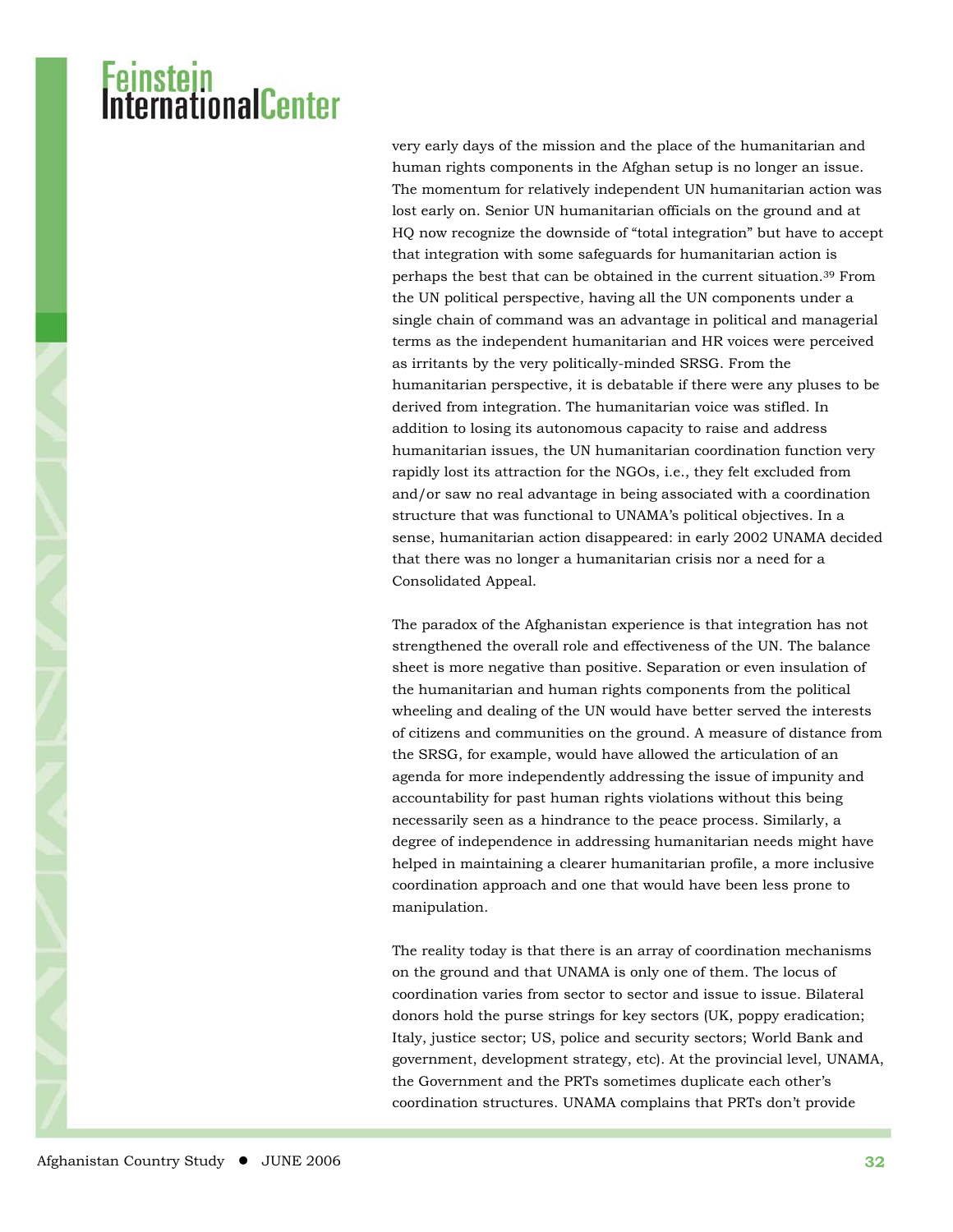very early days of the mission and the place of the humanitarian and human rights components in the Afghan setup is no longer an issue. The momentum for relatively independent UN humanitarian action was lost early on. Senior UN humanitarian officials on the ground and at HQ now recognize the downside of "total integration" but have to accept that integration with some safeguards for humanitarian action is perhaps the best that can be obtained in the current situation.[39] From the UN political perspective, having all the UN components under a single chain of command was an advantage in political and managerial terms as the independent humanitarian and HR voices were perceived as irritants by the very politically-minded SRSG. From the humanitarian perspective, it is debatable if there were any pluses to be derived from integration. The humanitarian voice was stifled. In addition to losing its autonomous capacity to raise and address humanitarian issues, the UN humanitarian coordination function very rapidly lost its attraction for the NGOs, i.e., they felt excluded from and/or saw no real advantage in being associated with a coordination structure that was functional to UNAMA's political objectives. In a sense, humanitarian action disappeared: in early 2002 UNAMA decided that there was no longer a humanitarian crisis nor a need for a Consolidated Appeal.

The paradox of the Afghanistan experience is that integration has not strengthened the overall role and effectiveness of the UN. The balance sheet is more negative than positive. Separation or even insulation of the humanitarian and human rights components from the political wheeling and dealing of the UN would have better served the interests of citizens and communities on the ground. A measure of distance from the SRSG, for example, would have allowed the articulation of an agenda for more independently addressing the issue of impunity and accountability for past human rights violations without this being necessarily seen as a hindrance to the peace process. Similarly, a degree of independence in addressing humanitarian needs might have helped in maintaining a clearer humanitarian profile, a more inclusive coordination approach and one that would have been less prone to manipulation.

The reality today is that there is an array of coordination mechanisms on the ground and that UNAMA is only one of them. The locus of coordination varies from sector to sector and issue to issue. Bilateral donors hold the purse strings for key sectors (UK, poppy eradication; Italy, justice sector; US, police and security sectors; World Bank and government, development strategy, etc). At the provincial level, UNAMA, the Government and the PRTs sometimes duplicate each other's coordination structures. UNAMA complains that PRTs don't provide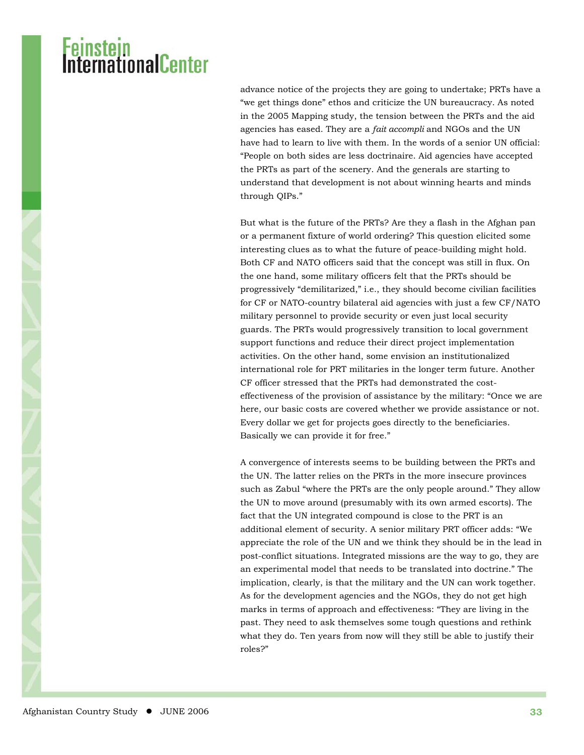advance notice of the projects they are going to undertake; PRTs have a "we get things done" ethos and criticize the UN bureaucracy. As noted in the 2005 Mapping study, the tension between the PRTs and the aid agencies has eased. They are a *fait accompli* and NGOs and the UN have had to learn to live with them. In the words of a senior UN official: "People on both sides are less doctrinaire. Aid agencies have accepted the PRTs as part of the scenery. And the generals are starting to understand that development is not about winning hearts and minds through QIPs."

But what is the future of the PRTs? Are they a flash in the Afghan pan or a permanent fixture of world ordering? This question elicited some interesting clues as to what the future of peace-building might hold. Both CF and NATO officers said that the concept was still in flux. On the one hand, some military officers felt that the PRTs should be progressively "demilitarized," i.e., they should become civilian facilities for CF or NATO-country bilateral aid agencies with just a few CF/NATO military personnel to provide security or even just local security guards. The PRTs would progressively transition to local government support functions and reduce their direct project implementation activities. On the other hand, some envision an institutionalized international role for PRT militaries in the longer term future. Another CF officer stressed that the PRTs had demonstrated the cost-effectiveness of the provision of assistance by the military: "Once we are here, our basic costs are covered whether we provide assistance or not. Every dollar we get for projects goes directly to the beneficiaries. Basically we can provide it for free."

A convergence of interests seems to be building between the PRTs and the UN. The latter relies on the PRTs in the more insecure provinces such as Zabul "where the PRTs are the only people around." They allow the UN to move around (presumably with its own armed escorts). The fact that the UN integrated compound is close to the PRT is an additional element of security. A senior military PRT officer adds: "We appreciate the role of the UN and we think they should be in the lead in post-conflict situations. Integrated missions are the way to go, they are an experimental model that needs to be translated into doctrine." The implication, clearly, is that the military and the UN can work together. As for the development agencies and the NGOs, they do not get high marks in terms of approach and effectiveness: "They are living in the past. They need to ask themselves some tough questions and rethink what they do. Ten years from now will they still be able to justify their roles?"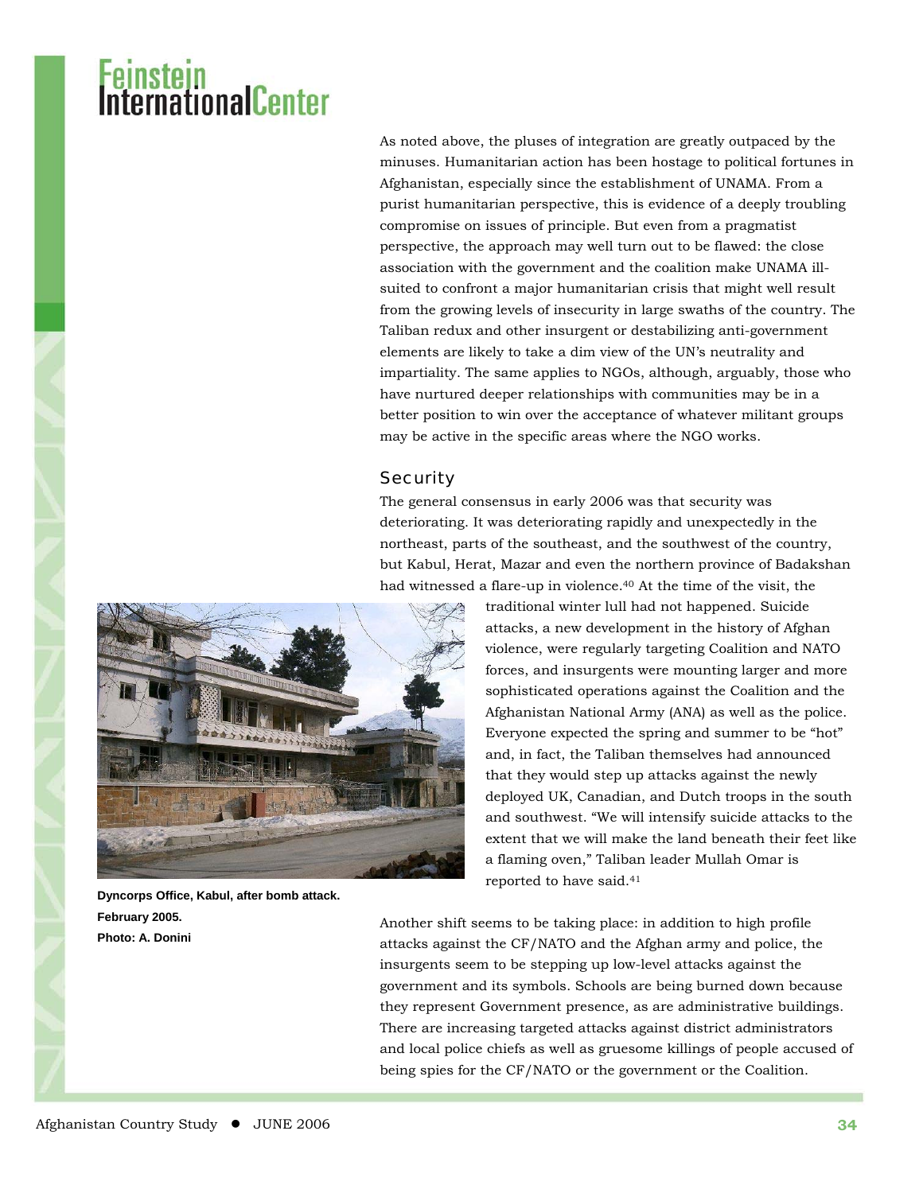As noted above, the pluses of integration are greatly outpaced by the minuses. Humanitarian action has been hostage to political fortunes in Afghanistan, especially since the establishment of UNAMA. From a purist humanitarian perspective, this is evidence of a deeply troubling compromise on issues of principle. But even from a pragmatist perspective, the approach may well turn out to be flawed: the close association with the government and the coalition make UNAMA ill-suited to confront a major humanitarian crisis that might well result from the growing levels of insecurity in large swaths of the country. The Taliban redux and other insurgent or destabilizing anti-government elements are likely to take a dim view of the UN's neutrality and impartiality. The same applies to NGOs, although, arguably, those who have nurtured deeper relationships with communities may be in a better position to win over the acceptance of whatever militant groups may be active in the specific areas where the NGO works.

## Security

The general consensus in early 2006 was that security was deteriorating. It was deteriorating rapidly and unexpectedly in the northeast, parts of the southeast, and the southwest of the country, but Kabul, Herat, Mazar and even the northern province of Badakshan had witnessed a flare-up in violence.[40] At the time of the visit, the traditional winter lull had not happened. Suicide attacks, a new development in the history of Afghan violence, were regularly targeting Coalition and NATO forces, and insurgents were mounting larger and more sophisticated operations against the Coalition and the Afghanistan National Army (ANA) as well as the police. Everyone expected the spring and summer to be "hot" and, in fact, the Taliban themselves had announced that they would step up attacks against the newly deployed UK, Canadian, and Dutch troops in the south and southwest. "We will intensify suicide attacks to the extent that we will make the land beneath their feet like a flaming oven," Taliban leader Mullah Omar is reported to have said.[41]

**Dyncorps Office, Kabul, after bomb attack. February 2005. Photo: A. Donini**

Another shift seems to be taking place: in addition to high profile attacks against the CF/NATO and the Afghan army and police, the insurgents seem to be stepping up low-level attacks against the government and its symbols. Schools are being burned down because they represent Government presence, as are administrative buildings. There are increasing targeted attacks against district administrators and local police chiefs as well as gruesome killings of people accused of being spies for the CF/NATO or the government or the Coalition.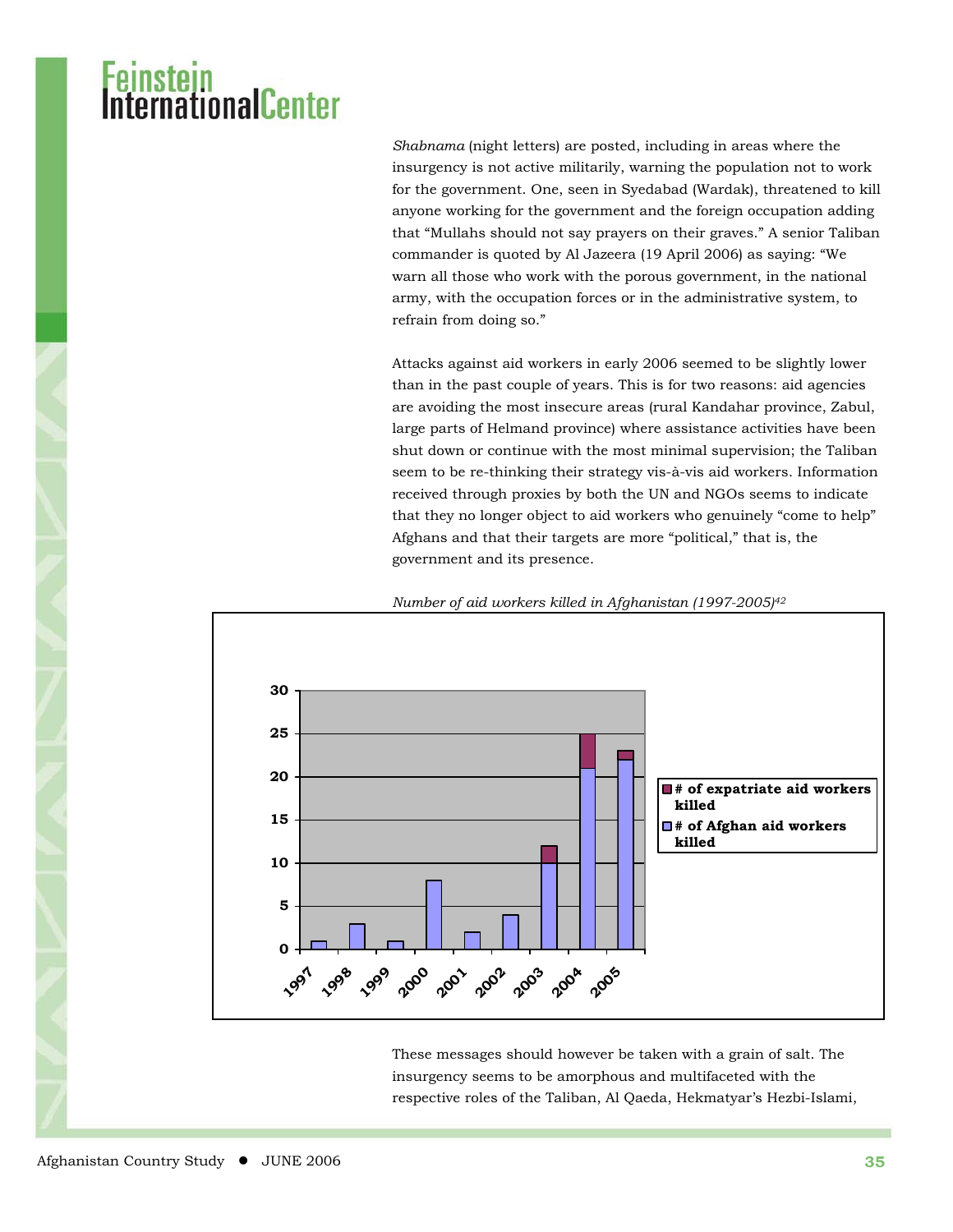*Shabnama* (night letters) are posted, including in areas where the insurgency is not active militarily, warning the population not to work for the government. One, seen in Syedabad (Wardak), threatened to kill anyone working for the government and the foreign occupation adding that "Mullahs should not say prayers on their graves." A senior Taliban commander is quoted by Al Jazeera (19 April 2006) as saying: "We warn all those who work with the porous government, in the national army, with the occupation forces or in the administrative system, to refrain from doing so."

Attacks against aid workers in early 2006 seemed to be slightly lower than in the past couple of years. This is for two reasons: aid agencies are avoiding the most insecure areas (rural Kandahar province, Zabul, large parts of Helmand province) where assistance activities have been shut down or continue with the most minimal supervision; the Taliban seem to be re-thinking their strategy vis-à-vis aid workers. Information received through proxies by both the UN and NGOs seems to indicate that they no longer object to aid workers who genuinely "come to help" Afghans and that their targets are more "political," that is, the government and its presence.

*Number of aid workers killed in Afghanistan (1997-2005)*[42]

30
25
20
15
10
5
0

1997 1998 1999 2000 2001 2002 2003 2004 2005

# of expatriate aid workers killed
# of Afghan aid workers killed

These messages should however be taken with a grain of salt. The insurgency seems to be amorphous and multifaceted with the respective roles of the Taliban, Al Qaeda, Hekmatyar's Hezbi-Islami,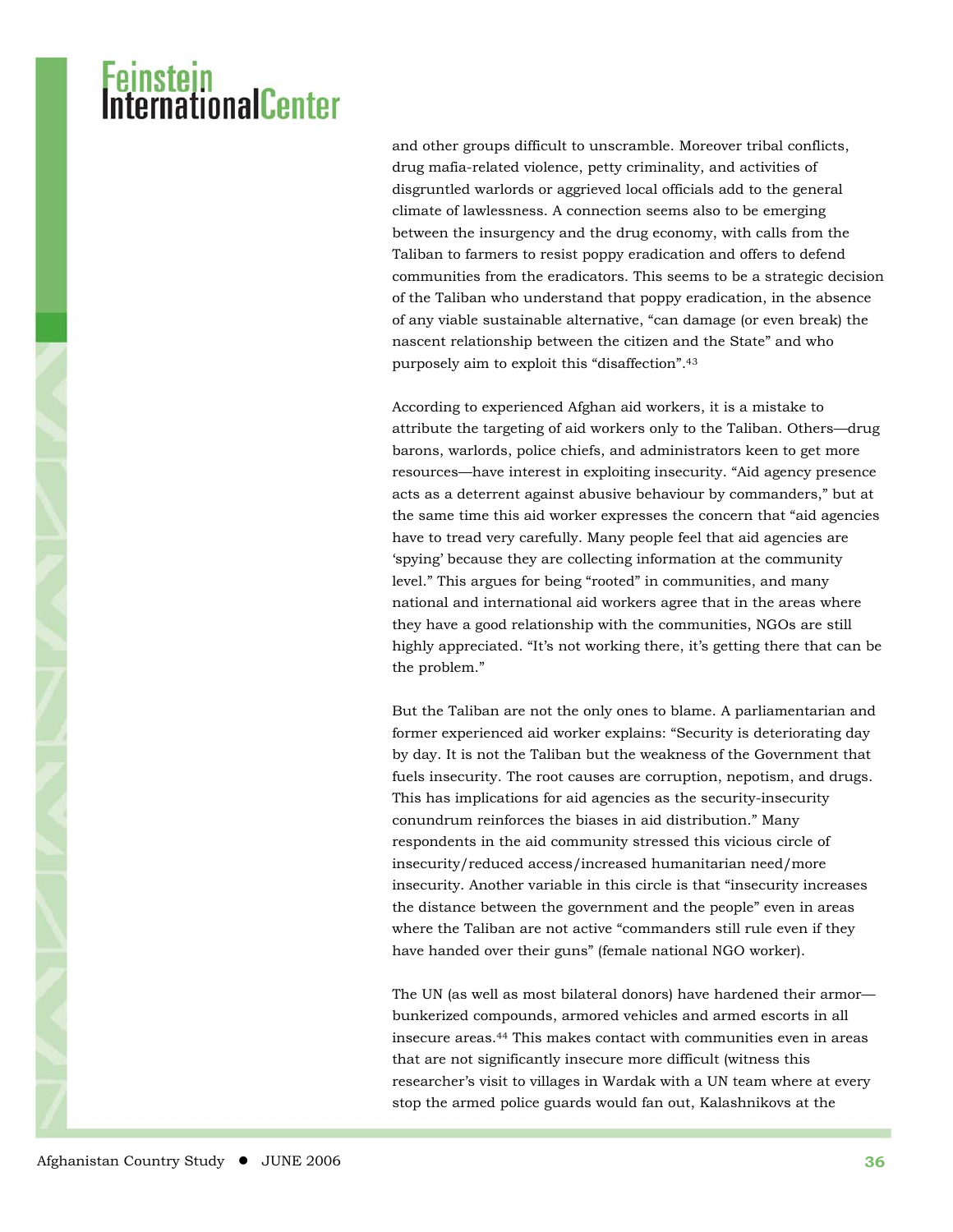and other groups difficult to unscramble. Moreover tribal conflicts, drug mafia-related violence, petty criminality, and activities of disgruntled warlords or aggrieved local officials add to the general climate of lawlessness. A connection seems also to be emerging between the insurgency and the drug economy, with calls from the Taliban to farmers to resist poppy eradication and offers to defend communities from the eradicators. This seems to be a strategic decision of the Taliban who understand that poppy eradication, in the absence of any viable sustainable alternative, "can damage (or even break) the nascent relationship between the citizen and the State" and who purposely aim to exploit this "disaffection".[43]

According to experienced Afghan aid workers, it is a mistake to attribute the targeting of aid workers only to the Taliban. Others—drug barons, warlords, police chiefs, and administrators keen to get more resources—have interest in exploiting insecurity. "Aid agency presence acts as a deterrent against abusive behaviour by commanders," but at the same time this aid worker expresses the concern that "aid agencies have to tread very carefully. Many people feel that aid agencies are 'spying' because they are collecting information at the community level." This argues for being "rooted" in communities, and many national and international aid workers agree that in the areas where they have a good relationship with the communities, NGOs are still highly appreciated. "It's not working there, it's getting there that can be the problem."

But the Taliban are not the only ones to blame. A parliamentarian and former experienced aid worker explains: "Security is deteriorating day by day. It is not the Taliban but the weakness of the Government that fuels insecurity. The root causes are corruption, nepotism, and drugs. This has implications for aid agencies as the security-insecurity conundrum reinforces the biases in aid distribution." Many respondents in the aid community stressed this vicious circle of insecurity/reduced access/increased humanitarian need/more insecurity. Another variable in this circle is that "insecurity increases the distance between the government and the people" even in areas where the Taliban are not active "commanders still rule even if they have handed over their guns" (female national NGO worker).

The UN (as well as most bilateral donors) have hardened their armor—bunkerized compounds, armored vehicles and armed escorts in all insecure areas.[44] This makes contact with communities even in areas that are not significantly insecure more difficult (witness this researcher's visit to villages in Wardak with a UN team where at every stop the armed police guards would fan out, Kalashnikovs at the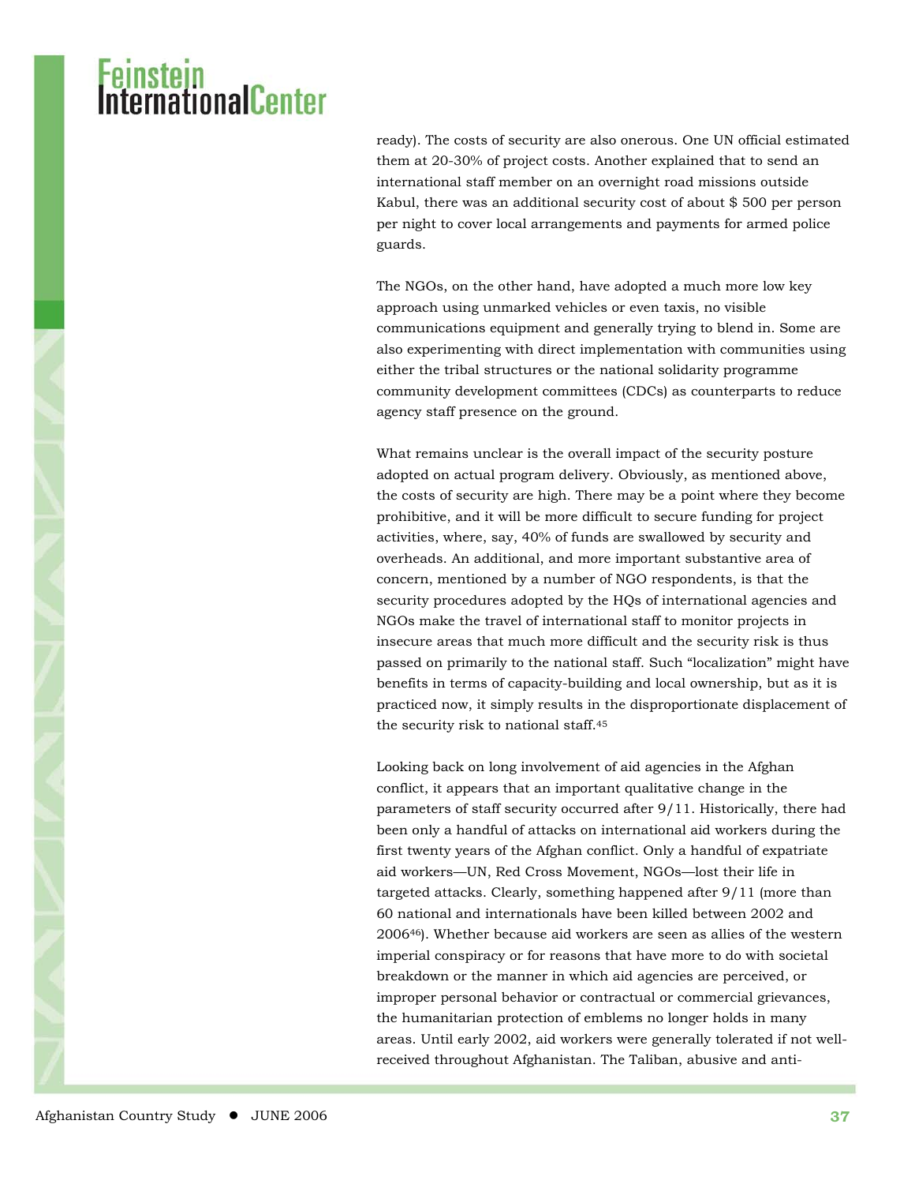ready). The costs of security are also onerous. One UN official estimated them at 20-30% of project costs. Another explained that to send an international staff member on an overnight road missions outside Kabul, there was an additional security cost of about $ 500 per person per night to cover local arrangements and payments for armed police guards.

The NGOs, on the other hand, have adopted a much more low key approach using unmarked vehicles or even taxis, no visible communications equipment and generally trying to blend in. Some are also experimenting with direct implementation with communities using either the tribal structures or the national solidarity programme community development committees (CDCs) as counterparts to reduce agency staff presence on the ground.

What remains unclear is the overall impact of the security posture adopted on actual program delivery. Obviously, as mentioned above, the costs of security are high. There may be a point where they become prohibitive, and it will be more difficult to secure funding for project activities, where, say, 40% of funds are swallowed by security and overheads. An additional, and more important substantive area of concern, mentioned by a number of NGO respondents, is that the security procedures adopted by the HQs of international agencies and NGOs make the travel of international staff to monitor projects in insecure areas that much more difficult and the security risk is thus passed on primarily to the national staff. Such "localization" might have benefits in terms of capacity-building and local ownership, but as it is practiced now, it simply results in the disproportionate displacement of the security risk to national staff.[45]

Looking back on long involvement of aid agencies in the Afghan conflict, it appears that an important qualitative change in the parameters of staff security occurred after 9/11. Historically, there had been only a handful of attacks on international aid workers during the first twenty years of the Afghan conflict. Only a handful of expatriate aid workers—UN, Red Cross Movement, NGOs—lost their life in targeted attacks. Clearly, something happened after 9/11 (more than 60 national and internationals have been killed between 2002 and 2006[46]). Whether because aid workers are seen as allies of the western imperial conspiracy or for reasons that have more to do with societal breakdown or the manner in which aid agencies are perceived, or improper personal behavior or contractual or commercial grievances, the humanitarian protection of emblems no longer holds in many areas. Until early 2002, aid workers were generally tolerated if not well-received throughout Afghanistan. The Taliban, abusive and anti-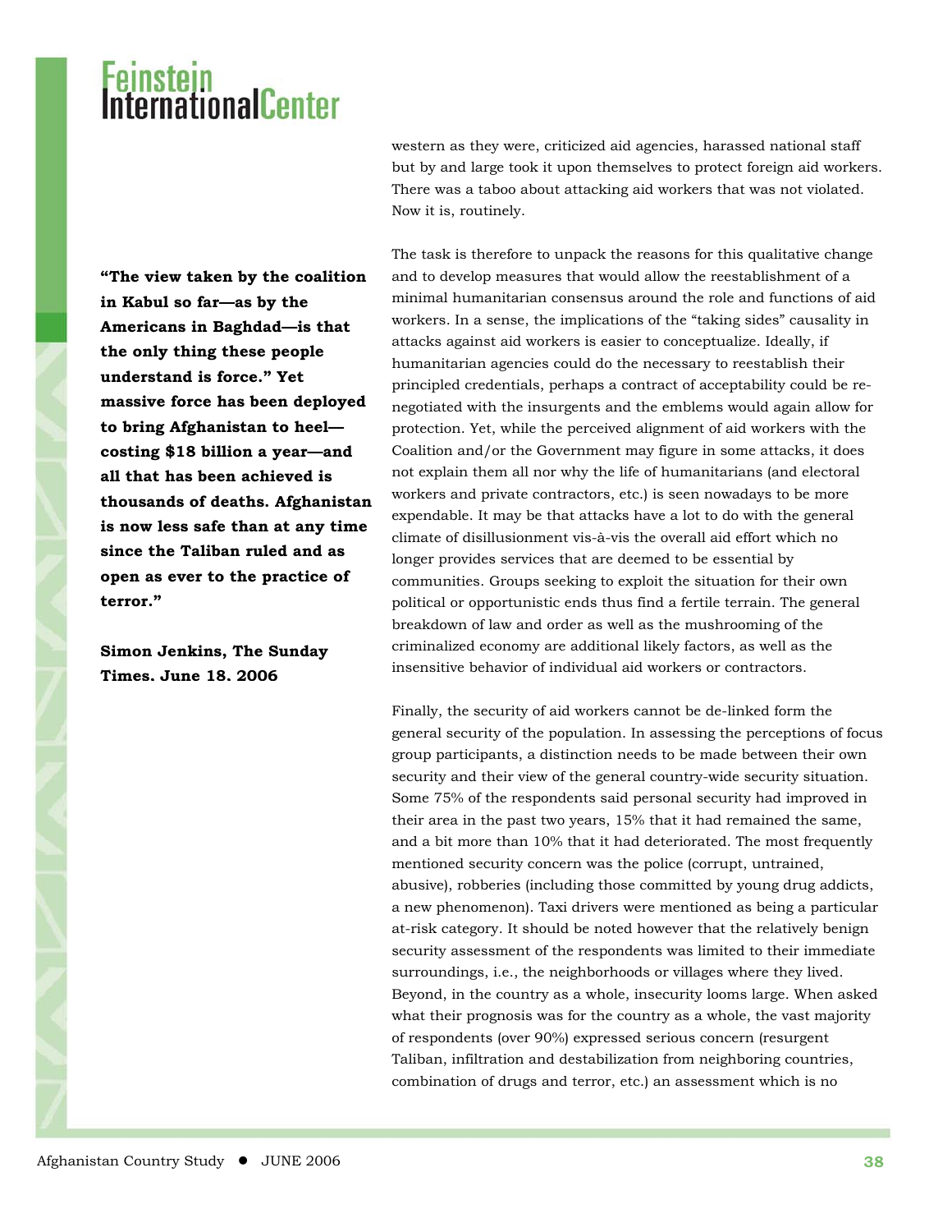western as they were, criticized aid agencies, harassed national staff but by and large took it upon themselves to protect foreign aid workers. There was a taboo about attacking aid workers that was not violated. Now it is, routinely.

**"The view taken by the coalition in Kabul so far—as by the Americans in Baghdad—is that the only thing these people understand is force." Yet massive force has been deployed to bring Afghanistan to heel—costing $18 billion a year—and all that has been achieved is thousands of deaths. Afghanistan is now less safe than at any time since the Taliban ruled and as open as ever to the practice of terror."**

**Simon Jenkins, The Sunday Times. June 18. 2006**

The task is therefore to unpack the reasons for this qualitative change and to develop measures that would allow the reestablishment of a minimal humanitarian consensus around the role and functions of aid workers. In a sense, the implications of the "taking sides" causality in attacks against aid workers is easier to conceptualize. Ideally, if humanitarian agencies could do the necessary to reestablish their principled credentials, perhaps a contract of acceptability could be re-negotiated with the insurgents and the emblems would again allow for protection. Yet, while the perceived alignment of aid workers with the Coalition and/or the Government may figure in some attacks, it does not explain them all nor why the life of humanitarians (and electoral workers and private contractors, etc.) is seen nowadays to be more expendable. It may be that attacks have a lot to do with the general climate of disillusionment vis-à-vis the overall aid effort which no longer provides services that are deemed to be essential by communities. Groups seeking to exploit the situation for their own political or opportunistic ends thus find a fertile terrain. The general breakdown of law and order as well as the mushrooming of the criminalized economy are additional likely factors, as well as the insensitive behavior of individual aid workers or contractors.

Finally, the security of aid workers cannot be de-linked form the general security of the population. In assessing the perceptions of focus group participants, a distinction needs to be made between their own security and their view of the general country-wide security situation. Some 75% of the respondents said personal security had improved in their area in the past two years, 15% that it had remained the same, and a bit more than 10% that it had deteriorated. The most frequently mentioned security concern was the police (corrupt, untrained, abusive), robberies (including those committed by young drug addicts, a new phenomenon). Taxi drivers were mentioned as being a particular at-risk category. It should be noted however that the relatively benign security assessment of the respondents was limited to their immediate surroundings, i.e., the neighborhoods or villages where they lived. Beyond, in the country as a whole, insecurity looms large. When asked what their prognosis was for the country as a whole, the vast majority of respondents (over 90%) expressed serious concern (resurgent Taliban, infiltration and destabilization from neighboring countries, combination of drugs and terror, etc.) an assessment which is no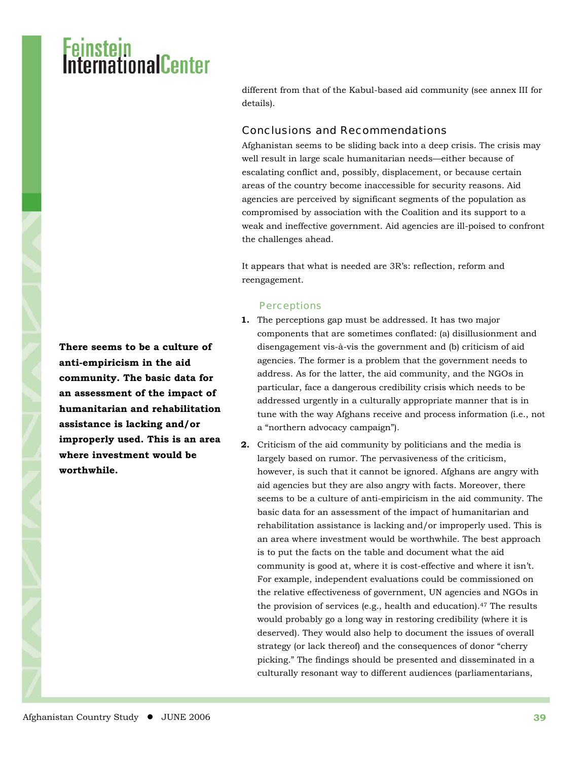different from that of the Kabul-based aid community (see annex III for details).

## Conclusions and Recommendations

Afghanistan seems to be sliding back into a deep crisis. The crisis may well result in large scale humanitarian needs—either because of escalating conflict and, possibly, displacement, or because certain areas of the country become inaccessible for security reasons. Aid agencies are perceived by significant segments of the population as compromised by association with the Coalition and its support to a weak and ineffective government. Aid agencies are ill-poised to confront the challenges ahead.

It appears that what is needed are 3R's: reflection, reform and reengagement.

**There seems to be a culture of anti-empiricism in the aid community. The basic data for an assessment of the impact of humanitarian and rehabilitation assistance is lacking and/or improperly used. This is an area where investment would be worthwhile.**

### Perceptions

1. The perceptions gap must be addressed. It has two major components that are sometimes conflated: (a) disillusionment and disengagement vis-à-vis the government and (b) criticism of aid agencies. The former is a problem that the government needs to address. As for the latter, the aid community, and the NGOs in particular, face a dangerous credibility crisis which needs to be addressed urgently in a culturally appropriate manner that is in tune with the way Afghans receive and process information (i.e., not a "northern advocacy campaign").
2. Criticism of the aid community by politicians and the media is largely based on rumor. The pervasiveness of the criticism, however, is such that it cannot be ignored. Afghans are angry with aid agencies but they are also angry with facts. Moreover, there seems to be a culture of anti-empiricism in the aid community. The basic data for an assessment of the impact of humanitarian and rehabilitation assistance is lacking and/or improperly used. This is an area where investment would be worthwhile. The best approach is to put the facts on the table and document what the aid community is good at, where it is cost-effective and where it isn't. For example, independent evaluations could be commissioned on the relative effectiveness of government, UN agencies and NGOs in the provision of services (e.g., health and education).[47] The results would probably go a long way in restoring credibility (where it is deserved). They would also help to document the issues of overall strategy (or lack thereof) and the consequences of donor "cherry picking." The findings should be presented and disseminated in a culturally resonant way to different audiences (parliamentarians,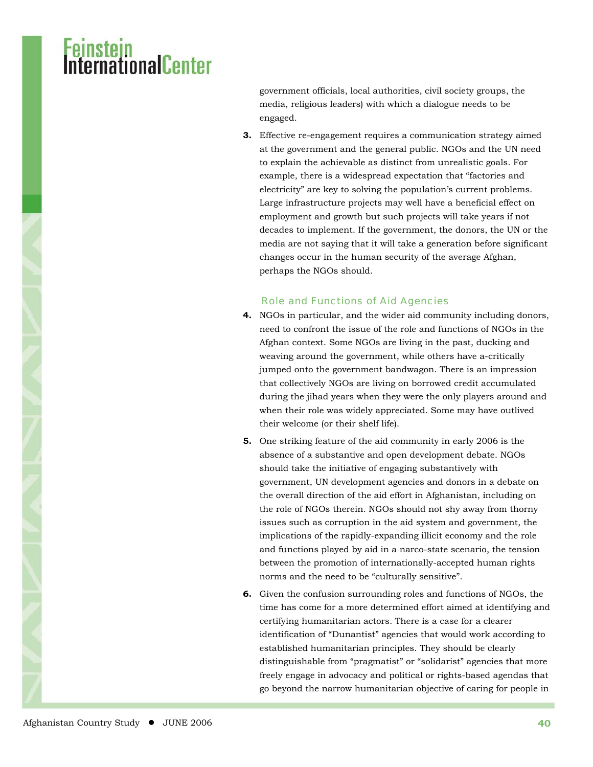government officials, local authorities, civil society groups, the media, religious leaders) with which a dialogue needs to be engaged.

3. Effective re-engagement requires a communication strategy aimed at the government and the general public. NGOs and the UN need to explain the achievable as distinct from unrealistic goals. For example, there is a widespread expectation that "factories and electricity" are key to solving the population's current problems. Large infrastructure projects may well have a beneficial effect on employment and growth but such projects will take years if not decades to implement. If the government, the donors, the UN or the media are not saying that it will take a generation before significant changes occur in the human security of the average Afghan, perhaps the NGOs should.

### Role and Functions of Aid Agencies

4. NGOs in particular, and the wider aid community including donors, need to confront the issue of the role and functions of NGOs in the Afghan context. Some NGOs are living in the past, ducking and weaving around the government, while others have a-critically jumped onto the government bandwagon. There is an impression that collectively NGOs are living on borrowed credit accumulated during the jihad years when they were the only players around and when their role was widely appreciated. Some may have outlived their welcome (or their shelf life).

5. One striking feature of the aid community in early 2006 is the absence of a substantive and open development debate. NGOs should take the initiative of engaging substantively with government, UN development agencies and donors in a debate on the overall direction of the aid effort in Afghanistan, including on the role of NGOs therein. NGOs should not shy away from thorny issues such as corruption in the aid system and government, the implications of the rapidly-expanding illicit economy and the role and functions played by aid in a narco-state scenario, the tension between the promotion of internationally-accepted human rights norms and the need to be "culturally sensitive".

6. Given the confusion surrounding roles and functions of NGOs, the time has come for a more determined effort aimed at identifying and certifying humanitarian actors. There is a case for a clearer identification of "Dunantist" agencies that would work according to established humanitarian principles. They should be clearly distinguishable from "pragmatist" or "solidarist" agencies that more freely engage in advocacy and political or rights-based agendas that go beyond the narrow humanitarian objective of caring for people in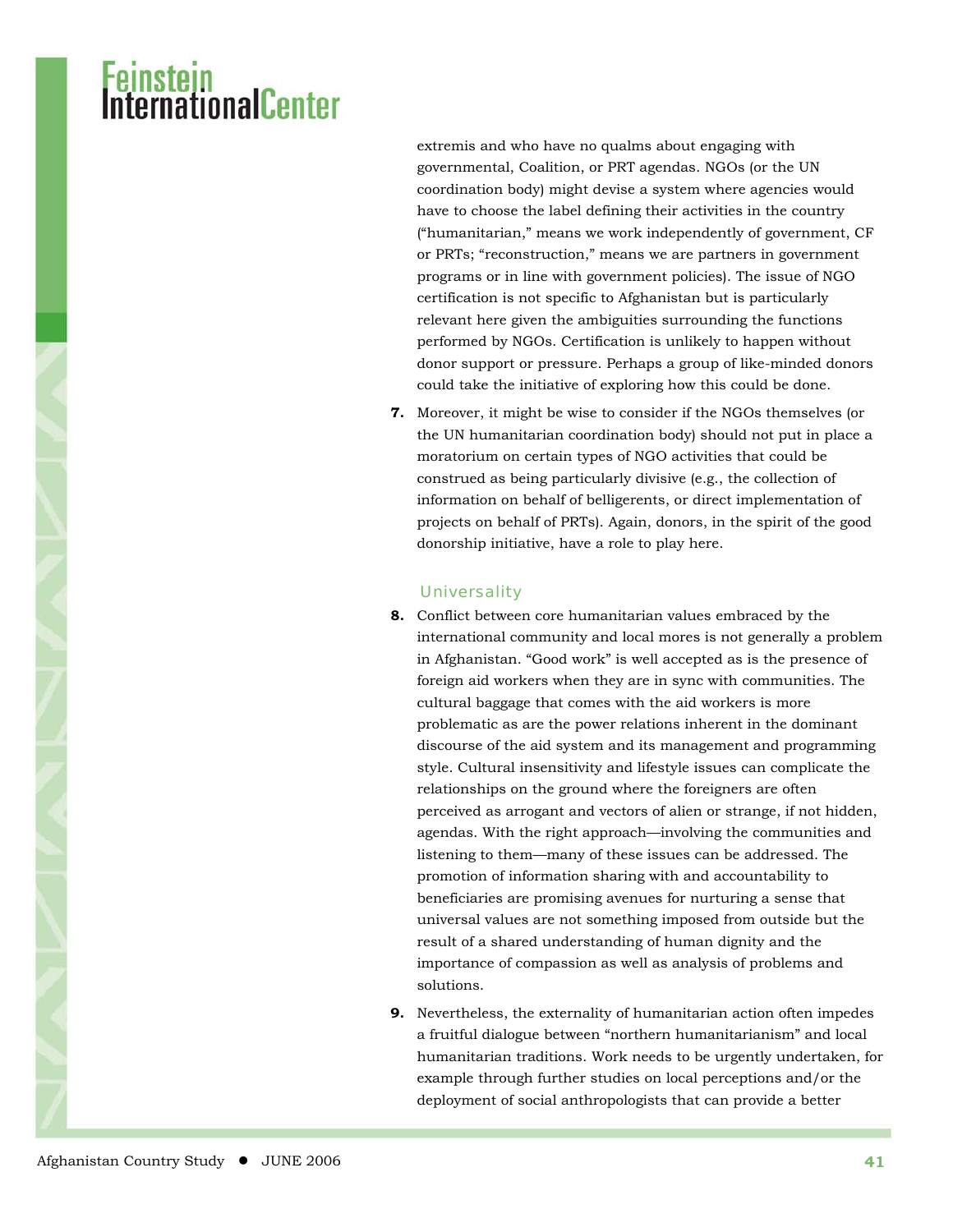extremis and who have no qualms about engaging with governmental, Coalition, or PRT agendas. NGOs (or the UN coordination body) might devise a system where agencies would have to choose the label defining their activities in the country ("humanitarian," means we work independently of government, CF or PRTs; "reconstruction," means we are partners in government programs or in line with government policies). The issue of NGO certification is not specific to Afghanistan but is particularly relevant here given the ambiguities surrounding the functions performed by NGOs. Certification is unlikely to happen without donor support or pressure. Perhaps a group of like-minded donors could take the initiative of exploring how this could be done.

7. Moreover, it might be wise to consider if the NGOs themselves (or the UN humanitarian coordination body) should not put in place a moratorium on certain types of NGO activities that could be construed as being particularly divisive (e.g., the collection of information on behalf of belligerents, or direct implementation of projects on behalf of PRTs). Again, donors, in the spirit of the good donorship initiative, have a role to play here.

### Universality

8. Conflict between core humanitarian values embraced by the international community and local mores is not generally a problem in Afghanistan. "Good work" is well accepted as is the presence of foreign aid workers when they are in sync with communities. The cultural baggage that comes with the aid workers is more problematic as are the power relations inherent in the dominant discourse of the aid system and its management and programming style. Cultural insensitivity and lifestyle issues can complicate the relationships on the ground where the foreigners are often perceived as arrogant and vectors of alien or strange, if not hidden, agendas. With the right approach—involving the communities and listening to them—many of these issues can be addressed. The promotion of information sharing with and accountability to beneficiaries are promising avenues for nurturing a sense that universal values are not something imposed from outside but the result of a shared understanding of human dignity and the importance of compassion as well as analysis of problems and solutions.

9. Nevertheless, the externality of humanitarian action often impedes a fruitful dialogue between "northern humanitarianism" and local humanitarian traditions. Work needs to be urgently undertaken, for example through further studies on local perceptions and/or the deployment of social anthropologists that can provide a better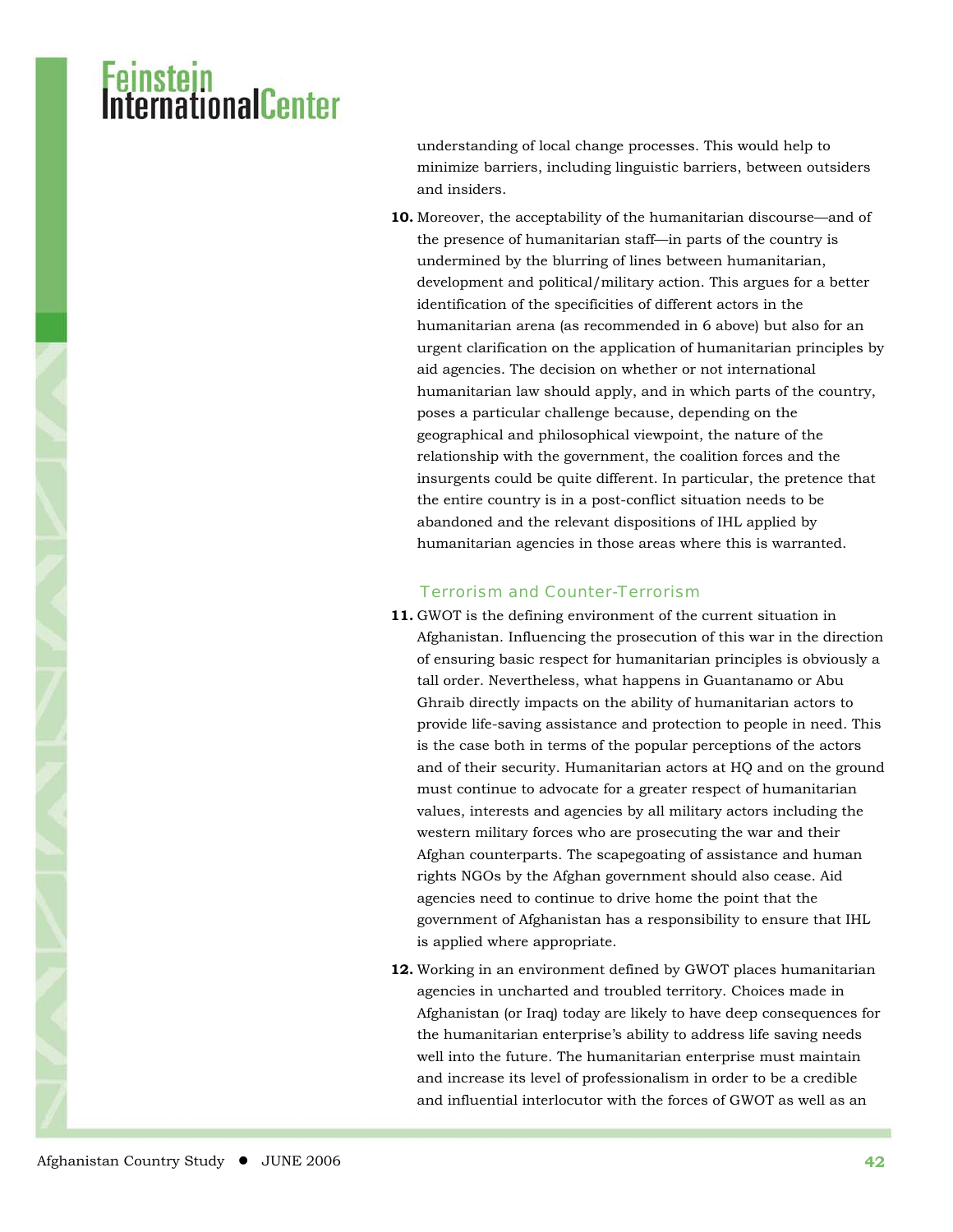understanding of local change processes. This would help to minimize barriers, including linguistic barriers, between outsiders and insiders.

**10.** Moreover, the acceptability of the humanitarian discourse—and of the presence of humanitarian staff—in parts of the country is undermined by the blurring of lines between humanitarian, development and political/military action. This argues for a better identification of the specificities of different actors in the humanitarian arena (as recommended in 6 above) but also for an urgent clarification on the application of humanitarian principles by aid agencies. The decision on whether or not international humanitarian law should apply, and in which parts of the country, poses a particular challenge because, depending on the geographical and philosophical viewpoint, the nature of the relationship with the government, the coalition forces and the insurgents could be quite different. In particular, the pretence that the entire country is in a post-conflict situation needs to be abandoned and the relevant dispositions of IHL applied by humanitarian agencies in those areas where this is warranted.

### Terrorism and Counter-Terrorism

**11.** GWOT is the defining environment of the current situation in Afghanistan. Influencing the prosecution of this war in the direction of ensuring basic respect for humanitarian principles is obviously a tall order. Nevertheless, what happens in Guantanamo or Abu Ghraib directly impacts on the ability of humanitarian actors to provide life-saving assistance and protection to people in need. This is the case both in terms of the popular perceptions of the actors and of their security. Humanitarian actors at HQ and on the ground must continue to advocate for a greater respect of humanitarian values, interests and agencies by all military actors including the western military forces who are prosecuting the war and their Afghan counterparts. The scapegoating of assistance and human rights NGOs by the Afghan government should also cease. Aid agencies need to continue to drive home the point that the government of Afghanistan has a responsibility to ensure that IHL is applied where appropriate.

**12.** Working in an environment defined by GWOT places humanitarian agencies in uncharted and troubled territory. Choices made in Afghanistan (or Iraq) today are likely to have deep consequences for the humanitarian enterprise's ability to address life saving needs well into the future. The humanitarian enterprise must maintain and increase its level of professionalism in order to be a credible and influential interlocutor with the forces of GWOT as well as an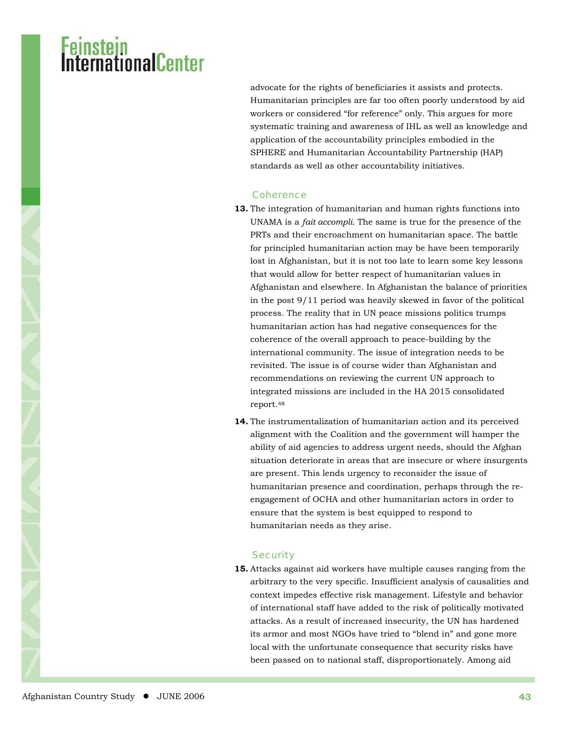advocate for the rights of beneficiaries it assists and protects. Humanitarian principles are far too often poorly understood by aid workers or considered "for reference" only. This argues for more systematic training and awareness of IHL as well as knowledge and application of the accountability principles embodied in the SPHERE and Humanitarian Accountability Partnership (HAP) standards as well as other accountability initiatives.

### Coherence

**13.** The integration of humanitarian and human rights functions into UNAMA is a *fait accompli*. The same is true for the presence of the PRTs and their encroachment on humanitarian space. The battle for principled humanitarian action may be have been temporarily lost in Afghanistan, but it is not too late to learn some key lessons that would allow for better respect of humanitarian values in Afghanistan and elsewhere. In Afghanistan the balance of priorities in the post 9/11 period was heavily skewed in favor of the political process. The reality that in UN peace missions politics trumps humanitarian action has had negative consequences for the coherence of the overall approach to peace-building by the international community. The issue of integration needs to be revisited. The issue is of course wider than Afghanistan and recommendations on reviewing the current UN approach to integrated missions are included in the HA 2015 consolidated report.[48]

**14.** The instrumentalization of humanitarian action and its perceived alignment with the Coalition and the government will hamper the ability of aid agencies to address urgent needs, should the Afghan situation deteriorate in areas that are insecure or where insurgents are present. This lends urgency to reconsider the issue of humanitarian presence and coordination, perhaps through the re-engagement of OCHA and other humanitarian actors in order to ensure that the system is best equipped to respond to humanitarian needs as they arise.

### Security

**15.** Attacks against aid workers have multiple causes ranging from the arbitrary to the very specific. Insufficient analysis of causalities and context impedes effective risk management. Lifestyle and behavior of international staff have added to the risk of politically motivated attacks. As a result of increased insecurity, the UN has hardened its armor and most NGOs have tried to "blend in" and gone more local with the unfortunate consequence that security risks have been passed on to national staff, disproportionately. Among aid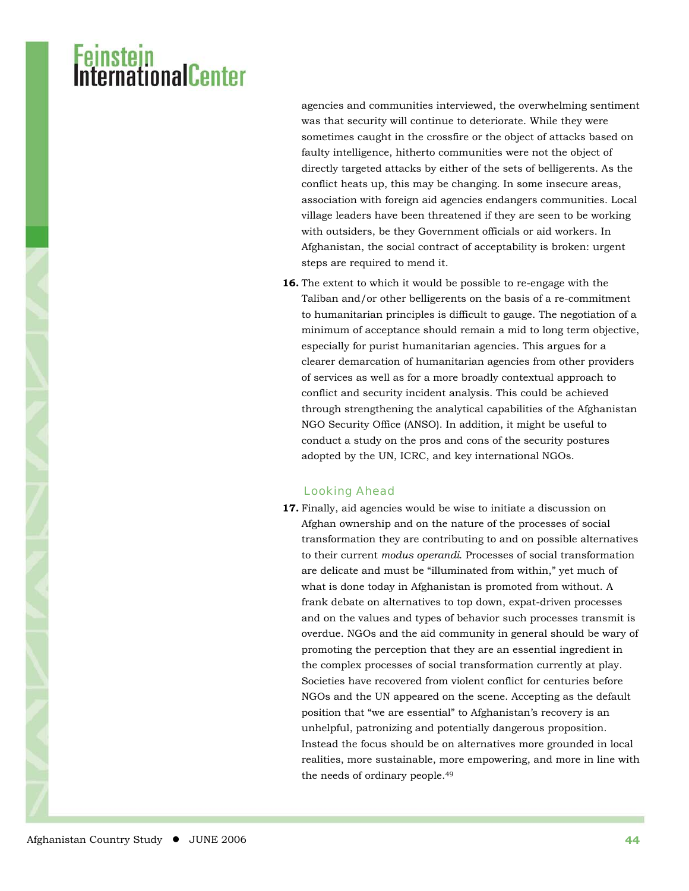agencies and communities interviewed, the overwhelming sentiment was that security will continue to deteriorate. While they were sometimes caught in the crossfire or the object of attacks based on faulty intelligence, hitherto communities were not the object of directly targeted attacks by either of the sets of belligerents. As the conflict heats up, this may be changing. In some insecure areas, association with foreign aid agencies endangers communities. Local village leaders have been threatened if they are seen to be working with outsiders, be they Government officials or aid workers. In Afghanistan, the social contract of acceptability is broken: urgent steps are required to mend it.

**16.** The extent to which it would be possible to re-engage with the Taliban and/or other belligerents on the basis of a re-commitment to humanitarian principles is difficult to gauge. The negotiation of a minimum of acceptance should remain a mid to long term objective, especially for purist humanitarian agencies. This argues for a clearer demarcation of humanitarian agencies from other providers of services as well as for a more broadly contextual approach to conflict and security incident analysis. This could be achieved through strengthening the analytical capabilities of the Afghanistan NGO Security Office (ANSO). In addition, it might be useful to conduct a study on the pros and cons of the security postures adopted by the UN, ICRC, and key international NGOs.

### Looking Ahead

**17.** Finally, aid agencies would be wise to initiate a discussion on Afghan ownership and on the nature of the processes of social transformation they are contributing to and on possible alternatives to their current *modus operandi*. Processes of social transformation are delicate and must be "illuminated from within," yet much of what is done today in Afghanistan is promoted from without. A frank debate on alternatives to top down, expat-driven processes and on the values and types of behavior such processes transmit is overdue. NGOs and the aid community in general should be wary of promoting the perception that they are an essential ingredient in the complex processes of social transformation currently at play. Societies have recovered from violent conflict for centuries before NGOs and the UN appeared on the scene. Accepting as the default position that "we are essential" to Afghanistan's recovery is an unhelpful, patronizing and potentially dangerous proposition. Instead the focus should be on alternatives more grounded in local realities, more sustainable, more empowering, and more in line with the needs of ordinary people.[49]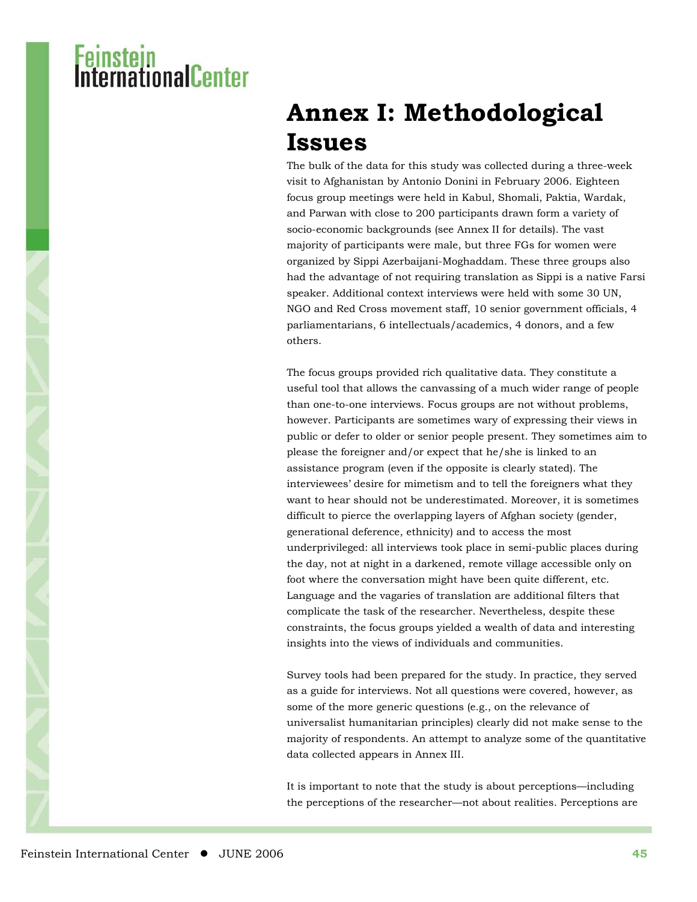# Annex I: Methodological Issues

The bulk of the data for this study was collected during a three-week visit to Afghanistan by Antonio Donini in February 2006. Eighteen focus group meetings were held in Kabul, Shomali, Paktia, Wardak, and Parwan with close to 200 participants drawn form a variety of socio-economic backgrounds (see Annex II for details). The vast majority of participants were male, but three FGs for women were organized by Sippi Azerbaijani-Moghaddam. These three groups also had the advantage of not requiring translation as Sippi is a native Farsi speaker. Additional context interviews were held with some 30 UN, NGO and Red Cross movement staff, 10 senior government officials, 4 parliamentarians, 6 intellectuals/academics, 4 donors, and a few others.

The focus groups provided rich qualitative data. They constitute a useful tool that allows the canvassing of a much wider range of people than one-to-one interviews. Focus groups are not without problems, however. Participants are sometimes wary of expressing their views in public or defer to older or senior people present. They sometimes aim to please the foreigner and/or expect that he/she is linked to an assistance program (even if the opposite is clearly stated). The interviewees' desire for mimetism and to tell the foreigners what they want to hear should not be underestimated. Moreover, it is sometimes difficult to pierce the overlapping layers of Afghan society (gender, generational deference, ethnicity) and to access the most underprivileged: all interviews took place in semi-public places during the day, not at night in a darkened, remote village accessible only on foot where the conversation might have been quite different, etc. Language and the vagaries of translation are additional filters that complicate the task of the researcher. Nevertheless, despite these constraints, the focus groups yielded a wealth of data and interesting insights into the views of individuals and communities.

Survey tools had been prepared for the study. In practice, they served as a guide for interviews. Not all questions were covered, however, as some of the more generic questions (e.g., on the relevance of universalist humanitarian principles) clearly did not make sense to the majority of respondents. An attempt to analyze some of the quantitative data collected appears in Annex III.

It is important to note that the study is about perceptions—including the perceptions of the researcher—not about realities. Perceptions are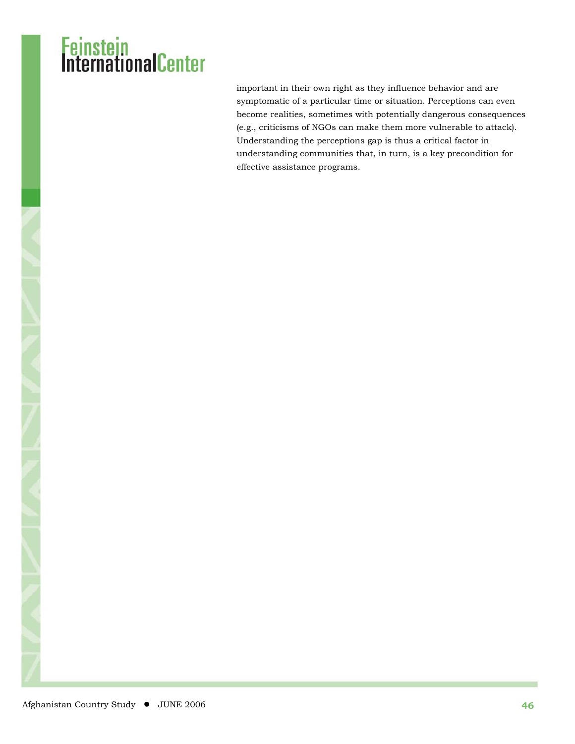important in their own right as they influence behavior and are symptomatic of a particular time or situation. Perceptions can even become realities, sometimes with potentially dangerous consequences (e.g., criticisms of NGOs can make them more vulnerable to attack). Understanding the perceptions gap is thus a critical factor in understanding communities that, in turn, is a key precondition for effective assistance programs.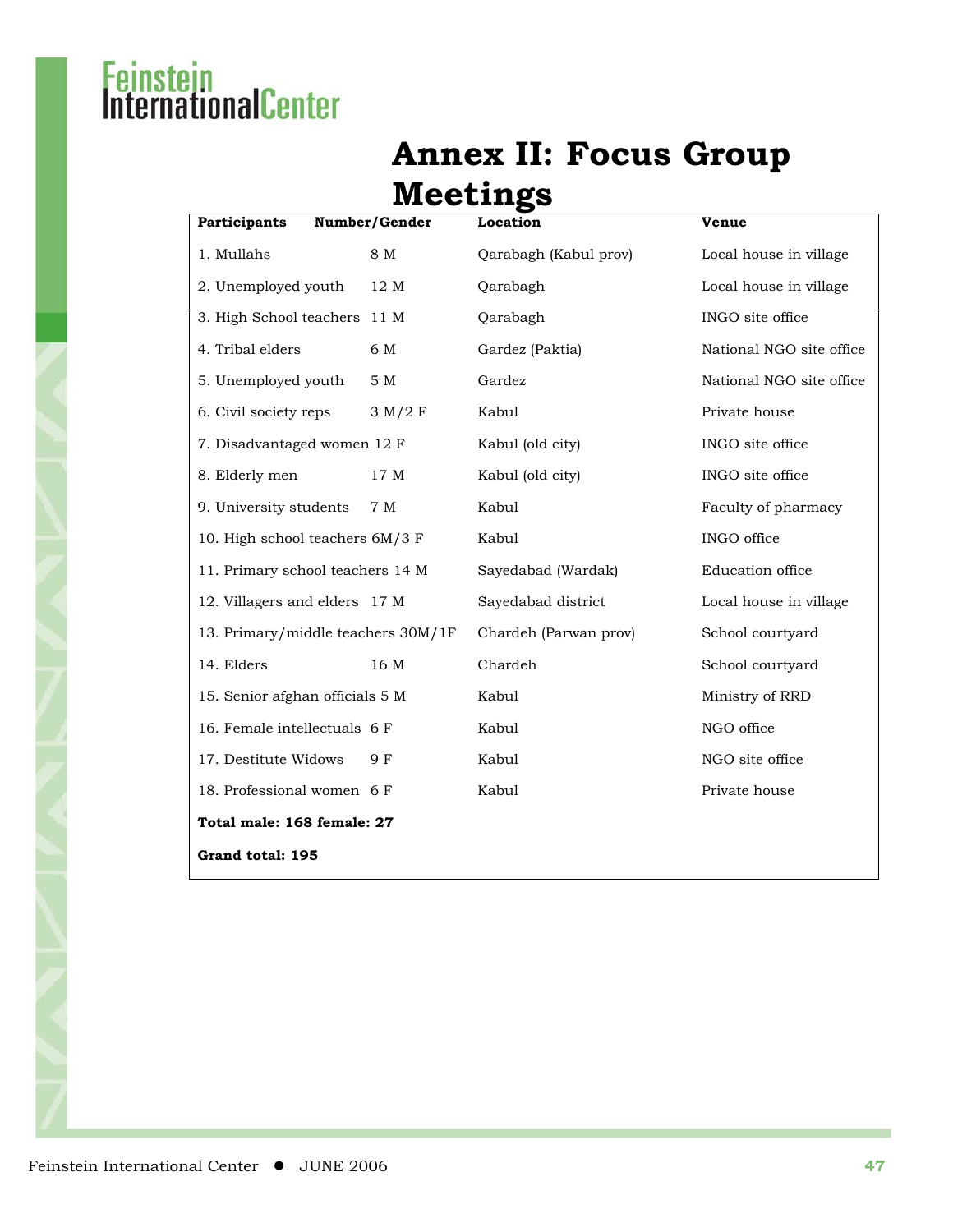# Annex II: Focus Group Meetings

| Participants | Number/Gender | Location | Venue |
|---|---|---|---|
| 1. Mullahs | 8 M | Qarabagh (Kabul prov) | Local house in village |
| 2. Unemployed youth | 12 M | Qarabagh | Local house in village |
| 3. High School teachers | 11 M | Qarabagh | INGO site office |
| 4. Tribal elders | 6 M | Gardez (Paktia) | National NGO site office |
| 5. Unemployed youth | 5 M | Gardez | National NGO site office |
| 6. Civil society reps | 3 M/2 F | Kabul | Private house |
| 7. Disadvantaged women | 12 F | Kabul (old city) | INGO site office |
| 8. Elderly men | 17 M | Kabul (old city) | INGO site office |
| 9. University students | 7 M | Kabul | Faculty of pharmacy |
| 10. High school teachers | 6M/3 F | Kabul | INGO office |
| 11. Primary school teachers | 14 M | Sayedabad (Wardak) | Education office |
| 12. Villagers and elders | 17 M | Sayedabad district | Local house in village |
| 13. Primary/middle teachers | 30M/1F | Chardeh (Parwan prov) | School courtyard |
| 14. Elders | 16 M | Chardeh | School courtyard |
| 15. Senior afghan officials | 5 M | Kabul | Ministry of RRD |
| 16. Female intellectuals | 6 F | Kabul | NGO office |
| 17. Destitute Widows | 9 F | Kabul | NGO site office |
| 18. Professional women | 6 F | Kabul | Private house |

**Total male: 168 female: 27**

**Grand total: 195**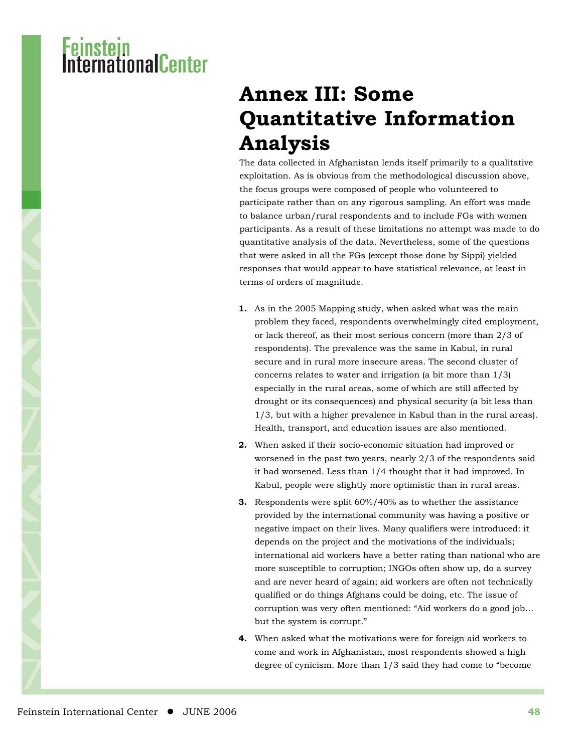# Annex III: Some Quantitative Information Analysis

The data collected in Afghanistan lends itself primarily to a qualitative exploitation. As is obvious from the methodological discussion above, the focus groups were composed of people who volunteered to participate rather than on any rigorous sampling. An effort was made to balance urban/rural respondents and to include FGs with women participants. As a result of these limitations no attempt was made to do quantitative analysis of the data. Nevertheless, some of the questions that were asked in all the FGs (except those done by Sippi) yielded responses that would appear to have statistical relevance, at least in terms of orders of magnitude.

1. As in the 2005 Mapping study, when asked what was the main problem they faced, respondents overwhelmingly cited employment, or lack thereof, as their most serious concern (more than 2/3 of respondents). The prevalence was the same in Kabul, in rural secure and in rural more insecure areas. The second cluster of concerns relates to water and irrigation (a bit more than 1/3) especially in the rural areas, some of which are still affected by drought or its consequences) and physical security (a bit less than 1/3, but with a higher prevalence in Kabul than in the rural areas). Health, transport, and education issues are also mentioned.
2. When asked if their socio-economic situation had improved or worsened in the past two years, nearly 2/3 of the respondents said it had worsened. Less than 1/4 thought that it had improved. In Kabul, people were slightly more optimistic than in rural areas.
3. Respondents were split 60%/40% as to whether the assistance provided by the international community was having a positive or negative impact on their lives. Many qualifiers were introduced: it depends on the project and the motivations of the individuals; international aid workers have a better rating than national who are more susceptible to corruption; INGOs often show up, do a survey and are never heard of again; aid workers are often not technically qualified or do things Afghans could be doing, etc. The issue of corruption was very often mentioned: "Aid workers do a good job… but the system is corrupt."
4. When asked what the motivations were for foreign aid workers to come and work in Afghanistan, most respondents showed a high degree of cynicism. More than 1/3 said they had come to "become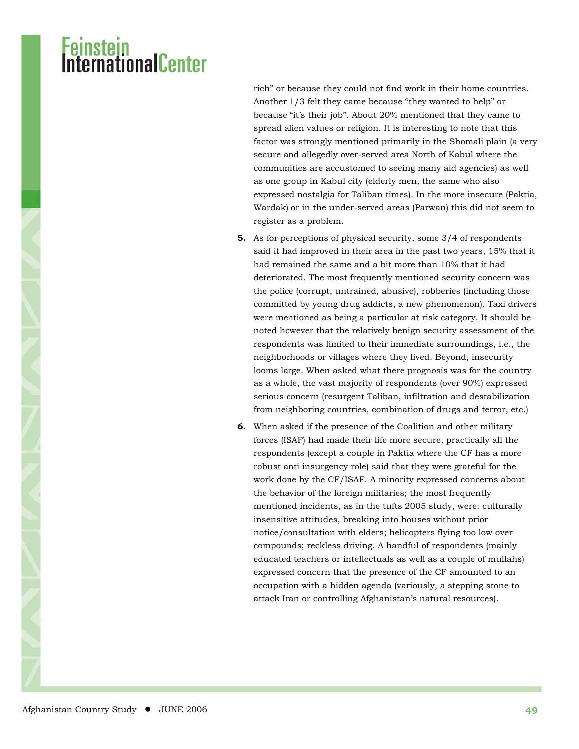rich" or because they could not find work in their home countries. Another 1/3 felt they came because "they wanted to help" or because "it's their job". About 20% mentioned that they came to spread alien values or religion. It is interesting to note that this factor was strongly mentioned primarily in the Shomali plain (a very secure and allegedly over-served area North of Kabul where the communities are accustomed to seeing many aid agencies) as well as one group in Kabul city (elderly men, the same who also expressed nostalgia for Taliban times). In the more insecure (Paktia, Wardak) or in the under-served areas (Parwan) this did not seem to register as a problem.

**5.** As for perceptions of physical security, some 3/4 of respondents said it had improved in their area in the past two years, 15% that it had remained the same and a bit more than 10% that it had deteriorated. The most frequently mentioned security concern was the police (corrupt, untrained, abusive), robberies (including those committed by young drug addicts, a new phenomenon). Taxi drivers were mentioned as being a particular at risk category. It should be noted however that the relatively benign security assessment of the respondents was limited to their immediate surroundings, i.e., the neighborhoods or villages where they lived. Beyond, insecurity looms large. When asked what there prognosis was for the country as a whole, the vast majority of respondents (over 90%) expressed serious concern (resurgent Taliban, infiltration and destabilization from neighboring countries, combination of drugs and terror, etc.)

**6.** When asked if the presence of the Coalition and other military forces (ISAF) had made their life more secure, practically all the respondents (except a couple in Paktia where the CF has a more robust anti insurgency role) said that they were grateful for the work done by the CF/ISAF. A minority expressed concerns about the behavior of the foreign militaries; the most frequently mentioned incidents, as in the tufts 2005 study, were: culturally insensitive attitudes, breaking into houses without prior notice/consultation with elders; helicopters flying too low over compounds; reckless driving. A handful of respondents (mainly educated teachers or intellectuals as well as a couple of mullahs) expressed concern that the presence of the CF amounted to an occupation with a hidden agenda (variously, a stepping stone to attack Iran or controlling Afghanistan's natural resources).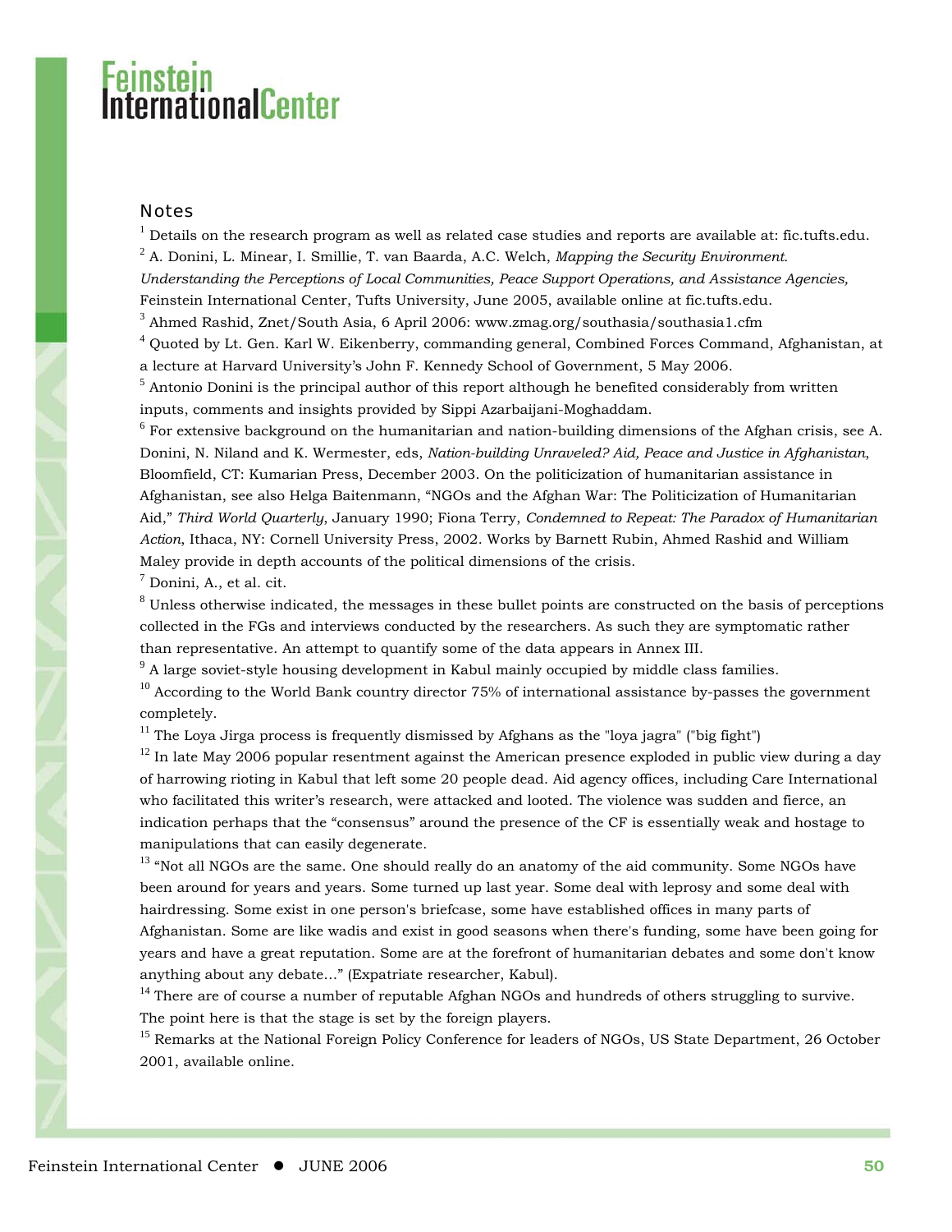## Notes

[1] Details on the research program as well as related case studies and reports are available at: fic.tufts.edu.

[2] A. Donini, L. Minear, I. Smillie, T. van Baarda, A.C. Welch, *Mapping the Security Environment. Understanding the Perceptions of Local Communities, Peace Support Operations, and Assistance Agencies,* Feinstein International Center, Tufts University, June 2005, available online at fic.tufts.edu.

[3] Ahmed Rashid, Znet/South Asia, 6 April 2006: www.zmag.org/southasia/southasia1.cfm

[4] Quoted by Lt. Gen. Karl W. Eikenberry, commanding general, Combined Forces Command, Afghanistan, at a lecture at Harvard University's John F. Kennedy School of Government, 5 May 2006.

[5] Antonio Donini is the principal author of this report although he benefited considerably from written inputs, comments and insights provided by Sippi Azarbaijani-Moghaddam.

[6] For extensive background on the humanitarian and nation-building dimensions of the Afghan crisis, see A. Donini, N. Niland and K. Wermester, eds, *Nation-building Unraveled? Aid, Peace and Justice in Afghanistan*, Bloomfield, CT: Kumarian Press, December 2003. On the politicization of humanitarian assistance in Afghanistan, see also Helga Baitenmann, "NGOs and the Afghan War: The Politicization of Humanitarian Aid," *Third World Quarterly*, January 1990; Fiona Terry, *Condemned to Repeat: The Paradox of Humanitarian Action*, Ithaca, NY: Cornell University Press, 2002. Works by Barnett Rubin, Ahmed Rashid and William Maley provide in depth accounts of the political dimensions of the crisis.

[7] Donini, A., et al. cit.

[8] Unless otherwise indicated, the messages in these bullet points are constructed on the basis of perceptions collected in the FGs and interviews conducted by the researchers. As such they are symptomatic rather than representative. An attempt to quantify some of the data appears in Annex III.

[9] A large soviet-style housing development in Kabul mainly occupied by middle class families.

[10] According to the World Bank country director 75% of international assistance by-passes the government completely.

[11] The Loya Jirga process is frequently dismissed by Afghans as the "loya jagra" ("big fight")

[12] In late May 2006 popular resentment against the American presence exploded in public view during a day of harrowing rioting in Kabul that left some 20 people dead. Aid agency offices, including Care International who facilitated this writer's research, were attacked and looted. The violence was sudden and fierce, an indication perhaps that the "consensus" around the presence of the CF is essentially weak and hostage to manipulations that can easily degenerate.

[13] "Not all NGOs are the same. One should really do an anatomy of the aid community. Some NGOs have been around for years and years. Some turned up last year. Some deal with leprosy and some deal with hairdressing. Some exist in one person's briefcase, some have established offices in many parts of Afghanistan. Some are like wadis and exist in good seasons when there's funding, some have been going for years and have a great reputation. Some are at the forefront of humanitarian debates and some don't know anything about any debate…" (Expatriate researcher, Kabul).

[14] There are of course a number of reputable Afghan NGOs and hundreds of others struggling to survive. The point here is that the stage is set by the foreign players.

[15] Remarks at the National Foreign Policy Conference for leaders of NGOs, US State Department, 26 October 2001, available online.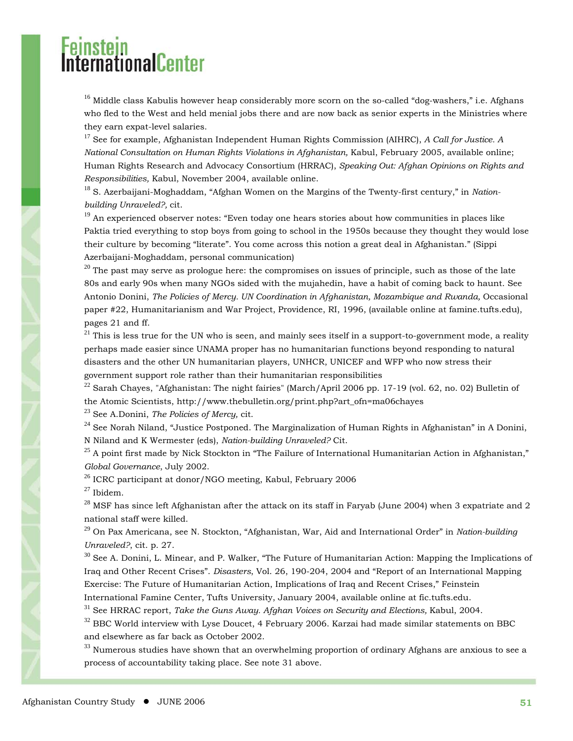[16] Middle class Kabulis however heap considerably more scorn on the so-called "dog-washers," i.e. Afghans who fled to the West and held menial jobs there and are now back as senior experts in the Ministries where they earn expat-level salaries.

[17] See for example, Afghanistan Independent Human Rights Commission (AIHRC), *A Call for Justice. A National Consultation on Human Rights Violations in Afghanistan,* Kabul, February 2005, available online; Human Rights Research and Advocacy Consortium (HRRAC), *Speaking Out: Afghan Opinions on Rights and Responsibilities,* Kabul, November 2004, available online.

[18] S. Azerbaijani-Moghaddam, "Afghan Women on the Margins of the Twenty-first century," in *Nation-building Unraveled?,* cit.

[19] An experienced observer notes: "Even today one hears stories about how communities in places like Paktia tried everything to stop boys from going to school in the 1950s because they thought they would lose their culture by becoming "literate". You come across this notion a great deal in Afghanistan." (Sippi Azerbaijani-Moghaddam, personal communication)

[20] The past may serve as prologue here: the compromises on issues of principle, such as those of the late 80s and early 90s when many NGOs sided with the mujahedin, have a habit of coming back to haunt. See Antonio Donini, *The Policies of Mercy. UN Coordination in Afghanistan, Mozambique and Rwanda,* Occasional paper #22, Humanitarianism and War Project, Providence, RI, 1996, (available online at famine.tufts.edu), pages 21 and ff.

[21] This is less true for the UN who is seen, and mainly sees itself in a support-to-government mode, a reality perhaps made easier since UNAMA proper has no humanitarian functions beyond responding to natural disasters and the other UN humanitarian players, UNHCR, UNICEF and WFP who now stress their government support role rather than their humanitarian responsibilities

[22] Sarah Chayes, "Afghanistan: The night fairies" (March/April 2006 pp. 17-19 (vol. 62, no. 02) Bulletin of the Atomic Scientists, http://www.thebulletin.org/print.php?art_ofn=ma06chayes

[23] See A.Donini, *The Policies of Mercy,* cit.

[24] See Norah Niland, "Justice Postponed. The Marginalization of Human Rights in Afghanistan" in A Donini, N Niland and K Wermester (eds), *Nation-building Unraveled?* Cit.

[25] A point first made by Nick Stockton in "The Failure of International Humanitarian Action in Afghanistan," *Global Governance*, July 2002.

[26] ICRC participant at donor/NGO meeting, Kabul, February 2006

[27] Ibidem.

[28] MSF has since left Afghanistan after the attack on its staff in Faryab (June 2004) when 3 expatriate and 2 national staff were killed.

[29] On Pax Americana, see N. Stockton, "Afghanistan, War, Aid and International Order" in *Nation-building Unraveled?*, cit. p. 27.

[30] See A. Donini, L. Minear, and P. Walker, "The Future of Humanitarian Action: Mapping the Implications of Iraq and Other Recent Crises". *Disasters*, Vol. 26, 190-204, 2004 and "Report of an International Mapping Exercise: The Future of Humanitarian Action, Implications of Iraq and Recent Crises," Feinstein International Famine Center, Tufts University, January 2004, available online at fic.tufts.edu.

[31] See HRRAC report, *Take the Guns Away. Afghan Voices on Security and Elections,* Kabul, 2004.

[32] BBC World interview with Lyse Doucet, 4 February 2006. Karzai had made similar statements on BBC and elsewhere as far back as October 2002.

[33] Numerous studies have shown that an overwhelming proportion of ordinary Afghans are anxious to see a process of accountability taking place. See note 31 above.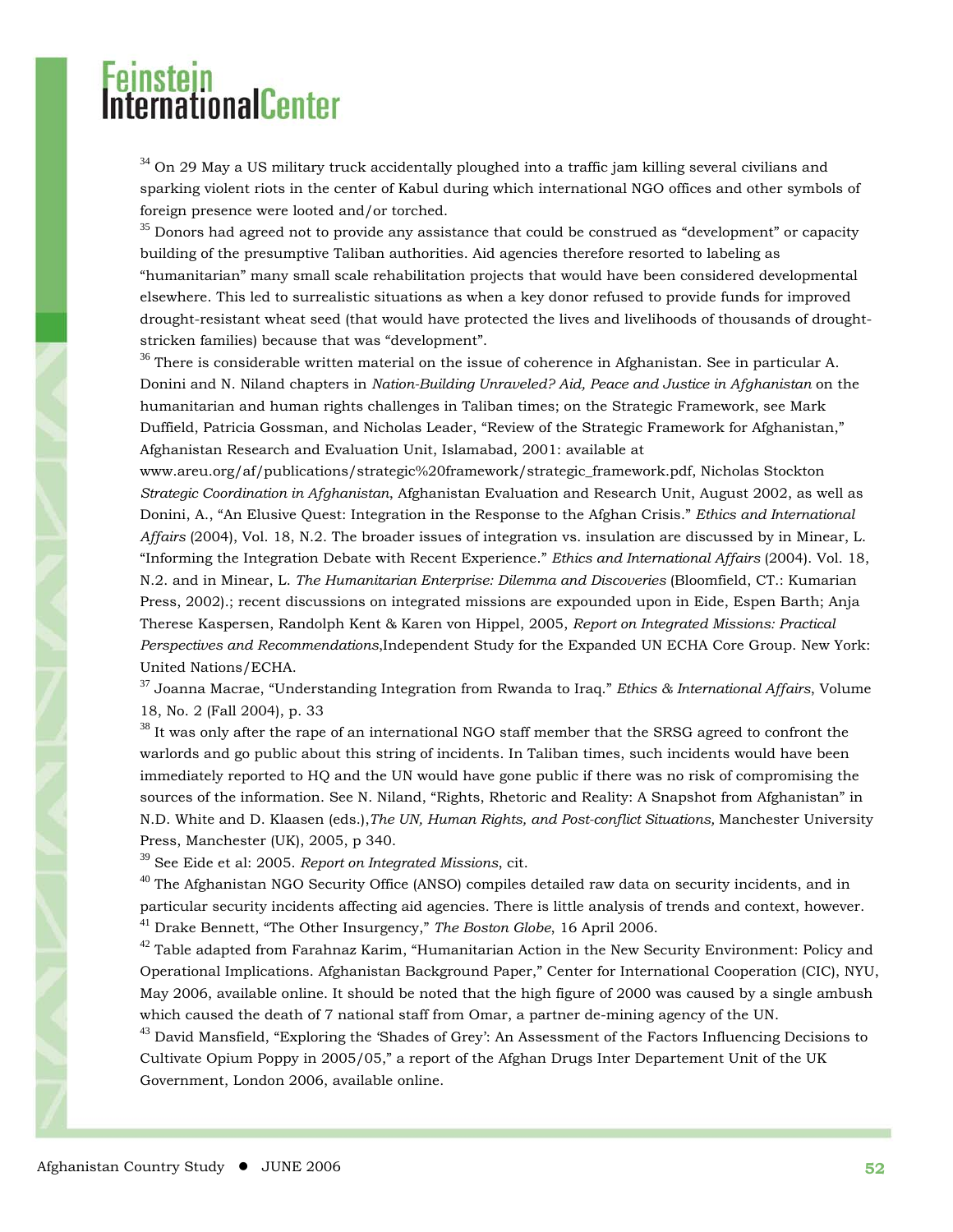[34] On 29 May a US military truck accidentally ploughed into a traffic jam killing several civilians and sparking violent riots in the center of Kabul during which international NGO offices and other symbols of foreign presence were looted and/or torched.

[35] Donors had agreed not to provide any assistance that could be construed as "development" or capacity building of the presumptive Taliban authorities. Aid agencies therefore resorted to labeling as "humanitarian" many small scale rehabilitation projects that would have been considered developmental elsewhere. This led to surrealistic situations as when a key donor refused to provide funds for improved drought-resistant wheat seed (that would have protected the lives and livelihoods of thousands of drought-stricken families) because that was "development".

[36] There is considerable written material on the issue of coherence in Afghanistan. See in particular A. Donini and N. Niland chapters in *Nation-Building Unraveled? Aid, Peace and Justice in Afghanistan* on the humanitarian and human rights challenges in Taliban times; on the Strategic Framework, see Mark Duffield, Patricia Gossman, and Nicholas Leader, "Review of the Strategic Framework for Afghanistan," Afghanistan Research and Evaluation Unit, Islamabad, 2001: available at www.areu.org/af/publications/strategic%20framework/strategic_framework.pdf, Nicholas Stockton *Strategic Coordination in Afghanistan*, Afghanistan Evaluation and Research Unit, August 2002, as well as Donini, A., "An Elusive Quest: Integration in the Response to the Afghan Crisis." *Ethics and International Affairs* (2004), Vol. 18, N.2. The broader issues of integration vs. insulation are discussed by in Minear, L. "Informing the Integration Debate with Recent Experience." *Ethics and International Affairs* (2004). Vol. 18, N.2. and in Minear, L. *The Humanitarian Enterprise: Dilemma and Discoveries* (Bloomfield, CT.: Kumarian Press, 2002).; recent discussions on integrated missions are expounded upon in Eide, Espen Barth; Anja Therese Kaspersen, Randolph Kent & Karen von Hippel, 2005, *Report on Integrated Missions: Practical Perspectives and Recommendations,*Independent Study for the Expanded UN ECHA Core Group. New York: United Nations/ECHA.

[37] Joanna Macrae, "Understanding Integration from Rwanda to Iraq." *Ethics & International Affairs*, Volume 18, No. 2 (Fall 2004), p. 33

[38] It was only after the rape of an international NGO staff member that the SRSG agreed to confront the warlords and go public about this string of incidents. In Taliban times, such incidents would have been immediately reported to HQ and the UN would have gone public if there was no risk of compromising the sources of the information. See N. Niland, "Rights, Rhetoric and Reality: A Snapshot from Afghanistan" in N.D. White and D. Klaasen (eds.),*The UN, Human Rights, and Post-conflict Situations,* Manchester University Press, Manchester (UK), 2005, p 340.

[39] See Eide et al: 2005. *Report on Integrated Missions*, cit.

[40] The Afghanistan NGO Security Office (ANSO) compiles detailed raw data on security incidents, and in particular security incidents affecting aid agencies. There is little analysis of trends and context, however.

[41] Drake Bennett, "The Other Insurgency," *The Boston Globe*, 16 April 2006.

[42] Table adapted from Farahnaz Karim, "Humanitarian Action in the New Security Environment: Policy and Operational Implications. Afghanistan Background Paper," Center for International Cooperation (CIC), NYU, May 2006, available online. It should be noted that the high figure of 2000 was caused by a single ambush which caused the death of 7 national staff from Omar, a partner de-mining agency of the UN.

[43] David Mansfield, "Exploring the 'Shades of Grey': An Assessment of the Factors Influencing Decisions to Cultivate Opium Poppy in 2005/05," a report of the Afghan Drugs Inter Departement Unit of the UK Government, London 2006, available online.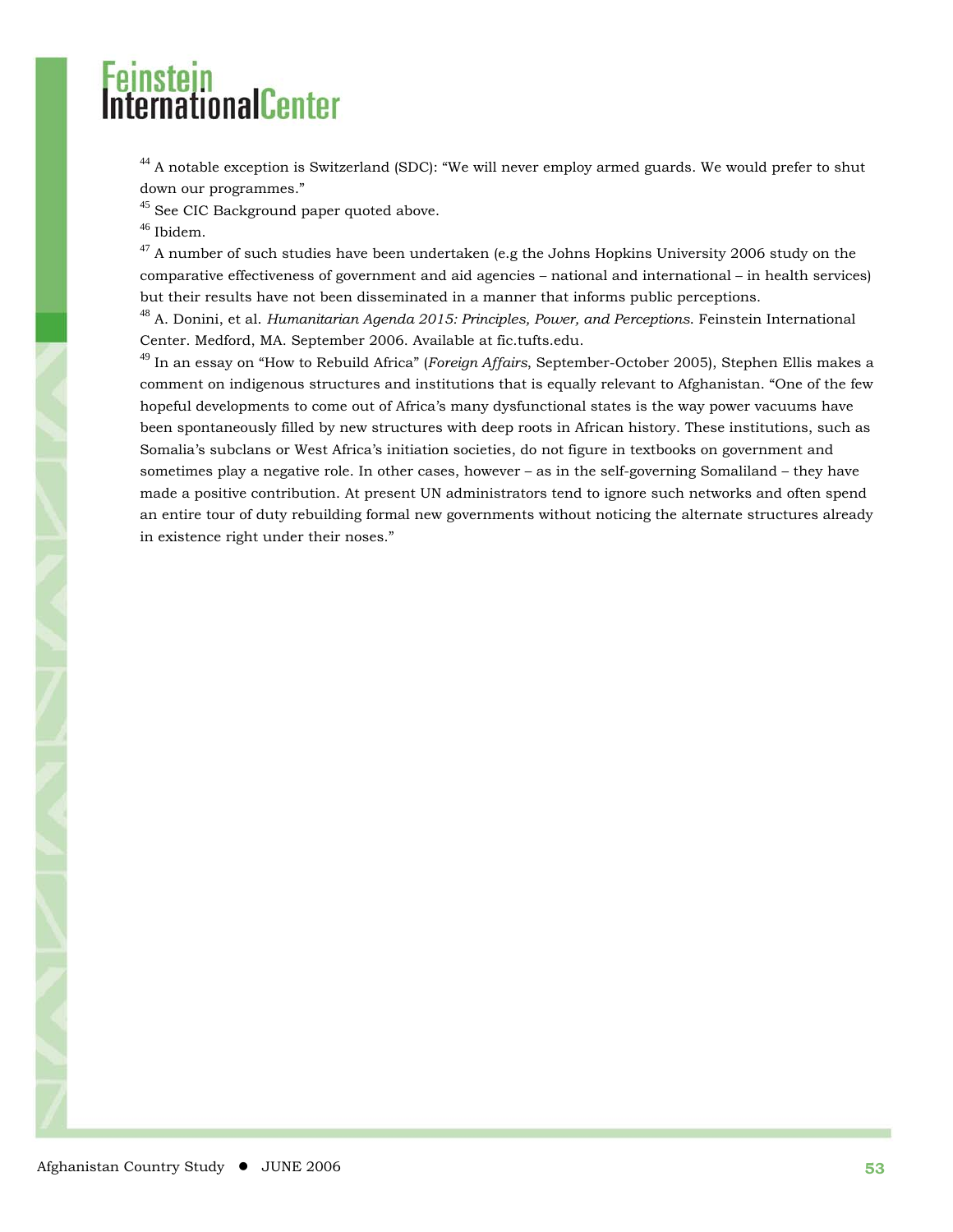[44] A notable exception is Switzerland (SDC): "We will never employ armed guards. We would prefer to shut down our programmes."

[45] See CIC Background paper quoted above.

[46] Ibidem.

[47] A number of such studies have been undertaken (e.g the Johns Hopkins University 2006 study on the comparative effectiveness of government and aid agencies – national and international – in health services) but their results have not been disseminated in a manner that informs public perceptions.

[48] A. Donini, et al. *Humanitarian Agenda 2015: Principles, Power, and Perceptions*. Feinstein International Center. Medford, MA. September 2006. Available at fic.tufts.edu.

[49] In an essay on "How to Rebuild Africa" (*Foreign Affairs*, September-October 2005), Stephen Ellis makes a comment on indigenous structures and institutions that is equally relevant to Afghanistan. "One of the few hopeful developments to come out of Africa's many dysfunctional states is the way power vacuums have been spontaneously filled by new structures with deep roots in African history. These institutions, such as Somalia's subclans or West Africa's initiation societies, do not figure in textbooks on government and sometimes play a negative role. In other cases, however – as in the self-governing Somaliland – they have made a positive contribution. At present UN administrators tend to ignore such networks and often spend an entire tour of duty rebuilding formal new governments without noticing the alternate structures already in existence right under their noses."